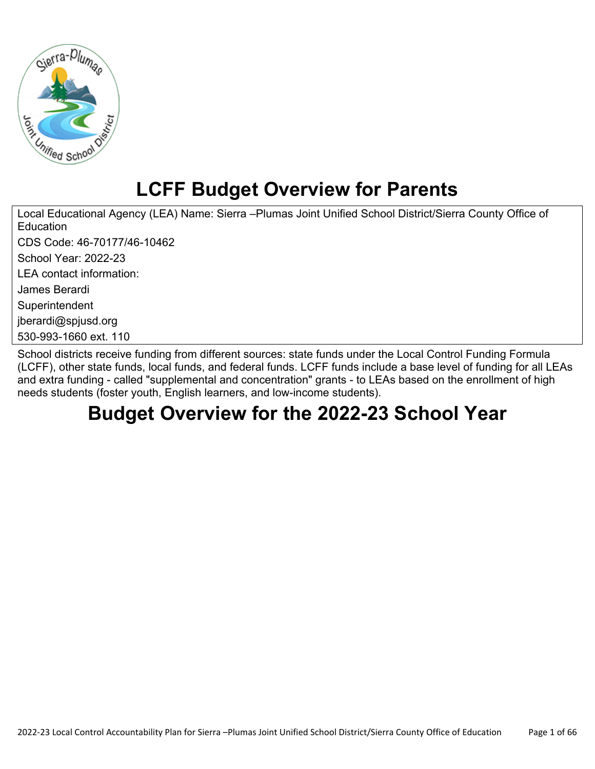# LCFF Budget Overview for Parents

Local Educational Agency (LEA) Name: Sierra –Plumas Joint Unified School District/Sierra County Office of Education

CDS Code: 46-70177/46-10462

School Year: 2022-23

LEA contact information:

James Berardi

Superintendent

jberardi@spjusd.org

530-993-1660 ext. 110

School districts receive funding from different sources: state funds under the Local Control Funding Formula (LCFF), other state funds, local funds, and federal funds. LCFF funds include a base level of funding for all LEAs and extra funding - called "supplemental and concentration" grants - to LEAs based on the enrollment of high needs students (foster youth, English learners, and low-income students).

# Budget Overview for the 2022-23 School Year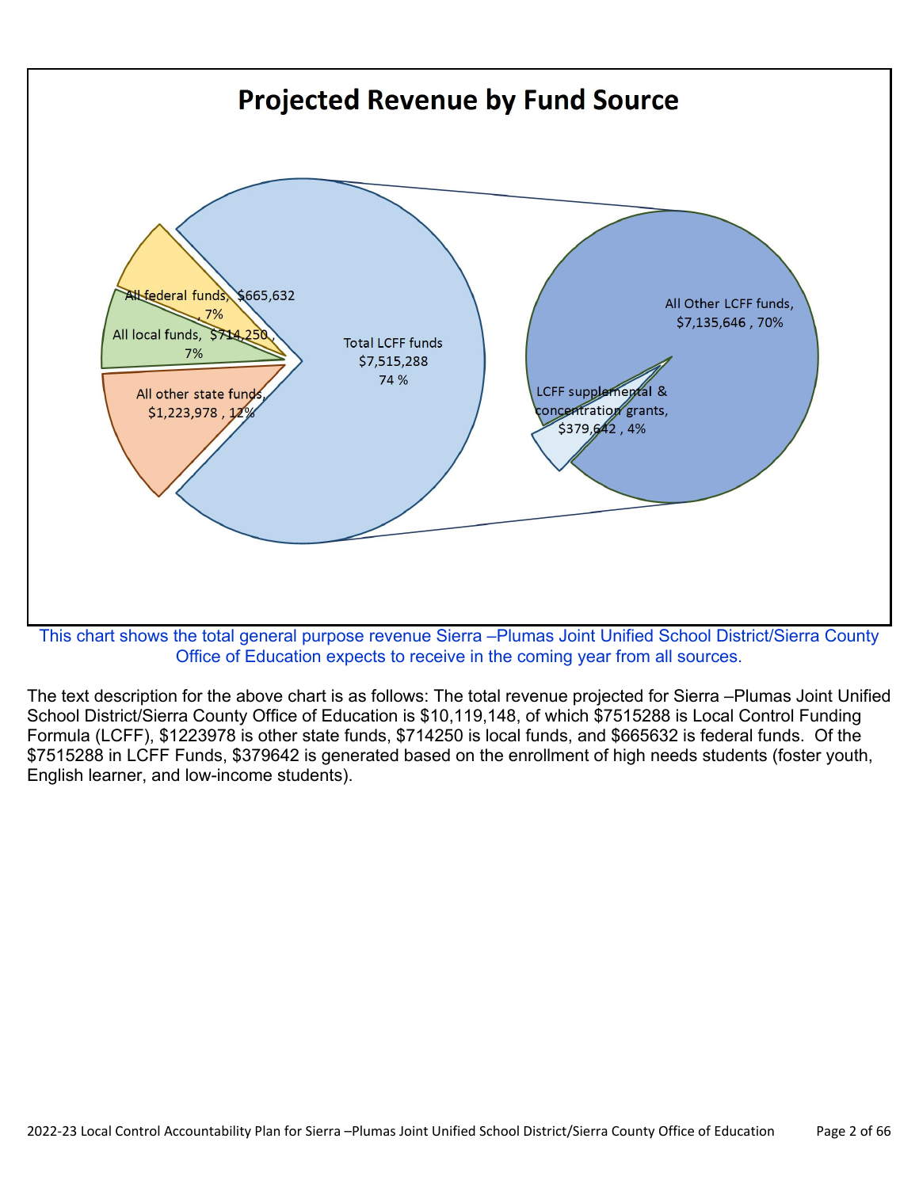## Projected Revenue by Fund Source

All federal funds, $665,632, 7%

All local funds, $714,250, 7%

All other state funds, $1,223,978, 12%

Total LCFF funds $7,515,288 74 %

All Other LCFF funds, $7,135,646, 70%

LCFF supplemental & concentration grants, $379,642, 4%

This chart shows the total general purpose revenue Sierra –Plumas Joint Unified School District/Sierra County Office of Education expects to receive in the coming year from all sources.

The text description for the above chart is as follows: The total revenue projected for Sierra –Plumas Joint Unified School District/Sierra County Office of Education is $10,119,148, of which $7515288 is Local Control Funding Formula (LCFF), $1223978 is other state funds, $714250 is local funds, and $665632 is federal funds. Of the $7515288 in LCFF Funds, $379642 is generated based on the enrollment of high needs students (foster youth, English learner, and low-income students).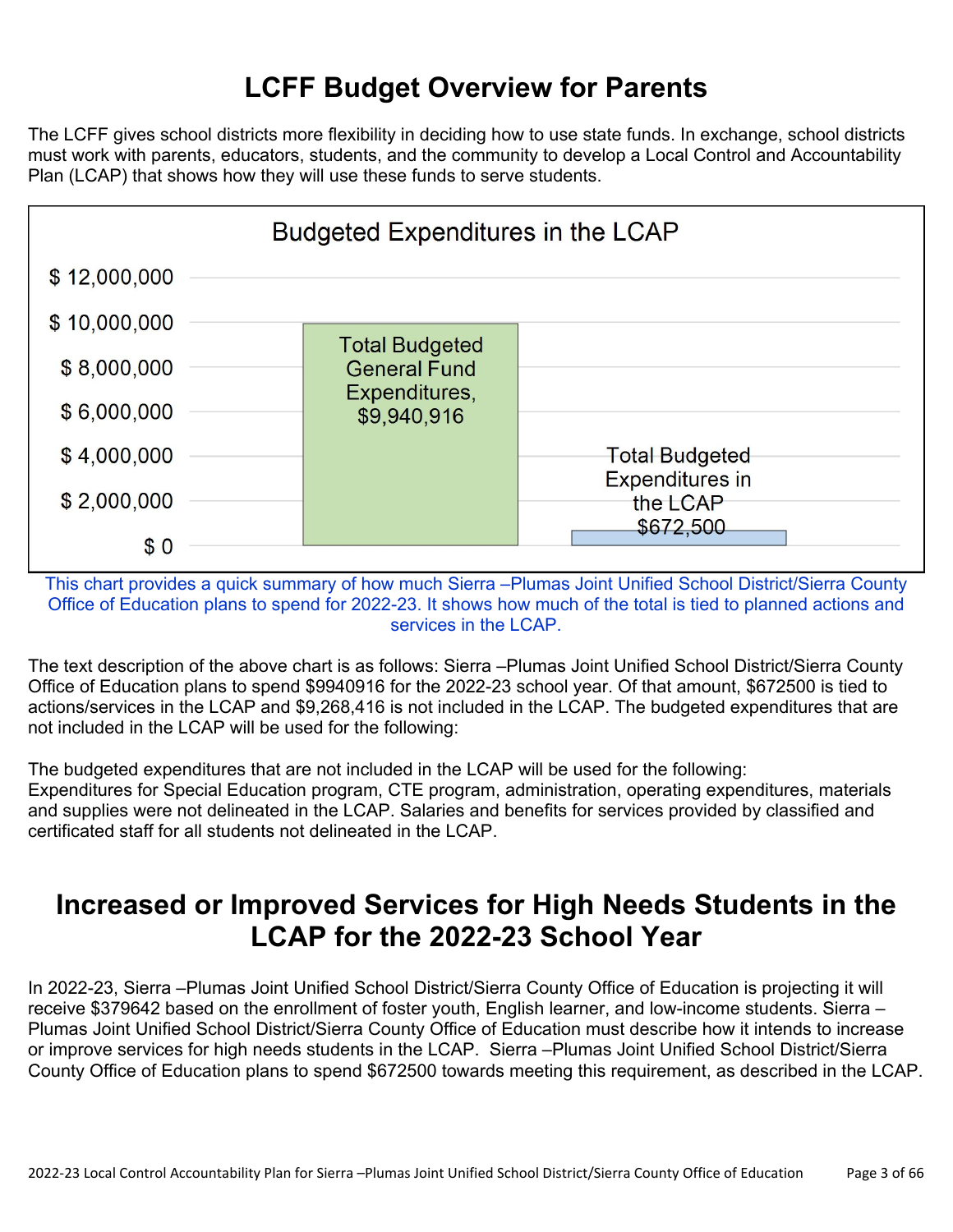# LCFF Budget Overview for Parents

The LCFF gives school districts more flexibility in deciding how to use state funds. In exchange, school districts must work with parents, educators, students, and the community to develop a Local Control and Accountability Plan (LCAP) that shows how they will use these funds to serve students.

**Budgeted Expenditures in the LCAP**

| Category | Amount |
|---|---|
| Total Budgeted General Fund Expenditures | $9,940,916 |
| Total Budgeted Expenditures in the LCAP | $672,500 |

This chart provides a quick summary of how much Sierra –Plumas Joint Unified School District/Sierra County Office of Education plans to spend for 2022-23. It shows how much of the total is tied to planned actions and services in the LCAP.

The text description of the above chart is as follows: Sierra –Plumas Joint Unified School District/Sierra County Office of Education plans to spend $9940916 for the 2022-23 school year. Of that amount, $672500 is tied to actions/services in the LCAP and $9,268,416 is not included in the LCAP. The budgeted expenditures that are not included in the LCAP will be used for the following:

The budgeted expenditures that are not included in the LCAP will be used for the following:
Expenditures for Special Education program, CTE program, administration, operating expenditures, materials and supplies were not delineated in the LCAP. Salaries and benefits for services provided by classified and certificated staff for all students not delineated in the LCAP.

# Increased or Improved Services for High Needs Students in the LCAP for the 2022-23 School Year

In 2022-23, Sierra –Plumas Joint Unified School District/Sierra County Office of Education is projecting it will receive $379642 based on the enrollment of foster youth, English learner, and low-income students. Sierra –Plumas Joint Unified School District/Sierra County Office of Education must describe how it intends to increase or improve services for high needs students in the LCAP. Sierra –Plumas Joint Unified School District/Sierra County Office of Education plans to spend $672500 towards meeting this requirement, as described in the LCAP.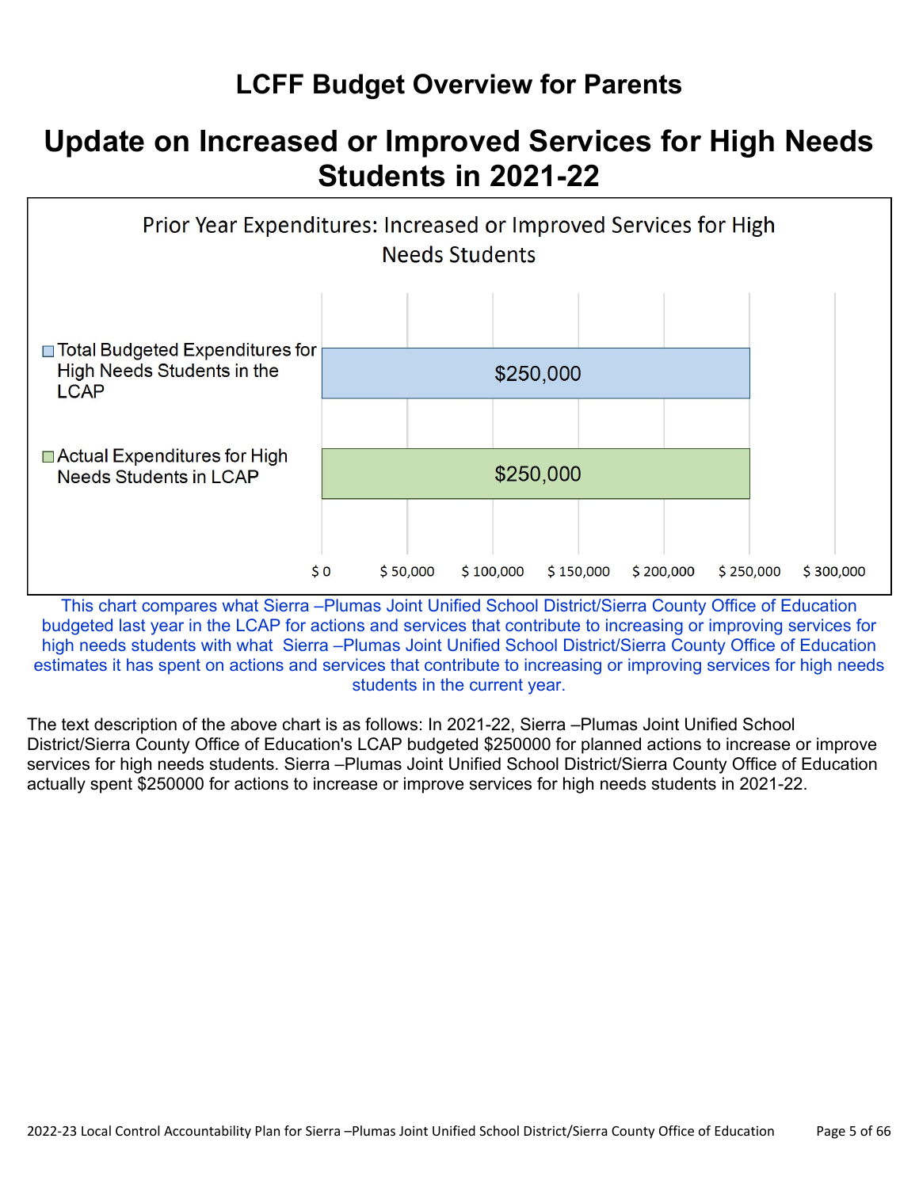# LCFF Budget Overview for Parents

## Update on Increased or Improved Services for High Needs Students in 2021-22

Prior Year Expenditures: Increased or Improved Services for High Needs Students

| | Amount |
|---|---|
| Total Budgeted Expenditures for High Needs Students in the LCAP | $250,000 |
| Actual Expenditures for High Needs Students in LCAP | $250,000 |

This chart compares what Sierra –Plumas Joint Unified School District/Sierra County Office of Education budgeted last year in the LCAP for actions and services that contribute to increasing or improving services for high needs students with what Sierra –Plumas Joint Unified School District/Sierra County Office of Education estimates it has spent on actions and services that contribute to increasing or improving services for high needs students in the current year.

The text description of the above chart is as follows: In 2021-22, Sierra –Plumas Joint Unified School District/Sierra County Office of Education's LCAP budgeted $250000 for planned actions to increase or improve services for high needs students. Sierra –Plumas Joint Unified School District/Sierra County Office of Education actually spent $250000 for actions to increase or improve services for high needs students in 2021-22.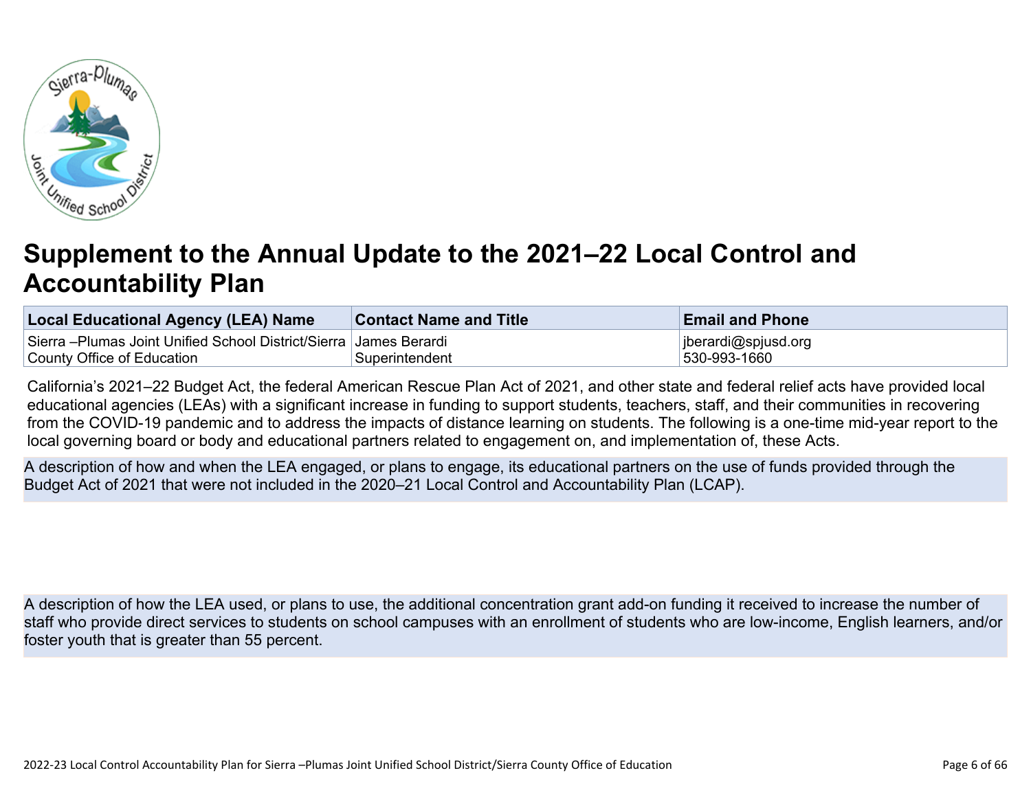# Supplement to the Annual Update to the 2021–22 Local Control and Accountability Plan

| Local Educational Agency (LEA) Name | Contact Name and Title | Email and Phone |
|---|---|---|
| Sierra –Plumas Joint Unified School District/Sierra County Office of Education | James Berardi<br>Superintendent | jberardi@spjusd.org<br>530-993-1660 |

California's 2021–22 Budget Act, the federal American Rescue Plan Act of 2021, and other state and federal relief acts have provided local educational agencies (LEAs) with a significant increase in funding to support students, teachers, staff, and their communities in recovering from the COVID-19 pandemic and to address the impacts of distance learning on students. The following is a one-time mid-year report to the local governing board or body and educational partners related to engagement on, and implementation of, these Acts.

A description of how and when the LEA engaged, or plans to engage, its educational partners on the use of funds provided through the Budget Act of 2021 that were not included in the 2020–21 Local Control and Accountability Plan (LCAP).

A description of how the LEA used, or plans to use, the additional concentration grant add-on funding it received to increase the number of staff who provide direct services to students on school campuses with an enrollment of students who are low-income, English learners, and/or foster youth that is greater than 55 percent.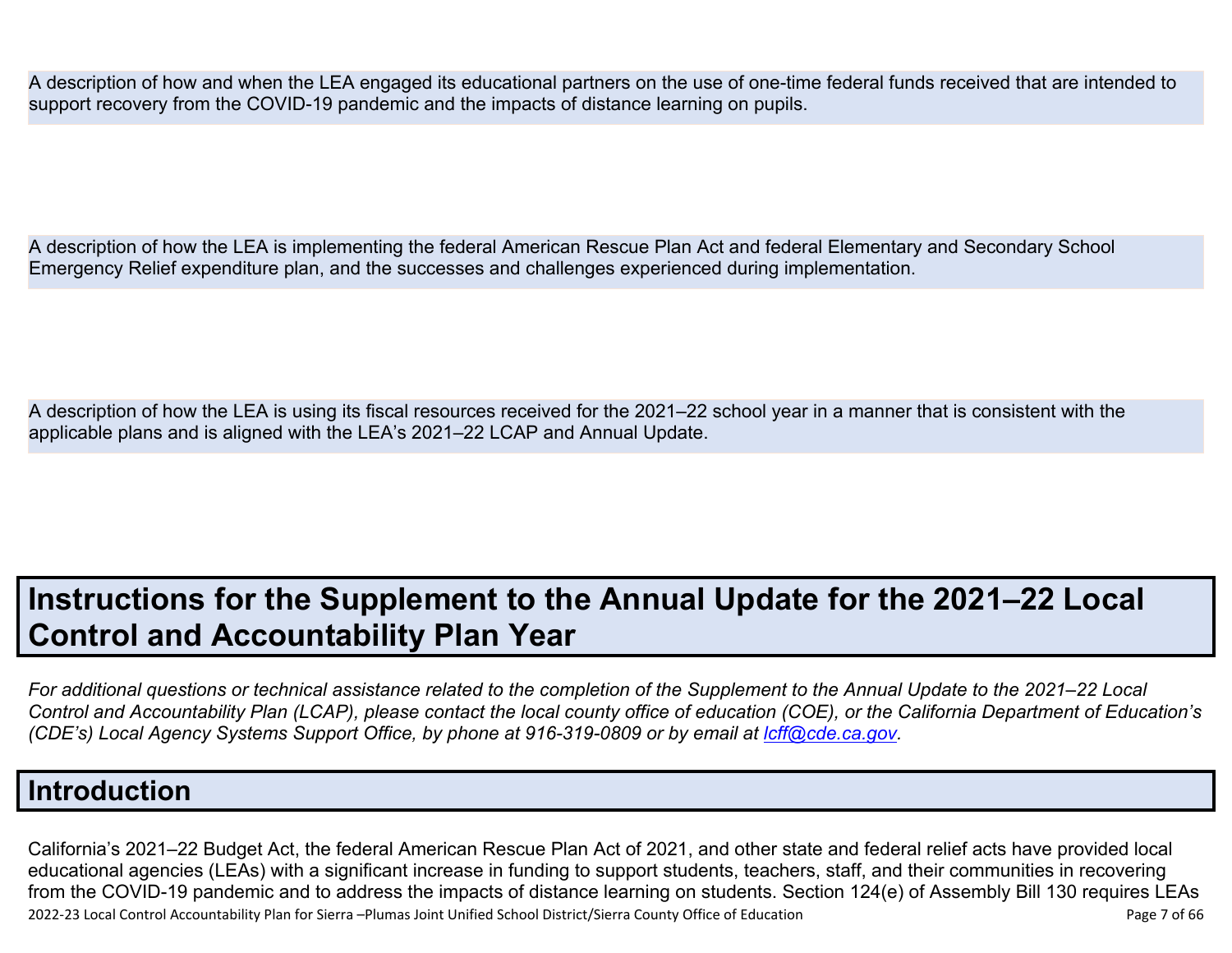A description of how and when the LEA engaged its educational partners on the use of one-time federal funds received that are intended to support recovery from the COVID-19 pandemic and the impacts of distance learning on pupils.

A description of how the LEA is implementing the federal American Rescue Plan Act and federal Elementary and Secondary School Emergency Relief expenditure plan, and the successes and challenges experienced during implementation.

A description of how the LEA is using its fiscal resources received for the 2021–22 school year in a manner that is consistent with the applicable plans and is aligned with the LEA's 2021–22 LCAP and Annual Update.

# Instructions for the Supplement to the Annual Update for the 2021–22 Local Control and Accountability Plan Year

*For additional questions or technical assistance related to the completion of the Supplement to the Annual Update to the 2021–22 Local Control and Accountability Plan (LCAP), please contact the local county office of education (COE), or the California Department of Education's (CDE's) Local Agency Systems Support Office, by phone at 916-319-0809 or by email at [lcff@cde.ca.gov](mailto:lcff@cde.ca.gov).*

## Introduction

California's 2021–22 Budget Act, the federal American Rescue Plan Act of 2021, and other state and federal relief acts have provided local educational agencies (LEAs) with a significant increase in funding to support students, teachers, staff, and their communities in recovering from the COVID-19 pandemic and to address the impacts of distance learning on students. Section 124(e) of Assembly Bill 130 requires LEAs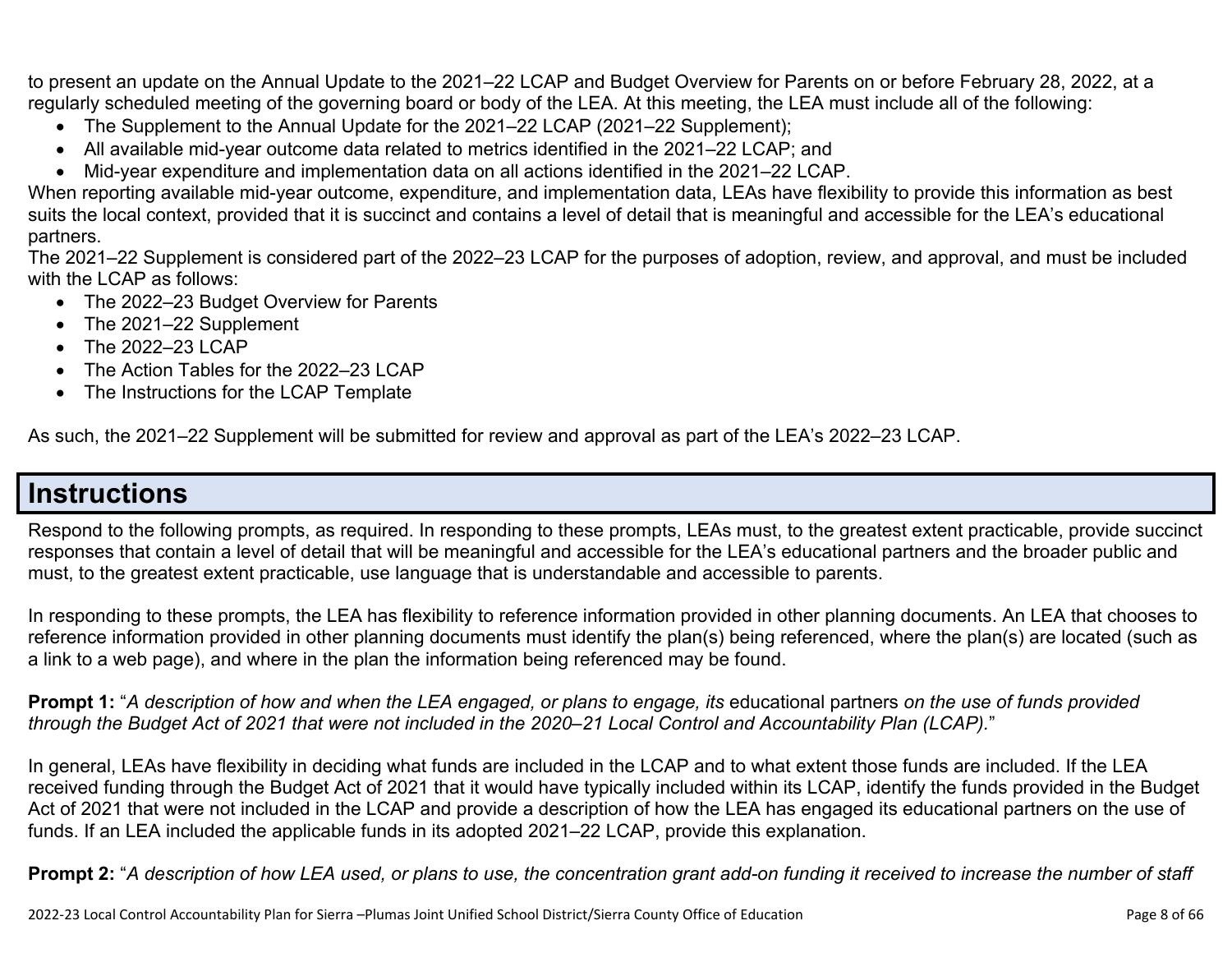to present an update on the Annual Update to the 2021–22 LCAP and Budget Overview for Parents on or before February 28, 2022, at a regularly scheduled meeting of the governing board or body of the LEA. At this meeting, the LEA must include all of the following:

- The Supplement to the Annual Update for the 2021–22 LCAP (2021–22 Supplement);
- All available mid-year outcome data related to metrics identified in the 2021–22 LCAP; and
- Mid-year expenditure and implementation data on all actions identified in the 2021–22 LCAP.

When reporting available mid-year outcome, expenditure, and implementation data, LEAs have flexibility to provide this information as best suits the local context, provided that it is succinct and contains a level of detail that is meaningful and accessible for the LEA's educational partners.

The 2021–22 Supplement is considered part of the 2022–23 LCAP for the purposes of adoption, review, and approval, and must be included with the LCAP as follows:

- The 2022–23 Budget Overview for Parents
- The 2021–22 Supplement
- The 2022–23 LCAP
- The Action Tables for the 2022–23 LCAP
- The Instructions for the LCAP Template

As such, the 2021–22 Supplement will be submitted for review and approval as part of the LEA's 2022–23 LCAP.

# Instructions

Respond to the following prompts, as required. In responding to these prompts, LEAs must, to the greatest extent practicable, provide succinct responses that contain a level of detail that will be meaningful and accessible for the LEA's educational partners and the broader public and must, to the greatest extent practicable, use language that is understandable and accessible to parents.

In responding to these prompts, the LEA has flexibility to reference information provided in other planning documents. An LEA that chooses to reference information provided in other planning documents must identify the plan(s) being referenced, where the plan(s) are located (such as a link to a web page), and where in the plan the information being referenced may be found.

**Prompt 1:** "*A description of how and when the LEA engaged, or plans to engage, its* educational partners *on the use of funds provided through the Budget Act of 2021 that were not included in the 2020–21 Local Control and Accountability Plan (LCAP).*"

In general, LEAs have flexibility in deciding what funds are included in the LCAP and to what extent those funds are included. If the LEA received funding through the Budget Act of 2021 that it would have typically included within its LCAP, identify the funds provided in the Budget Act of 2021 that were not included in the LCAP and provide a description of how the LEA has engaged its educational partners on the use of funds. If an LEA included the applicable funds in its adopted 2021–22 LCAP, provide this explanation.

**Prompt 2:** "*A description of how LEA used, or plans to use, the concentration grant add-on funding it received to increase the number of staff*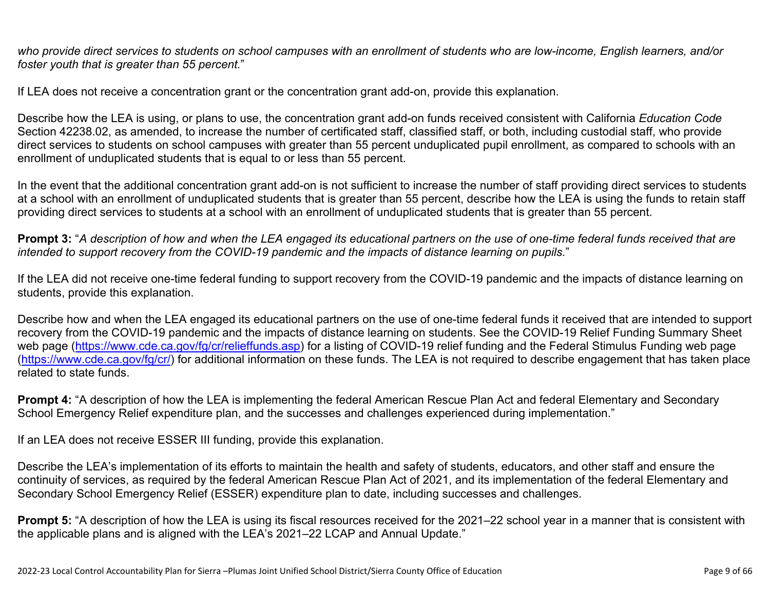*who provide direct services to students on school campuses with an enrollment of students who are low-income, English learners, and/or foster youth that is greater than 55 percent.*"

If LEA does not receive a concentration grant or the concentration grant add-on, provide this explanation.

Describe how the LEA is using, or plans to use, the concentration grant add-on funds received consistent with California *Education Code* Section 42238.02, as amended, to increase the number of certificated staff, classified staff, or both, including custodial staff, who provide direct services to students on school campuses with greater than 55 percent unduplicated pupil enrollment, as compared to schools with an enrollment of unduplicated students that is equal to or less than 55 percent.

In the event that the additional concentration grant add-on is not sufficient to increase the number of staff providing direct services to students at a school with an enrollment of unduplicated students that is greater than 55 percent, describe how the LEA is using the funds to retain staff providing direct services to students at a school with an enrollment of unduplicated students that is greater than 55 percent.

**Prompt 3:** "*A description of how and when the LEA engaged its educational partners on the use of one-time federal funds received that are intended to support recovery from the COVID-19 pandemic and the impacts of distance learning on pupils.*"

If the LEA did not receive one-time federal funding to support recovery from the COVID-19 pandemic and the impacts of distance learning on students, provide this explanation.

Describe how and when the LEA engaged its educational partners on the use of one-time federal funds it received that are intended to support recovery from the COVID-19 pandemic and the impacts of distance learning on students. See the COVID-19 Relief Funding Summary Sheet web page (https://www.cde.ca.gov/fg/cr/relieffunds.asp) for a listing of COVID-19 relief funding and the Federal Stimulus Funding web page (https://www.cde.ca.gov/fg/cr/) for additional information on these funds. The LEA is not required to describe engagement that has taken place related to state funds.

**Prompt 4:** "A description of how the LEA is implementing the federal American Rescue Plan Act and federal Elementary and Secondary School Emergency Relief expenditure plan, and the successes and challenges experienced during implementation."

If an LEA does not receive ESSER III funding, provide this explanation.

Describe the LEA's implementation of its efforts to maintain the health and safety of students, educators, and other staff and ensure the continuity of services, as required by the federal American Rescue Plan Act of 2021, and its implementation of the federal Elementary and Secondary School Emergency Relief (ESSER) expenditure plan to date, including successes and challenges.

**Prompt 5:** "A description of how the LEA is using its fiscal resources received for the 2021–22 school year in a manner that is consistent with the applicable plans and is aligned with the LEA's 2021–22 LCAP and Annual Update."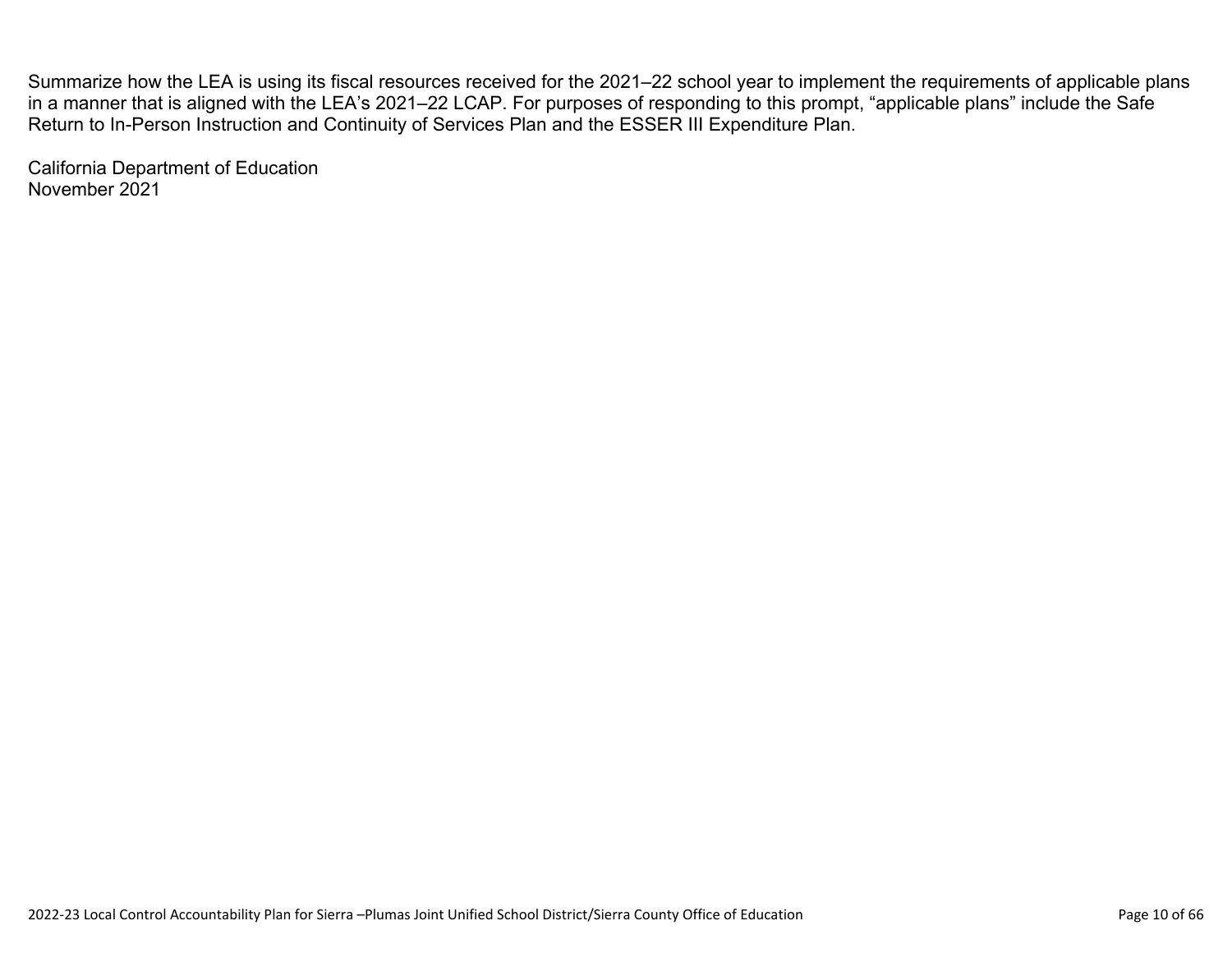Summarize how the LEA is using its fiscal resources received for the 2021–22 school year to implement the requirements of applicable plans in a manner that is aligned with the LEA's 2021–22 LCAP. For purposes of responding to this prompt, "applicable plans" include the Safe Return to In-Person Instruction and Continuity of Services Plan and the ESSER III Expenditure Plan.

California Department of Education
November 2021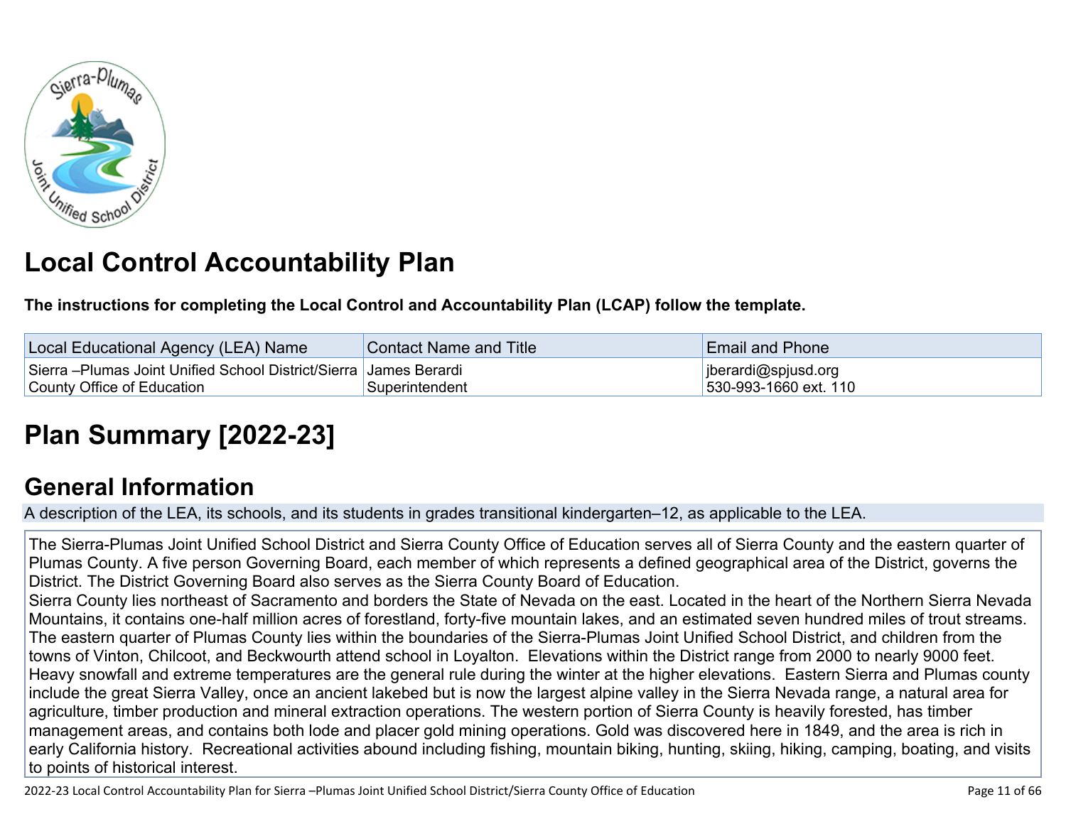# Local Control Accountability Plan

**The instructions for completing the Local Control and Accountability Plan (LCAP) follow the template.**

| Local Educational Agency (LEA) Name | Contact Name and Title | Email and Phone |
| --- | --- | --- |
| Sierra –Plumas Joint Unified School District/Sierra County Office of Education | James Berardi<br>Superintendent | jberardi@spjusd.org<br>530-993-1660 ext. 110 |

# Plan Summary [2022-23]

## General Information

A description of the LEA, its schools, and its students in grades transitional kindergarten–12, as applicable to the LEA.

The Sierra-Plumas Joint Unified School District and Sierra County Office of Education serves all of Sierra County and the eastern quarter of Plumas County. A five person Governing Board, each member of which represents a defined geographical area of the District, governs the District. The District Governing Board also serves as the Sierra County Board of Education.
Sierra County lies northeast of Sacramento and borders the State of Nevada on the east. Located in the heart of the Northern Sierra Nevada Mountains, it contains one-half million acres of forestland, forty-five mountain lakes, and an estimated seven hundred miles of trout streams. The eastern quarter of Plumas County lies within the boundaries of the Sierra-Plumas Joint Unified School District, and children from the towns of Vinton, Chilcoot, and Beckwourth attend school in Loyalton. Elevations within the District range from 2000 to nearly 9000 feet. Heavy snowfall and extreme temperatures are the general rule during the winter at the higher elevations. Eastern Sierra and Plumas county include the great Sierra Valley, once an ancient lakebed but is now the largest alpine valley in the Sierra Nevada range, a natural area for agriculture, timber production and mineral extraction operations. The western portion of Sierra County is heavily forested, has timber management areas, and contains both lode and placer gold mining operations. Gold was discovered here in 1849, and the area is rich in early California history. Recreational activities abound including fishing, mountain biking, hunting, skiing, hiking, camping, boating, and visits to points of historical interest.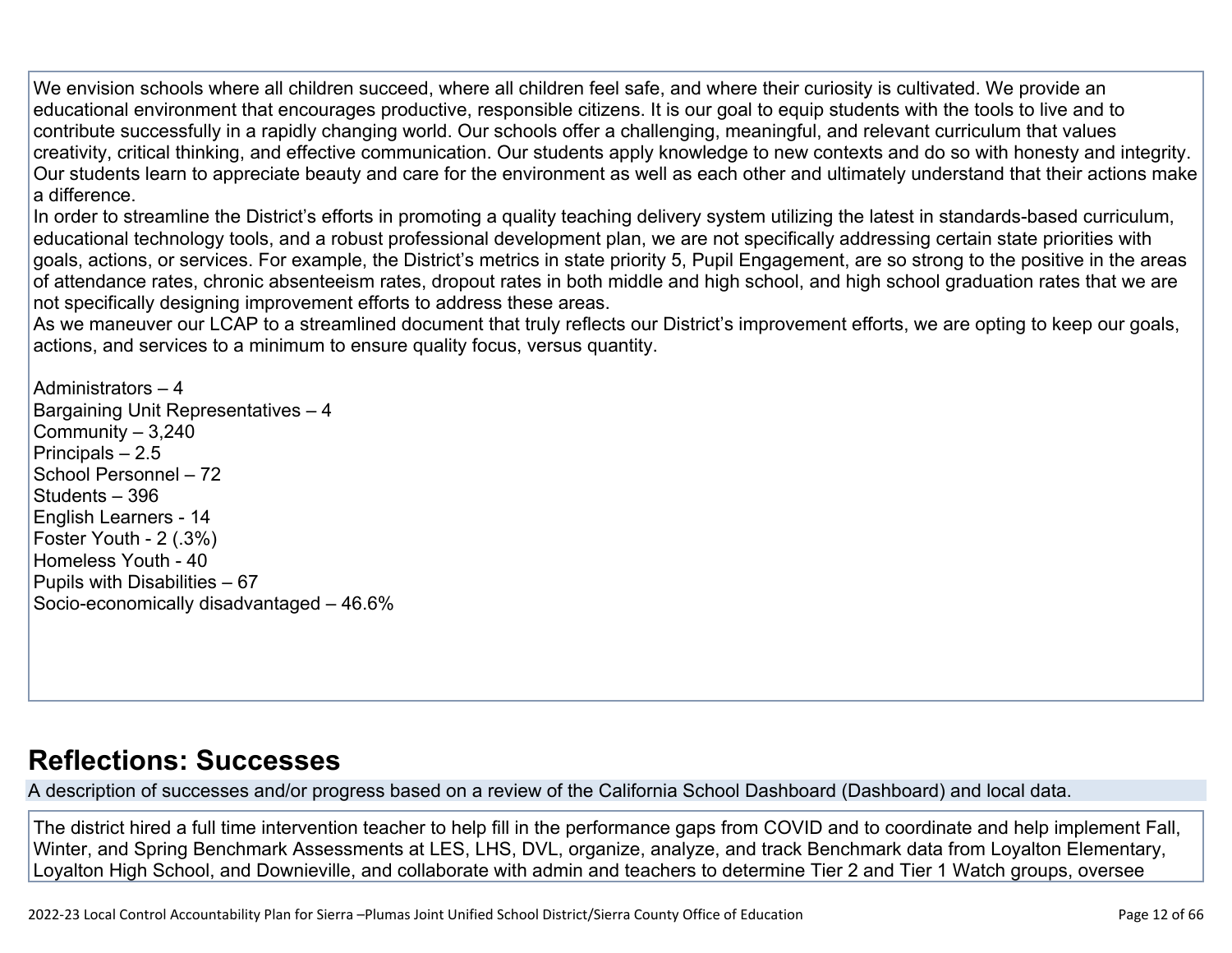We envision schools where all children succeed, where all children feel safe, and where their curiosity is cultivated. We provide an educational environment that encourages productive, responsible citizens. It is our goal to equip students with the tools to live and to contribute successfully in a rapidly changing world. Our schools offer a challenging, meaningful, and relevant curriculum that values creativity, critical thinking, and effective communication. Our students apply knowledge to new contexts and do so with honesty and integrity. Our students learn to appreciate beauty and care for the environment as well as each other and ultimately understand that their actions make a difference.
In order to streamline the District's efforts in promoting a quality teaching delivery system utilizing the latest in standards-based curriculum, educational technology tools, and a robust professional development plan, we are not specifically addressing certain state priorities with goals, actions, or services. For example, the District's metrics in state priority 5, Pupil Engagement, are so strong to the positive in the areas of attendance rates, chronic absenteeism rates, dropout rates in both middle and high school, and high school graduation rates that we are not specifically designing improvement efforts to address these areas.
As we maneuver our LCAP to a streamlined document that truly reflects our District's improvement efforts, we are opting to keep our goals, actions, and services to a minimum to ensure quality focus, versus quantity.

Administrators – 4
Bargaining Unit Representatives – 4
Community – 3,240
Principals – 2.5
School Personnel – 72
Students – 396
English Learners - 14
Foster Youth - 2 (.3%)
Homeless Youth - 40
Pupils with Disabilities – 67
Socio-economically disadvantaged – 46.6%

# Reflections: Successes

A description of successes and/or progress based on a review of the California School Dashboard (Dashboard) and local data.

The district hired a full time intervention teacher to help fill in the performance gaps from COVID and to coordinate and help implement Fall, Winter, and Spring Benchmark Assessments at LES, LHS, DVL, organize, analyze, and track Benchmark data from Loyalton Elementary, Loyalton High School, and Downieville, and collaborate with admin and teachers to determine Tier 2 and Tier 1 Watch groups, oversee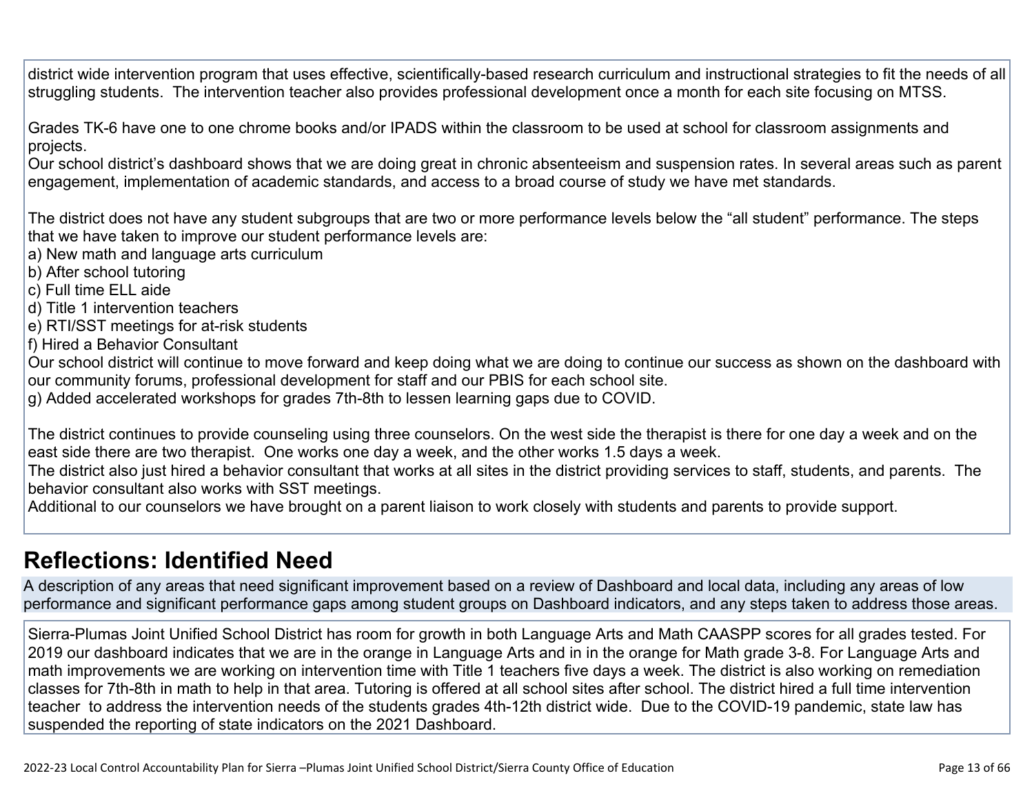district wide intervention program that uses effective, scientifically-based research curriculum and instructional strategies to fit the needs of all struggling students. The intervention teacher also provides professional development once a month for each site focusing on MTSS.

Grades TK-6 have one to one chrome books and/or IPADS within the classroom to be used at school for classroom assignments and projects.
Our school district's dashboard shows that we are doing great in chronic absenteeism and suspension rates. In several areas such as parent engagement, implementation of academic standards, and access to a broad course of study we have met standards.

The district does not have any student subgroups that are two or more performance levels below the "all student" performance. The steps that we have taken to improve our student performance levels are:
a) New math and language arts curriculum
b) After school tutoring
c) Full time ELL aide
d) Title 1 intervention teachers
e) RTI/SST meetings for at-risk students
f) Hired a Behavior Consultant
Our school district will continue to move forward and keep doing what we are doing to continue our success as shown on the dashboard with our community forums, professional development for staff and our PBIS for each school site.
g) Added accelerated workshops for grades 7th-8th to lessen learning gaps due to COVID.

The district continues to provide counseling using three counselors. On the west side the therapist is there for one day a week and on the east side there are two therapist. One works one day a week, and the other works 1.5 days a week.
The district also just hired a behavior consultant that works at all sites in the district providing services to staff, students, and parents. The behavior consultant also works with SST meetings.
Additional to our counselors we have brought on a parent liaison to work closely with students and parents to provide support.

## Reflections: Identified Need

A description of any areas that need significant improvement based on a review of Dashboard and local data, including any areas of low performance and significant performance gaps among student groups on Dashboard indicators, and any steps taken to address those areas.

Sierra-Plumas Joint Unified School District has room for growth in both Language Arts and Math CAASPP scores for all grades tested. For 2019 our dashboard indicates that we are in the orange in Language Arts and in in the orange for Math grade 3-8. For Language Arts and math improvements we are working on intervention time with Title 1 teachers five days a week. The district is also working on remediation classes for 7th-8th in math to help in that area. Tutoring is offered at all school sites after school. The district hired a full time intervention teacher to address the intervention needs of the students grades 4th-12th district wide. Due to the COVID-19 pandemic, state law has suspended the reporting of state indicators on the 2021 Dashboard.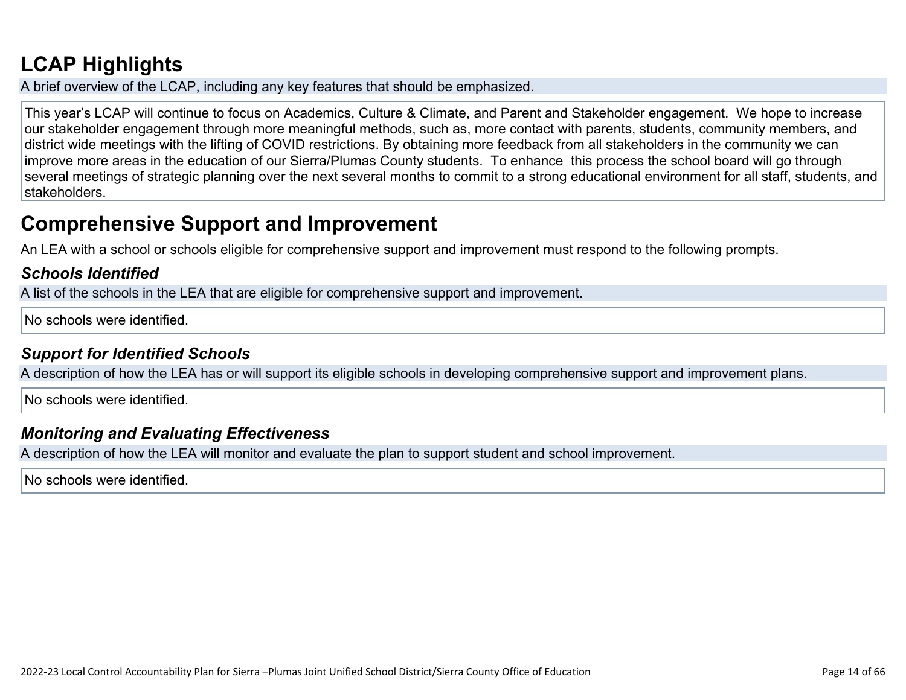# LCAP Highlights

A brief overview of the LCAP, including any key features that should be emphasized.

This year's LCAP will continue to focus on Academics, Culture & Climate, and Parent and Stakeholder engagement. We hope to increase our stakeholder engagement through more meaningful methods, such as, more contact with parents, students, community members, and district wide meetings with the lifting of COVID restrictions. By obtaining more feedback from all stakeholders in the community we can improve more areas in the education of our Sierra/Plumas County students. To enhance this process the school board will go through several meetings of strategic planning over the next several months to commit to a strong educational environment for all staff, students, and stakeholders.

# Comprehensive Support and Improvement

An LEA with a school or schools eligible for comprehensive support and improvement must respond to the following prompts.

### *Schools Identified*

A list of the schools in the LEA that are eligible for comprehensive support and improvement.

No schools were identified.

### *Support for Identified Schools*

A description of how the LEA has or will support its eligible schools in developing comprehensive support and improvement plans.

No schools were identified.

### *Monitoring and Evaluating Effectiveness*

A description of how the LEA will monitor and evaluate the plan to support student and school improvement.

No schools were identified.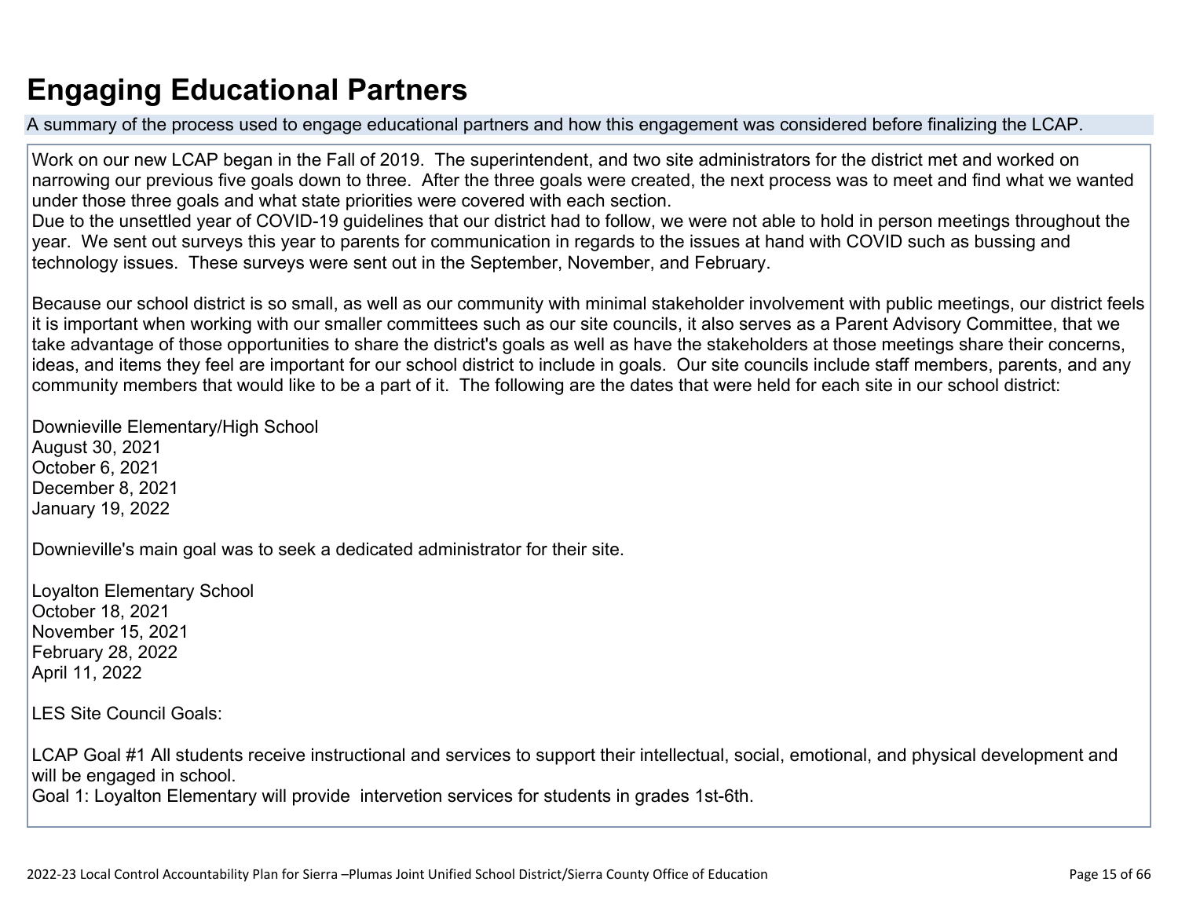# Engaging Educational Partners

A summary of the process used to engage educational partners and how this engagement was considered before finalizing the LCAP.

Work on our new LCAP began in the Fall of 2019. The superintendent, and two site administrators for the district met and worked on narrowing our previous five goals down to three. After the three goals were created, the next process was to meet and find what we wanted under those three goals and what state priorities were covered with each section.
Due to the unsettled year of COVID-19 guidelines that our district had to follow, we were not able to hold in person meetings throughout the year. We sent out surveys this year to parents for communication in regards to the issues at hand with COVID such as bussing and technology issues. These surveys were sent out in the September, November, and February.

Because our school district is so small, as well as our community with minimal stakeholder involvement with public meetings, our district feels it is important when working with our smaller committees such as our site councils, it also serves as a Parent Advisory Committee, that we take advantage of those opportunities to share the district's goals as well as have the stakeholders at those meetings share their concerns, ideas, and items they feel are important for our school district to include in goals. Our site councils include staff members, parents, and any community members that would like to be a part of it. The following are the dates that were held for each site in our school district:

Downieville Elementary/High School
August 30, 2021
October 6, 2021
December 8, 2021
January 19, 2022

Downieville's main goal was to seek a dedicated administrator for their site.

Loyalton Elementary School
October 18, 2021
November 15, 2021
February 28, 2022
April 11, 2022

LES Site Council Goals:

LCAP Goal #1 All students receive instructional and services to support their intellectual, social, emotional, and physical development and will be engaged in school.
Goal 1: Loyalton Elementary will provide intervetion services for students in grades 1st-6th.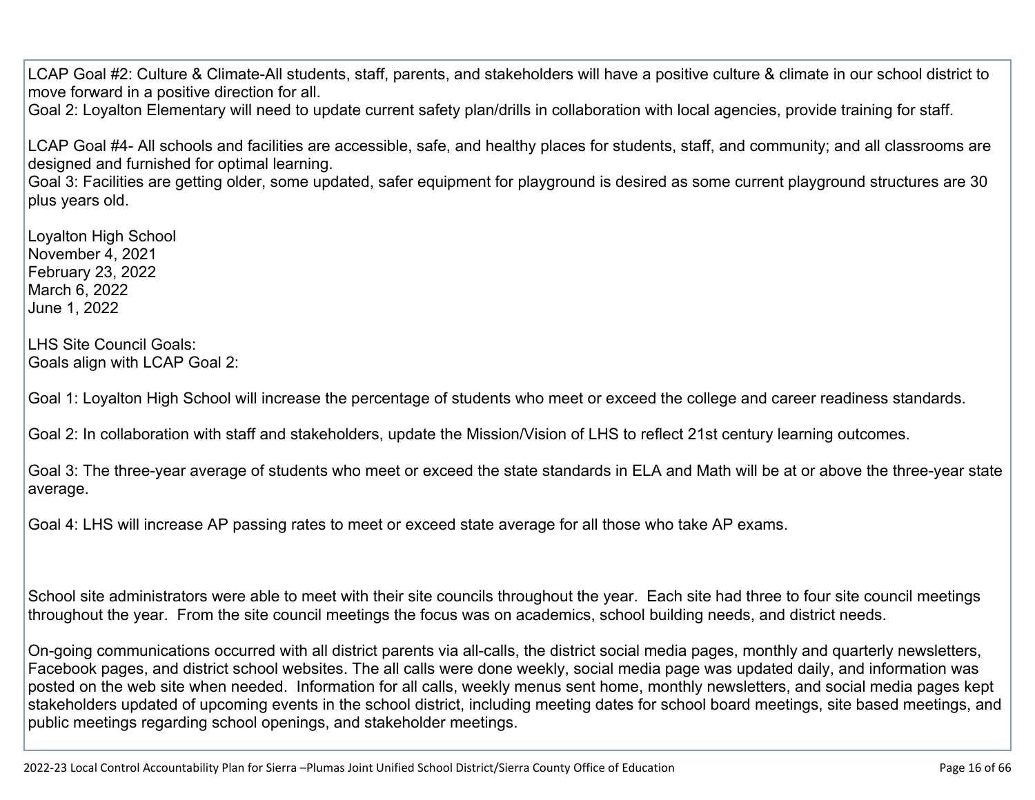LCAP Goal #2: Culture & Climate-All students, staff, parents, and stakeholders will have a positive culture & climate in our school district to move forward in a positive direction for all.
Goal 2: Loyalton Elementary will need to update current safety plan/drills in collaboration with local agencies, provide training for staff.

LCAP Goal #4- All schools and facilities are accessible, safe, and healthy places for students, staff, and community; and all classrooms are designed and furnished for optimal learning.
Goal 3: Facilities are getting older, some updated, safer equipment for playground is desired as some current playground structures are 30 plus years old.

Loyalton High School
November 4, 2021
February 23, 2022
March 6, 2022
June 1, 2022

LHS Site Council Goals:
Goals align with LCAP Goal 2:

Goal 1: Loyalton High School will increase the percentage of students who meet or exceed the college and career readiness standards.

Goal 2: In collaboration with staff and stakeholders, update the Mission/Vision of LHS to reflect 21st century learning outcomes.

Goal 3: The three-year average of students who meet or exceed the state standards in ELA and Math will be at or above the three-year state average.

Goal 4: LHS will increase AP passing rates to meet or exceed state average for all those who take AP exams.

School site administrators were able to meet with their site councils throughout the year. Each site had three to four site council meetings throughout the year. From the site council meetings the focus was on academics, school building needs, and district needs.

On-going communications occurred with all district parents via all-calls, the district social media pages, monthly and quarterly newsletters, Facebook pages, and district school websites. The all calls were done weekly, social media page was updated daily, and information was posted on the web site when needed. Information for all calls, weekly menus sent home, monthly newsletters, and social media pages kept stakeholders updated of upcoming events in the school district, including meeting dates for school board meetings, site based meetings, and public meetings regarding school openings, and stakeholder meetings.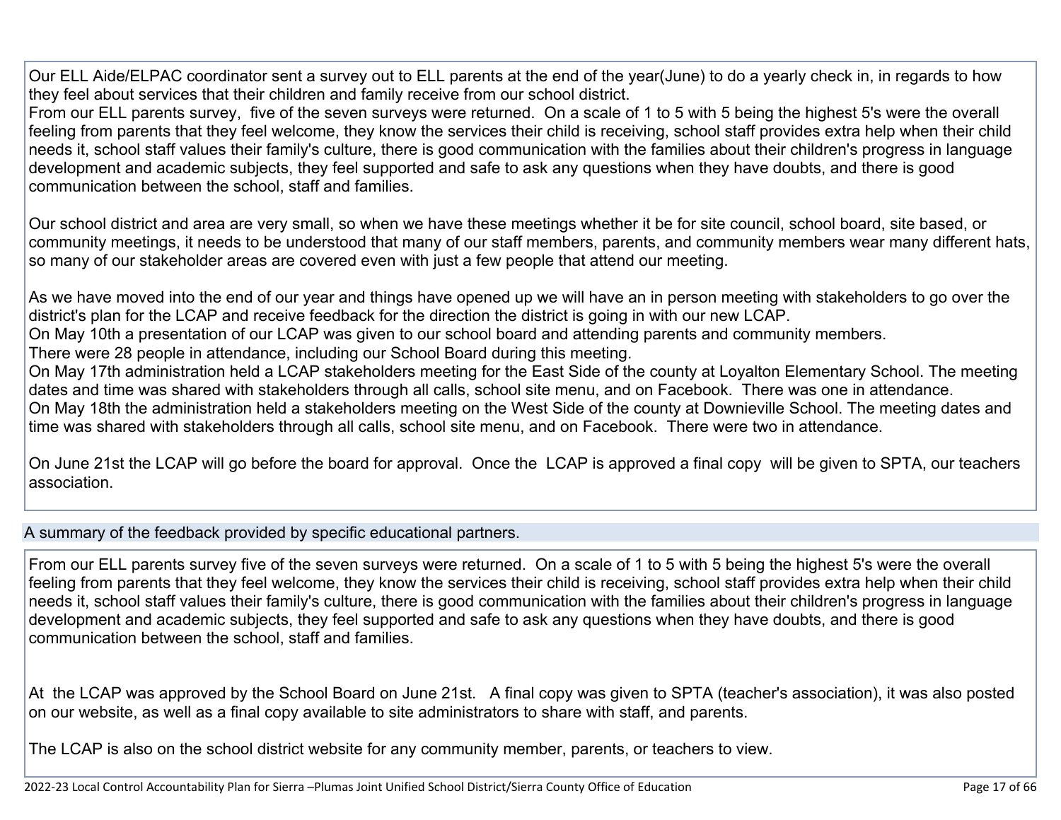Our ELL Aide/ELPAC coordinator sent a survey out to ELL parents at the end of the year(June) to do a yearly check in, in regards to how they feel about services that their children and family receive from our school district.
From our ELL parents survey, five of the seven surveys were returned. On a scale of 1 to 5 with 5 being the highest 5's were the overall feeling from parents that they feel welcome, they know the services their child is receiving, school staff provides extra help when their child needs it, school staff values their family's culture, there is good communication with the families about their children's progress in language development and academic subjects, they feel supported and safe to ask any questions when they have doubts, and there is good communication between the school, staff and families.

Our school district and area are very small, so when we have these meetings whether it be for site council, school board, site based, or community meetings, it needs to be understood that many of our staff members, parents, and community members wear many different hats, so many of our stakeholder areas are covered even with just a few people that attend our meeting.

As we have moved into the end of our year and things have opened up we will have an in person meeting with stakeholders to go over the district's plan for the LCAP and receive feedback for the direction the district is going in with our new LCAP.
On May 10th a presentation of our LCAP was given to our school board and attending parents and community members.
There were 28 people in attendance, including our School Board during this meeting.
On May 17th administration held a LCAP stakeholders meeting for the East Side of the county at Loyalton Elementary School. The meeting dates and time was shared with stakeholders through all calls, school site menu, and on Facebook. There was one in attendance.
On May 18th the administration held a stakeholders meeting on the West Side of the county at Downieville School. The meeting dates and time was shared with stakeholders through all calls, school site menu, and on Facebook. There were two in attendance.

On June 21st the LCAP will go before the board for approval. Once the LCAP is approved a final copy will be given to SPTA, our teachers association.

## A summary of the feedback provided by specific educational partners.

From our ELL parents survey five of the seven surveys were returned. On a scale of 1 to 5 with 5 being the highest 5's were the overall feeling from parents that they feel welcome, they know the services their child is receiving, school staff provides extra help when their child needs it, school staff values their family's culture, there is good communication with the families about their children's progress in language development and academic subjects, they feel supported and safe to ask any questions when they have doubts, and there is good communication between the school, staff and families.

At the LCAP was approved by the School Board on June 21st. A final copy was given to SPTA (teacher's association), it was also posted on our website, as well as a final copy available to site administrators to share with staff, and parents.

The LCAP is also on the school district website for any community member, parents, or teachers to view.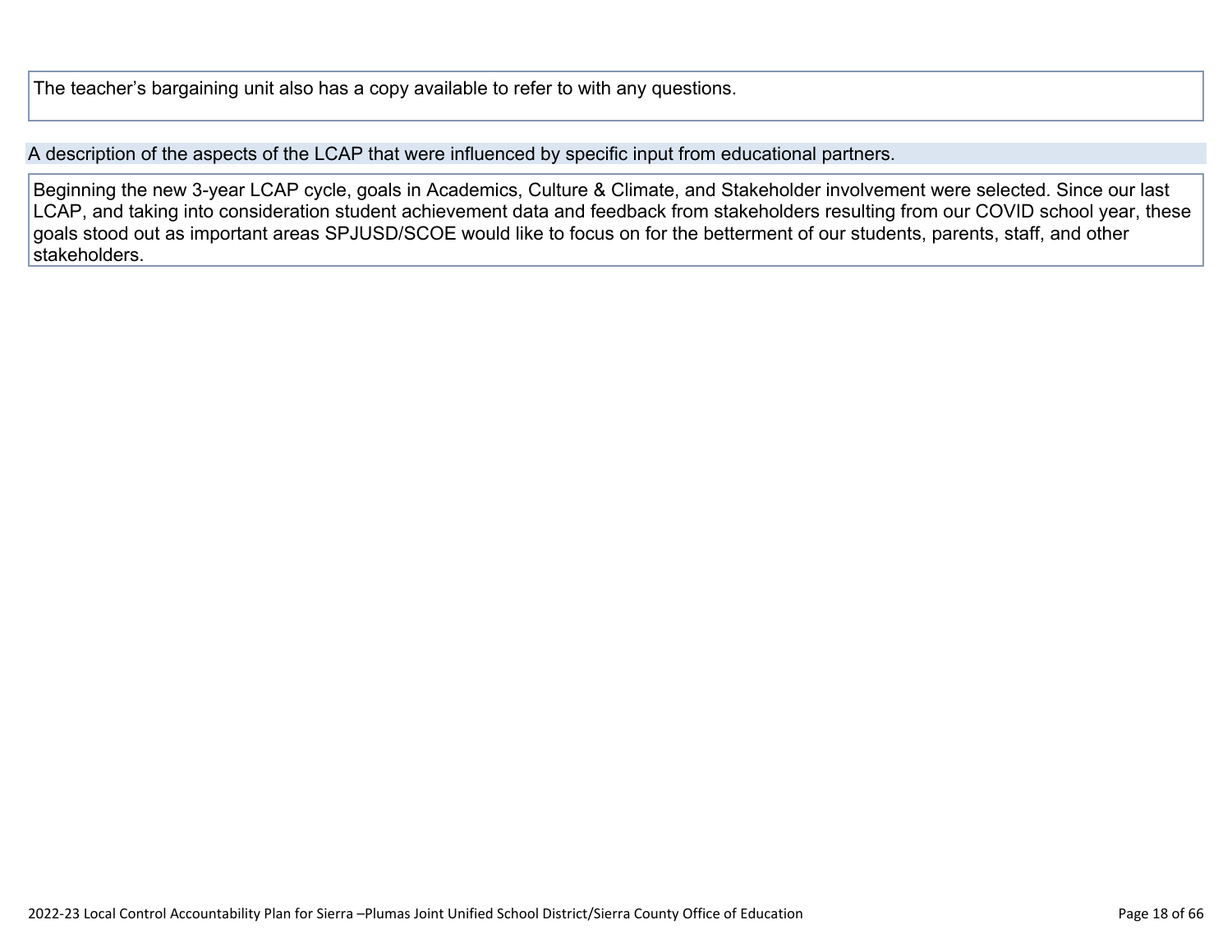The teacher’s bargaining unit also has a copy available to refer to with any questions.

A description of the aspects of the LCAP that were influenced by specific input from educational partners.

Beginning the new 3-year LCAP cycle, goals in Academics, Culture & Climate, and Stakeholder involvement were selected. Since our last LCAP, and taking into consideration student achievement data and feedback from stakeholders resulting from our COVID school year, these goals stood out as important areas SPJUSD/SCOE would like to focus on for the betterment of our students, parents, staff, and other stakeholders.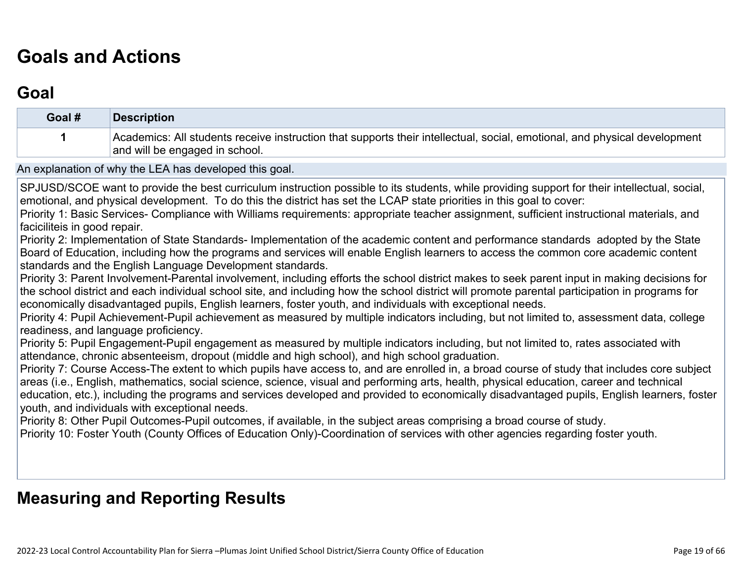# Goals and Actions

## Goal

| Goal # | Description |
|---|---|
| 1 | Academics: All students receive instruction that supports their intellectual, social, emotional, and physical development and will be engaged in school. |

An explanation of why the LEA has developed this goal.

SPJUSD/SCOE want to provide the best curriculum instruction possible to its students, while providing support for their intellectual, social, emotional, and physical development. To do this the district has set the LCAP state priorities in this goal to cover:
Priority 1: Basic Services- Compliance with Williams requirements: appropriate teacher assignment, sufficient instructional materials, and faciciliteis in good repair.
Priority 2: Implementation of State Standards- Implementation of the academic content and performance standards adopted by the State Board of Education, including how the programs and services will enable English learners to access the common core academic content standards and the English Language Development standards.
Priority 3: Parent Involvement-Parental involvement, including efforts the school district makes to seek parent input in making decisions for the school district and each individual school site, and including how the school district will promote parental participation in programs for economically disadvantaged pupils, English learners, foster youth, and individuals with exceptional needs.
Priority 4: Pupil Achievement-Pupil achievement as measured by multiple indicators including, but not limited to, assessment data, college readiness, and language proficiency.
Priority 5: Pupil Engagement-Pupil engagement as measured by multiple indicators including, but not limited to, rates associated with attendance, chronic absenteeism, dropout (middle and high school), and high school graduation.
Priority 7: Course Access-The extent to which pupils have access to, and are enrolled in, a broad course of study that includes core subject areas (i.e., English, mathematics, social science, science, visual and performing arts, health, physical education, career and technical education, etc.), including the programs and services developed and provided to economically disadvantaged pupils, English learners, foster youth, and individuals with exceptional needs.
Priority 8: Other Pupil Outcomes-Pupil outcomes, if available, in the subject areas comprising a broad course of study.
Priority 10: Foster Youth (County Offices of Education Only)-Coordination of services with other agencies regarding foster youth.

# Measuring and Reporting Results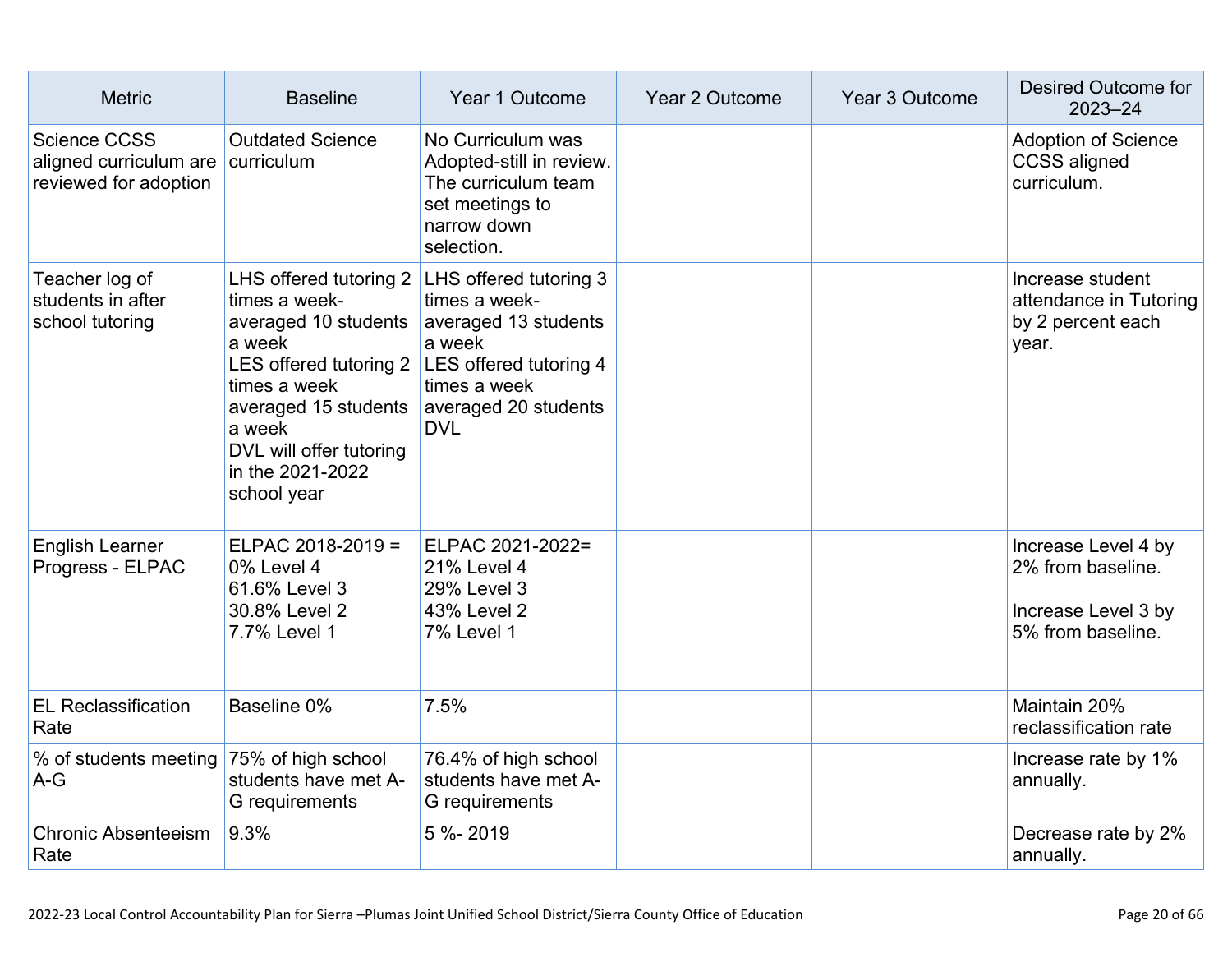| Metric | Baseline | Year 1 Outcome | Year 2 Outcome | Year 3 Outcome | Desired Outcome for 2023–24 |
|---|---|---|---|---|---|
| Science CCSS aligned curriculum are reviewed for adoption | Outdated Science curriculum | No Curriculum was Adopted-still in review. The curriculum team set meetings to narrow down selection. | | | Adoption of Science CCSS aligned curriculum. |
| Teacher log of students in after school tutoring | LHS offered tutoring 2 times a week- averaged 10 students a week<br>LES offered tutoring 2 times a week averaged 15 students a week<br>DVL will offer tutoring in the 2021-2022 school year | LHS offered tutoring 3 times a week- averaged 13 students a week<br>LES offered tutoring 4 times a week averaged 20 students<br>DVL | | | Increase student attendance in Tutoring by 2 percent each year. |
| English Learner Progress - ELPAC | ELPAC 2018-2019 =<br>0% Level 4<br>61.6% Level 3<br>30.8% Level 2<br>7.7% Level 1 | ELPAC 2021-2022=<br>21% Level 4<br>29% Level 3<br>43% Level 2<br>7% Level 1 | | | Increase Level 4 by 2% from baseline.<br><br>Increase Level 3 by 5% from baseline. |
| EL Reclassification Rate | Baseline 0% | 7.5% | | | Maintain 20% reclassification rate |
| % of students meeting A-G | 75% of high school students have met A-G requirements | 76.4% of high school students have met A-G requirements | | | Increase rate by 1% annually. |
| Chronic Absenteeism Rate | 9.3% | 5 %- 2019 | | | Decrease rate by 2% annually. |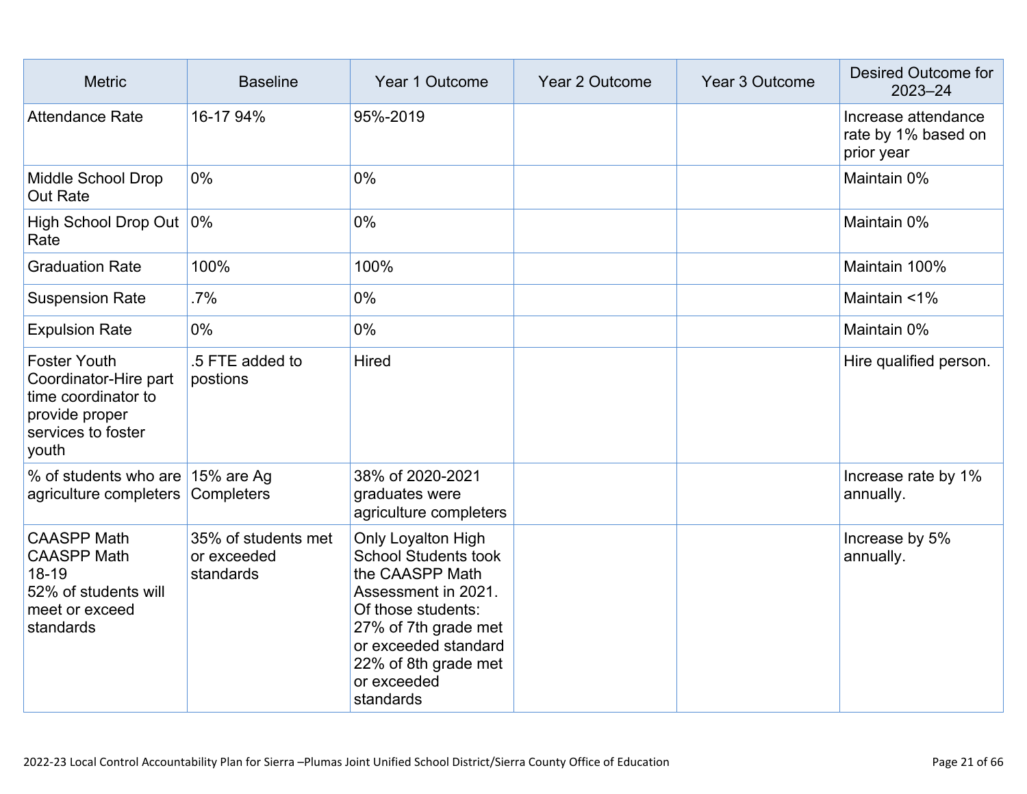| Metric | Baseline | Year 1 Outcome | Year 2 Outcome | Year 3 Outcome | Desired Outcome for 2023–24 |
| --- | --- | --- | --- | --- | --- |
| Attendance Rate | 16-17 94% | 95%-2019 | | | Increase attendance rate by 1% based on prior year |
| Middle School Drop Out Rate | 0% | 0% | | | Maintain 0% |
| High School Drop Out Rate | 0% | 0% | | | Maintain 0% |
| Graduation Rate | 100% | 100% | | | Maintain 100% |
| Suspension Rate | .7% | 0% | | | Maintain <1% |
| Expulsion Rate | 0% | 0% | | | Maintain 0% |
| Foster Youth Coordinator-Hire part time coordinator to provide proper services to foster youth | .5 FTE added to postions | Hired | | | Hire qualified person. |
| % of students who are agriculture completers | 15% are Ag Completers | 38% of 2020-2021 graduates were agriculture completers | | | Increase rate by 1% annually. |
| CAASPP Math CAASPP Math 18-19 52% of students will meet or exceed standards | 35% of students met or exceeded standards | Only Loyalton High School Students took the CAASPP Math Assessment in 2021. Of those students: 27% of 7th grade met or exceeded standard 22% of 8th grade met or exceeded standards | | | Increase by 5% annually. |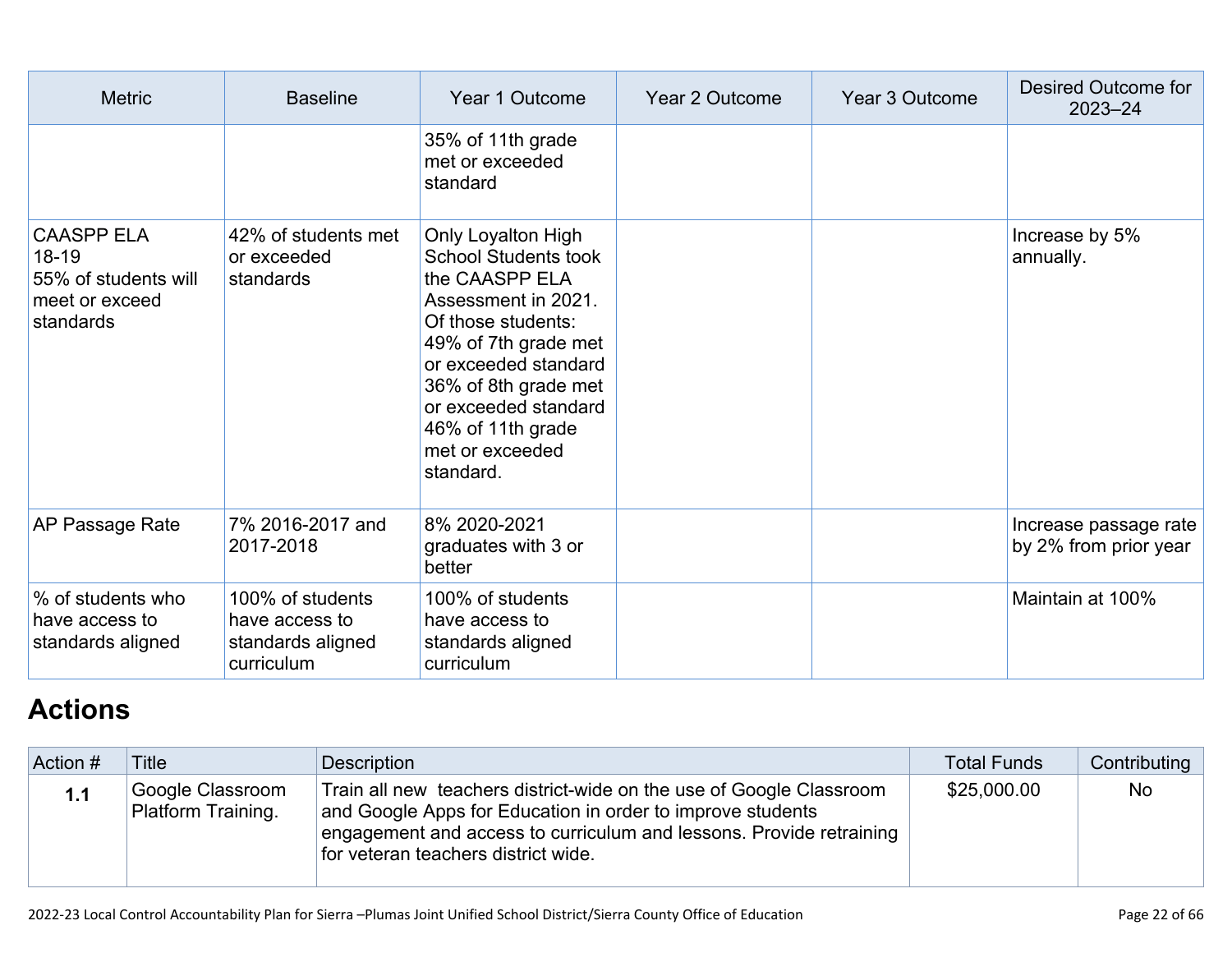| Metric | Baseline | Year 1 Outcome | Year 2 Outcome | Year 3 Outcome | Desired Outcome for 2023–24 |
|---|---|---|---|---|---|
| | | 35% of 11th grade met or exceeded standard | | | |
| CAASPP ELA 18-19 55% of students will meet or exceed standards | 42% of students met or exceeded standards | Only Loyalton High School Students took the CAASPP ELA Assessment in 2021. Of those students: 49% of 7th grade met or exceeded standard 36% of 8th grade met or exceeded standard 46% of 11th grade met or exceeded standard. | | | Increase by 5% annually. |
| AP Passage Rate | 7% 2016-2017 and 2017-2018 | 8% 2020-2021 graduates with 3 or better | | | Increase passage rate by 2% from prior year |
| % of students who have access to standards aligned | 100% of students have access to standards aligned curriculum | 100% of students have access to standards aligned curriculum | | | Maintain at 100% |

## Actions

| Action # | Title | Description | Total Funds | Contributing |
|---|---|---|---|---|
| **1.1** | Google Classroom Platform Training. | Train all new teachers district-wide on the use of Google Classroom and Google Apps for Education in order to improve students engagement and access to curriculum and lessons. Provide retraining for veteran teachers district wide. | $25,000.00 | No |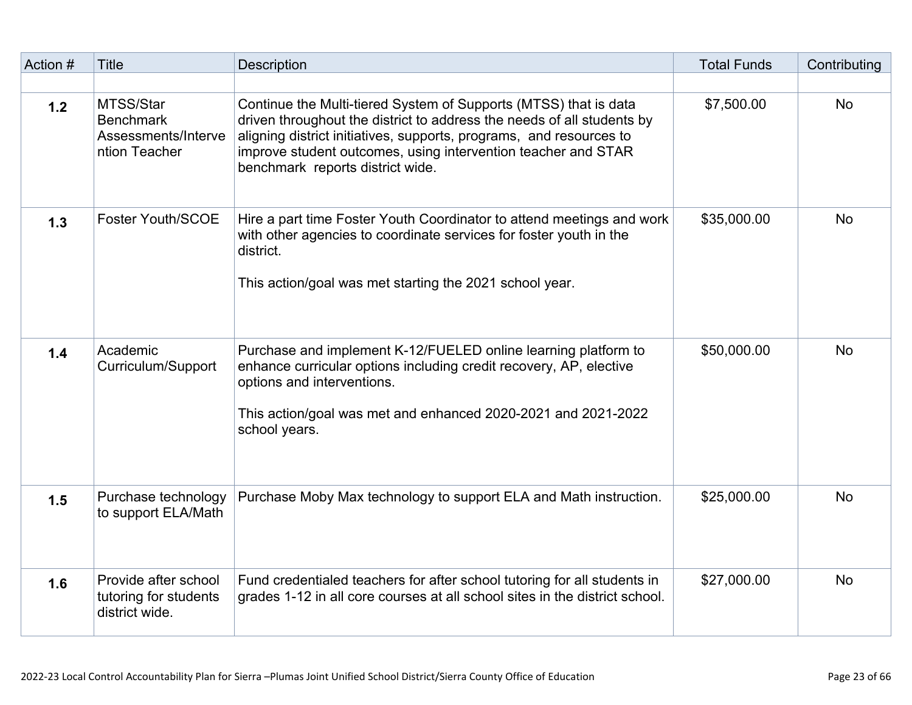| Action # | Title | Description | Total Funds | Contributing |
|---|---|---|---|---|
| | | | | |
| **1.2** | MTSS/Star Benchmark Assessments/Intervention Teacher | Continue the Multi-tiered System of Supports (MTSS) that is data driven throughout the district to address the needs of all students by aligning district initiatives, supports, programs, and resources to improve student outcomes, using intervention teacher and STAR benchmark reports district wide. | $7,500.00 | No |
| **1.3** | Foster Youth/SCOE | Hire a part time Foster Youth Coordinator to attend meetings and work with other agencies to coordinate services for foster youth in the district.<br><br>This action/goal was met starting the 2021 school year. | $35,000.00 | No |
| **1.4** | Academic Curriculum/Support | Purchase and implement K-12/FUELED online learning platform to enhance curricular options including credit recovery, AP, elective options and interventions.<br><br>This action/goal was met and enhanced 2020-2021 and 2021-2022 school years. | $50,000.00 | No |
| **1.5** | Purchase technology to support ELA/Math | Purchase Moby Max technology to support ELA and Math instruction. | $25,000.00 | No |
| **1.6** | Provide after school tutoring for students district wide. | Fund credentialed teachers for after school tutoring for all students in grades 1-12 in all core courses at all school sites in the district school. | $27,000.00 | No |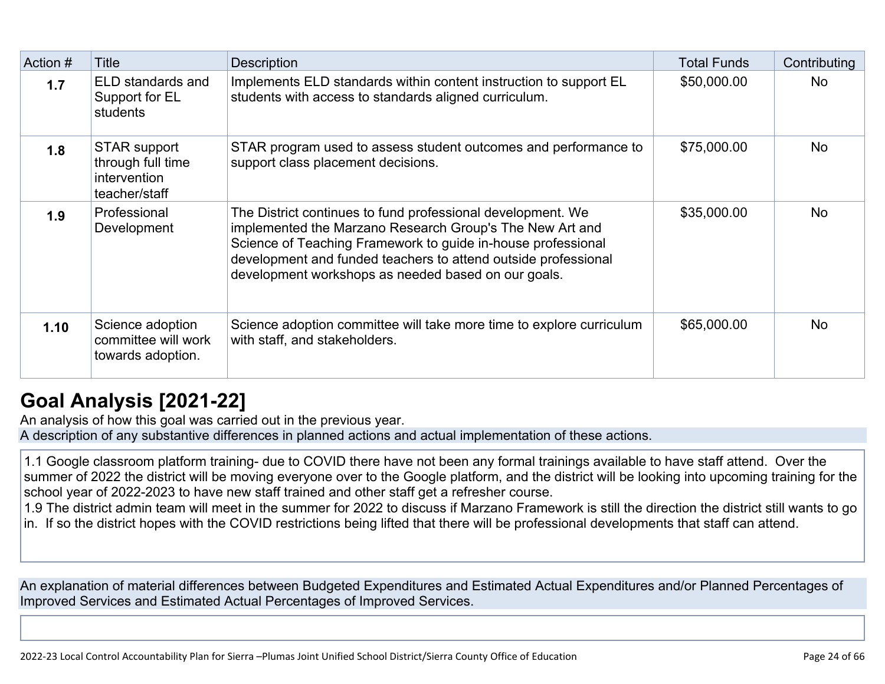| Action # | Title | Description | Total Funds | Contributing |
|---|---|---|---|---|
| **1.7** | ELD standards and Support for EL students | Implements ELD standards within content instruction to support EL students with access to standards aligned curriculum. | $50,000.00 | No |
| **1.8** | STAR support through full time intervention teacher/staff | STAR program used to assess student outcomes and performance to support class placement decisions. | $75,000.00 | No |
| **1.9** | Professional Development | The District continues to fund professional development. We implemented the Marzano Research Group's The New Art and Science of Teaching Framework to guide in-house professional development and funded teachers to attend outside professional development workshops as needed based on our goals. | $35,000.00 | No |
| **1.10** | Science adoption committee will work towards adoption. | Science adoption committee will take more time to explore curriculum with staff, and stakeholders. | $65,000.00 | No |

## Goal Analysis [2021-22]

An analysis of how this goal was carried out in the previous year.

A description of any substantive differences in planned actions and actual implementation of these actions.

1.1 Google classroom platform training- due to COVID there have not been any formal trainings available to have staff attend. Over the summer of 2022 the district will be moving everyone over to the Google platform, and the district will be looking into upcoming training for the school year of 2022-2023 to have new staff trained and other staff get a refresher course.
1.9 The district admin team will meet in the summer for 2022 to discuss if Marzano Framework is still the direction the district still wants to go in. If so the district hopes with the COVID restrictions being lifted that there will be professional developments that staff can attend.

An explanation of material differences between Budgeted Expenditures and Estimated Actual Expenditures and/or Planned Percentages of Improved Services and Estimated Actual Percentages of Improved Services.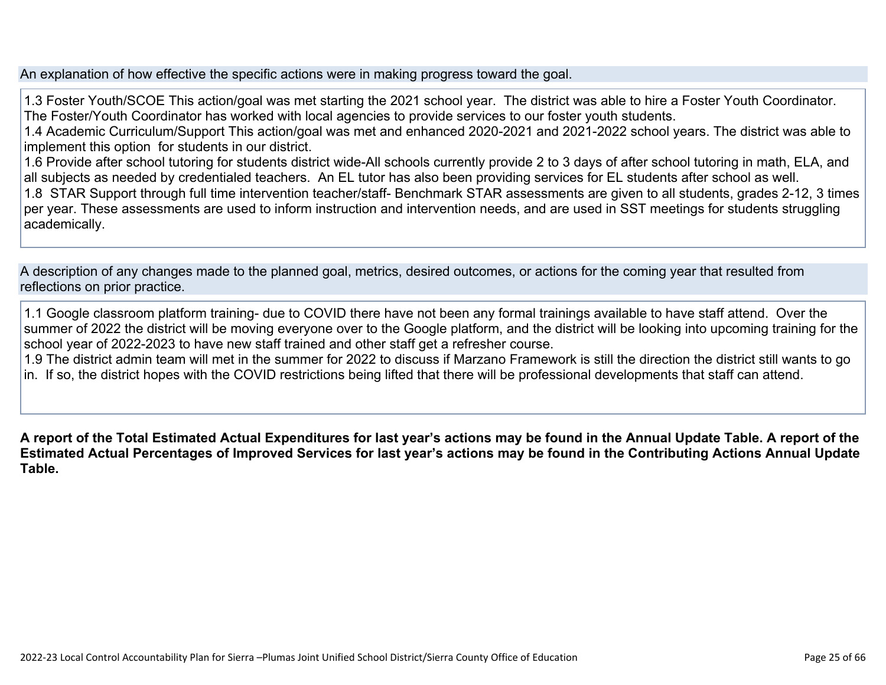An explanation of how effective the specific actions were in making progress toward the goal.

1.3 Foster Youth/SCOE This action/goal was met starting the 2021 school year. The district was able to hire a Foster Youth Coordinator. The Foster/Youth Coordinator has worked with local agencies to provide services to our foster youth students.
1.4 Academic Curriculum/Support This action/goal was met and enhanced 2020-2021 and 2021-2022 school years. The district was able to implement this option for students in our district.
1.6 Provide after school tutoring for students district wide-All schools currently provide 2 to 3 days of after school tutoring in math, ELA, and all subjects as needed by credentialed teachers. An EL tutor has also been providing services for EL students after school as well.
1.8 STAR Support through full time intervention teacher/staff- Benchmark STAR assessments are given to all students, grades 2-12, 3 times per year. These assessments are used to inform instruction and intervention needs, and are used in SST meetings for students struggling academically.

A description of any changes made to the planned goal, metrics, desired outcomes, or actions for the coming year that resulted from reflections on prior practice.

1.1 Google classroom platform training- due to COVID there have not been any formal trainings available to have staff attend. Over the summer of 2022 the district will be moving everyone over to the Google platform, and the district will be looking into upcoming training for the school year of 2022-2023 to have new staff trained and other staff get a refresher course.
1.9 The district admin team will met in the summer for 2022 to discuss if Marzano Framework is still the direction the district still wants to go in. If so, the district hopes with the COVID restrictions being lifted that there will be professional developments that staff can attend.

**A report of the Total Estimated Actual Expenditures for last year's actions may be found in the Annual Update Table. A report of the Estimated Actual Percentages of Improved Services for last year's actions may be found in the Contributing Actions Annual Update Table.**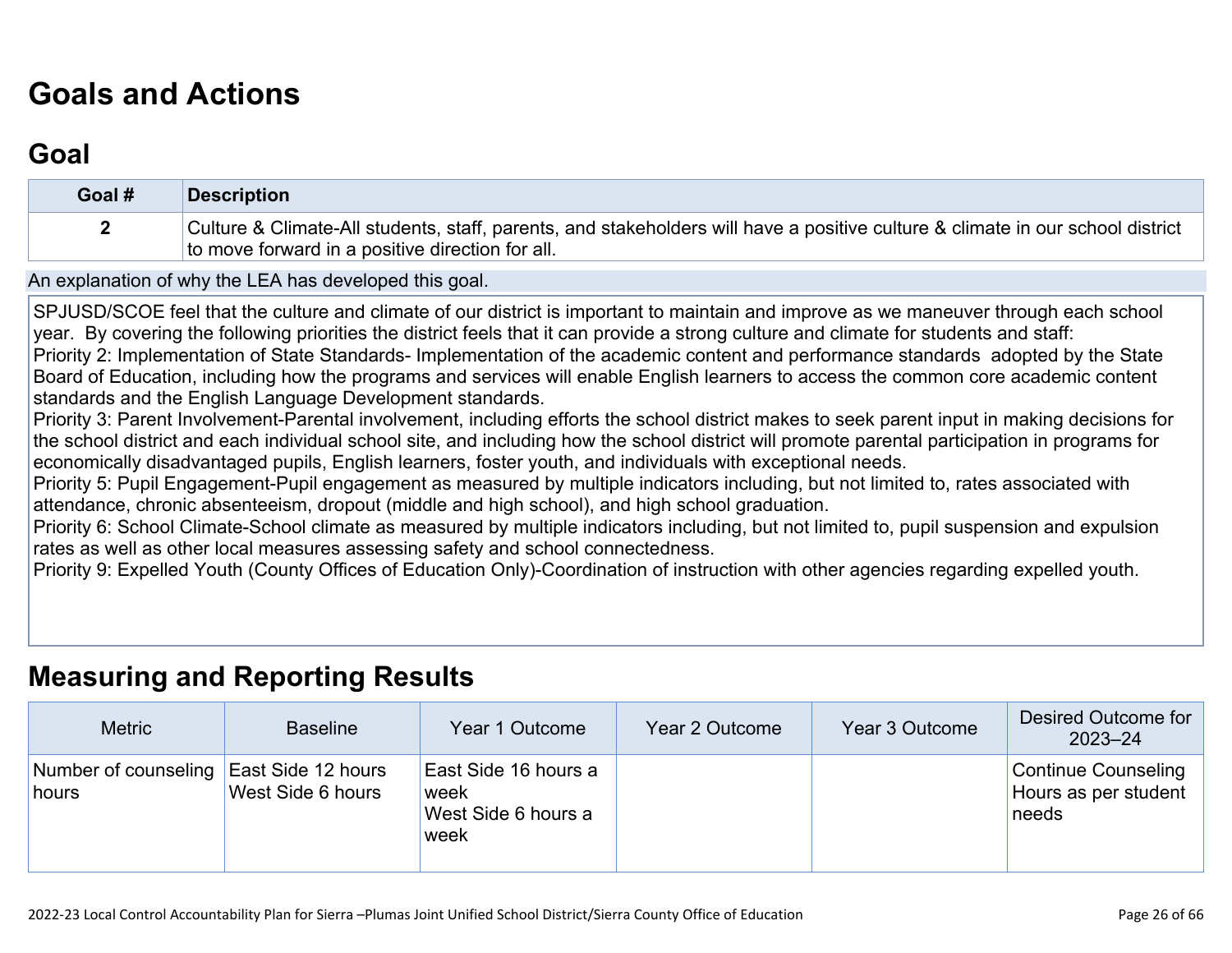# Goals and Actions

## Goal

| Goal # | Description |
|---|---|
| 2 | Culture & Climate-All students, staff, parents, and stakeholders will have a positive culture & climate in our school district to move forward in a positive direction for all. |

An explanation of why the LEA has developed this goal.

SPJUSD/SCOE feel that the culture and climate of our district is important to maintain and improve as we maneuver through each school year. By covering the following priorities the district feels that it can provide a strong culture and climate for students and staff:
Priority 2: Implementation of State Standards- Implementation of the academic content and performance standards adopted by the State Board of Education, including how the programs and services will enable English learners to access the common core academic content standards and the English Language Development standards.
Priority 3: Parent Involvement-Parental involvement, including efforts the school district makes to seek parent input in making decisions for the school district and each individual school site, and including how the school district will promote parental participation in programs for economically disadvantaged pupils, English learners, foster youth, and individuals with exceptional needs.
Priority 5: Pupil Engagement-Pupil engagement as measured by multiple indicators including, but not limited to, rates associated with attendance, chronic absenteeism, dropout (middle and high school), and high school graduation.
Priority 6: School Climate-School climate as measured by multiple indicators including, but not limited to, pupil suspension and expulsion rates as well as other local measures assessing safety and school connectedness.
Priority 9: Expelled Youth (County Offices of Education Only)-Coordination of instruction with other agencies regarding expelled youth.

## Measuring and Reporting Results

| Metric | Baseline | Year 1 Outcome | Year 2 Outcome | Year 3 Outcome | Desired Outcome for 2023–24 |
|---|---|---|---|---|---|
| Number of counseling hours | East Side 12 hours<br>West Side 6 hours | East Side 16 hours a week<br>West Side 6 hours a week | | | Continue Counseling Hours as per student needs |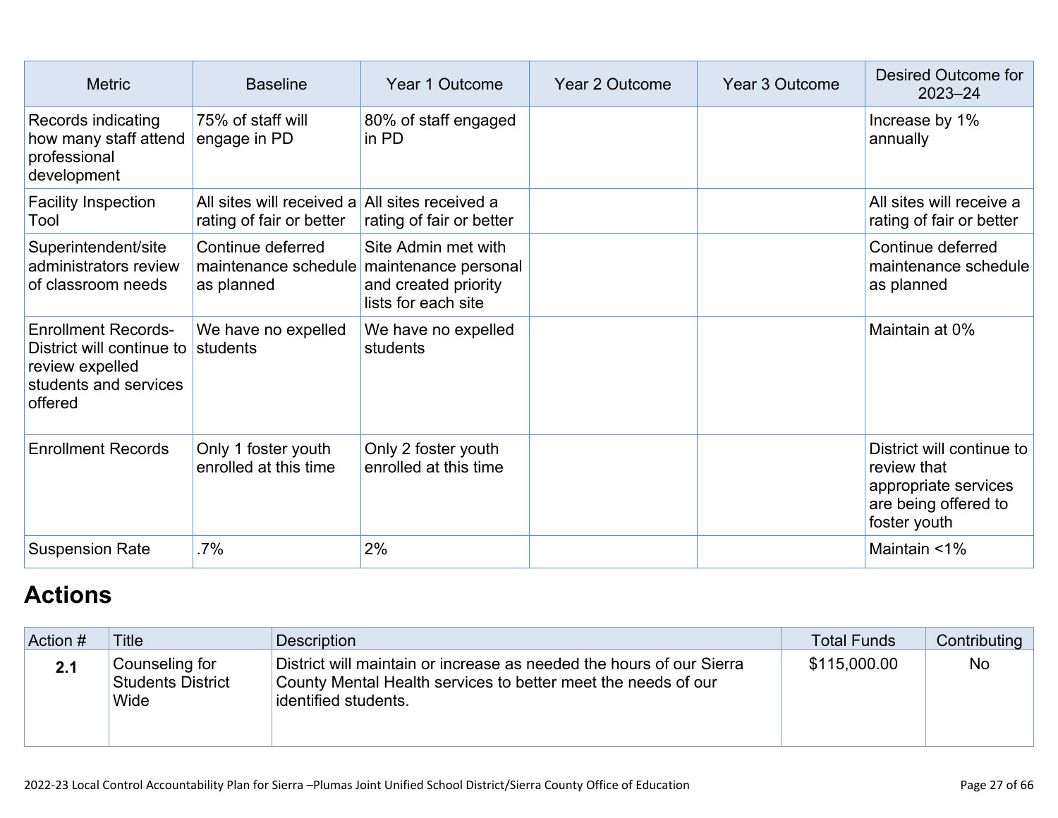| Metric | Baseline | Year 1 Outcome | Year 2 Outcome | Year 3 Outcome | Desired Outcome for 2023–24 |
|---|---|---|---|---|---|
| Records indicating how many staff attend professional development | 75% of staff will engage in PD | 80% of staff engaged in PD | | | Increase by 1% annually |
| Facility Inspection Tool | All sites will received a rating of fair or better | All sites received a rating of fair or better | | | All sites will receive a rating of fair or better |
| Superintendent/site administrators review of classroom needs | Continue deferred maintenance schedule as planned | Site Admin met with maintenance personal and created priority lists for each site | | | Continue deferred maintenance schedule as planned |
| Enrollment Records- District will continue to review expelled students and services offered | We have no expelled students | We have no expelled students | | | Maintain at 0% |
| Enrollment Records | Only 1 foster youth enrolled at this time | Only 2 foster youth enrolled at this time | | | District will continue to review that appropriate services are being offered to foster youth |
| Suspension Rate | .7% | 2% | | | Maintain <1% |

## Actions

| Action # | Title | Description | Total Funds | Contributing |
|---|---|---|---|---|
| **2.1** | Counseling for Students District Wide | District will maintain or increase as needed the hours of our Sierra County Mental Health services to better meet the needs of our identified students. | $115,000.00 | No |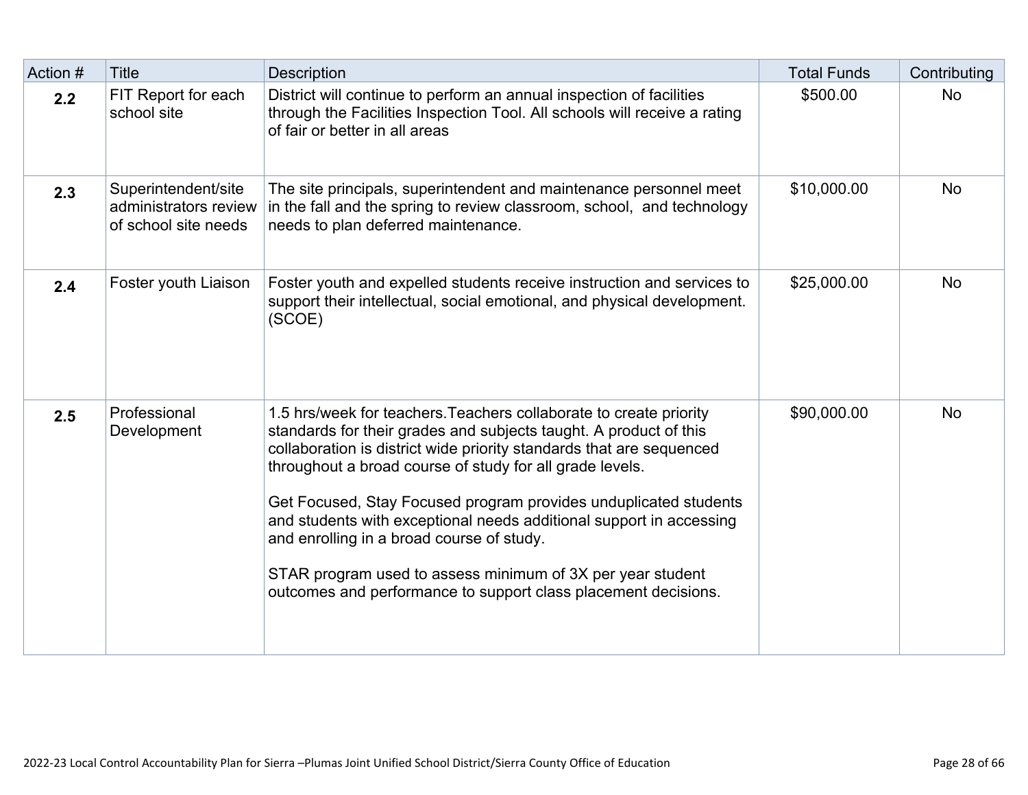| Action # | Title | Description | Total Funds | Contributing |
|---|---|---|---|---|
| **2.2** | FIT Report for each school site | District will continue to perform an annual inspection of facilities through the Facilities Inspection Tool. All schools will receive a rating of fair or better in all areas | $500.00 | No |
| **2.3** | Superintendent/site administrators review of school site needs | The site principals, superintendent and maintenance personnel meet in the fall and the spring to review classroom, school, and technology needs to plan deferred maintenance. | $10,000.00 | No |
| **2.4** | Foster youth Liaison | Foster youth and expelled students receive instruction and services to support their intellectual, social emotional, and physical development. (SCOE) | $25,000.00 | No |
| **2.5** | Professional Development | 1.5 hrs/week for teachers.Teachers collaborate to create priority standards for their grades and subjects taught. A product of this collaboration is district wide priority standards that are sequenced throughout a broad course of study for all grade levels.<br><br>Get Focused, Stay Focused program provides unduplicated students and students with exceptional needs additional support in accessing and enrolling in a broad course of study.<br><br>STAR program used to assess minimum of 3X per year student outcomes and performance to support class placement decisions. | $90,000.00 | No |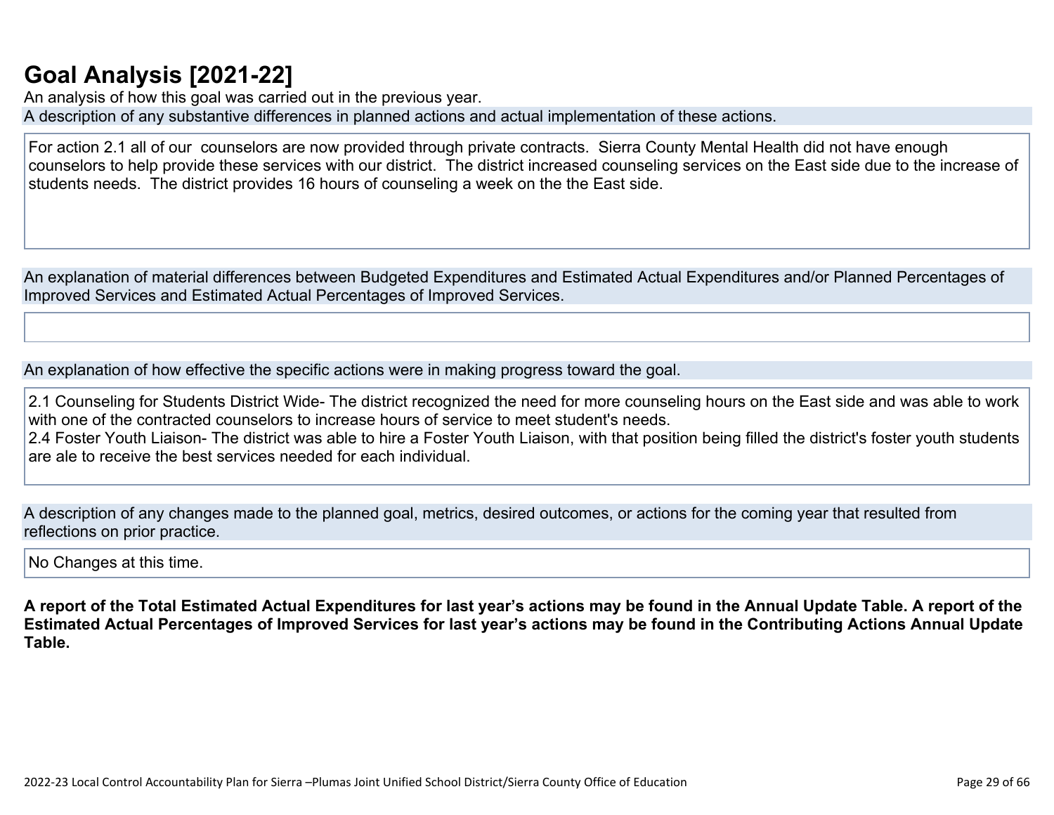## Goal Analysis [2021-22]

An analysis of how this goal was carried out in the previous year.

A description of any substantive differences in planned actions and actual implementation of these actions.

For action 2.1 all of our counselors are now provided through private contracts. Sierra County Mental Health did not have enough counselors to help provide these services with our district. The district increased counseling services on the East side due to the increase of students needs. The district provides 16 hours of counseling a week on the the East side.

An explanation of material differences between Budgeted Expenditures and Estimated Actual Expenditures and/or Planned Percentages of Improved Services and Estimated Actual Percentages of Improved Services.

An explanation of how effective the specific actions were in making progress toward the goal.

2.1 Counseling for Students District Wide- The district recognized the need for more counseling hours on the East side and was able to work with one of the contracted counselors to increase hours of service to meet student's needs.
2.4 Foster Youth Liaison- The district was able to hire a Foster Youth Liaison, with that position being filled the district's foster youth students are ale to receive the best services needed for each individual.

A description of any changes made to the planned goal, metrics, desired outcomes, or actions for the coming year that resulted from reflections on prior practice.

No Changes at this time.

**A report of the Total Estimated Actual Expenditures for last year's actions may be found in the Annual Update Table. A report of the Estimated Actual Percentages of Improved Services for last year's actions may be found in the Contributing Actions Annual Update Table.**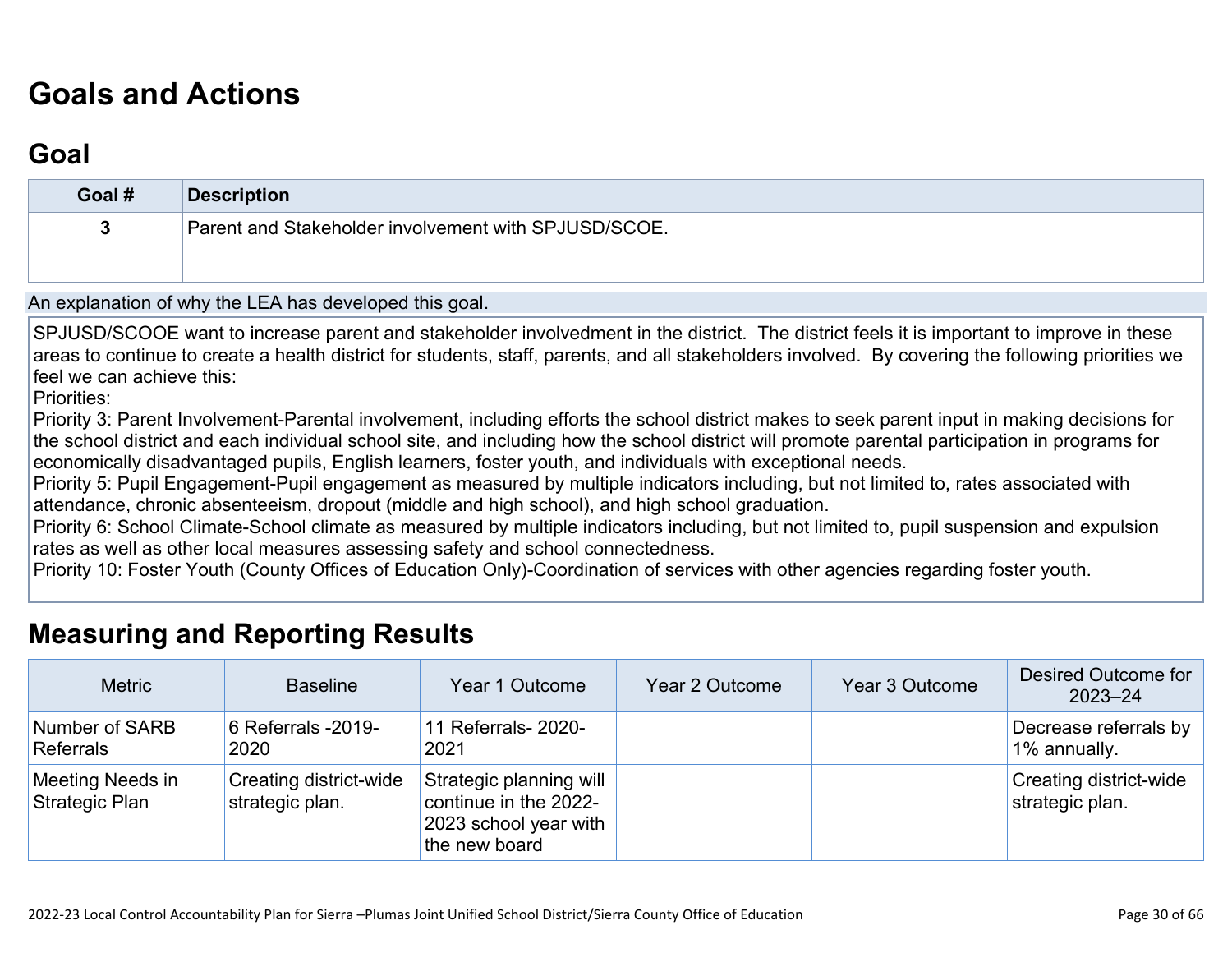# Goals and Actions

## Goal

| Goal # | Description |
|---|---|
| 3 | Parent and Stakeholder involvement with SPJUSD/SCOE. |

An explanation of why the LEA has developed this goal.

SPJUSD/SCOOE want to increase parent and stakeholder involvedment in the district. The district feels it is important to improve in these areas to continue to create a health district for students, staff, parents, and all stakeholders involved. By covering the following priorities we feel we can achieve this:
Priorities:
Priority 3: Parent Involvement-Parental involvement, including efforts the school district makes to seek parent input in making decisions for the school district and each individual school site, and including how the school district will promote parental participation in programs for economically disadvantaged pupils, English learners, foster youth, and individuals with exceptional needs.
Priority 5: Pupil Engagement-Pupil engagement as measured by multiple indicators including, but not limited to, rates associated with attendance, chronic absenteeism, dropout (middle and high school), and high school graduation.
Priority 6: School Climate-School climate as measured by multiple indicators including, but not limited to, pupil suspension and expulsion rates as well as other local measures assessing safety and school connectedness.
Priority 10: Foster Youth (County Offices of Education Only)-Coordination of services with other agencies regarding foster youth.

## Measuring and Reporting Results

| Metric | Baseline | Year 1 Outcome | Year 2 Outcome | Year 3 Outcome | Desired Outcome for 2023–24 |
|---|---|---|---|---|---|
| Number of SARB Referrals | 6 Referrals -2019-2020 | 11 Referrals- 2020-2021 | | | Decrease referrals by 1% annually. |
| Meeting Needs in Strategic Plan | Creating district-wide strategic plan. | Strategic planning will continue in the 2022-2023 school year with the new board | | | Creating district-wide strategic plan. |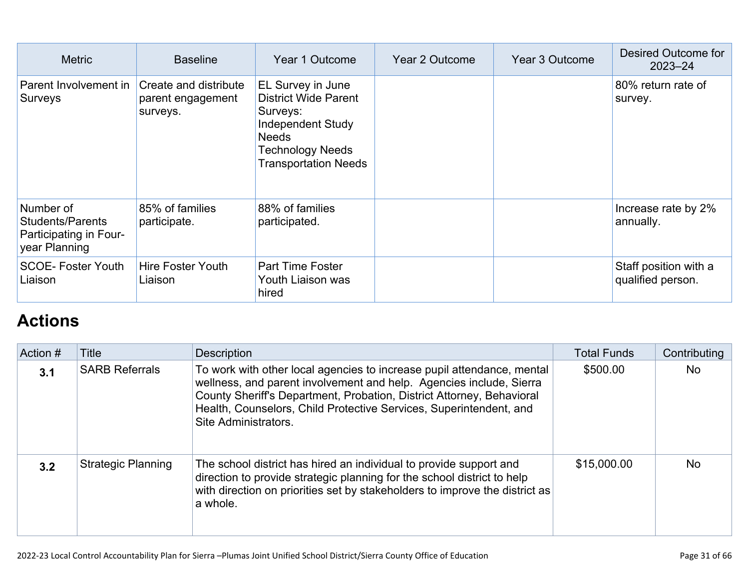| Metric | Baseline | Year 1 Outcome | Year 2 Outcome | Year 3 Outcome | Desired Outcome for 2023–24 |
|---|---|---|---|---|---|
| Parent Involvement in Surveys | Create and distribute parent engagement surveys. | EL Survey in June<br>District Wide Parent Surveys:<br>Independent Study Needs<br>Technology Needs<br>Transportation Needs | | | 80% return rate of survey. |
| Number of Students/Parents Participating in Four-year Planning | 85% of families participate. | 88% of families participated. | | | Increase rate by 2% annually. |
| SCOE- Foster Youth Liaison | Hire Foster Youth Liaison | Part Time Foster Youth Liaison was hired | | | Staff position with a qualified person. |

## Actions

| Action # | Title | Description | Total Funds | Contributing |
|---|---|---|---|---|
| **3.1** | SARB Referrals | To work with other local agencies to increase pupil attendance, mental wellness, and parent involvement and help. Agencies include, Sierra County Sheriff's Department, Probation, District Attorney, Behavioral Health, Counselors, Child Protective Services, Superintendent, and Site Administrators. | $500.00 | No |
| **3.2** | Strategic Planning | The school district has hired an individual to provide support and direction to provide strategic planning for the school district to help with direction on priorities set by stakeholders to improve the district as a whole. | $15,000.00 | No |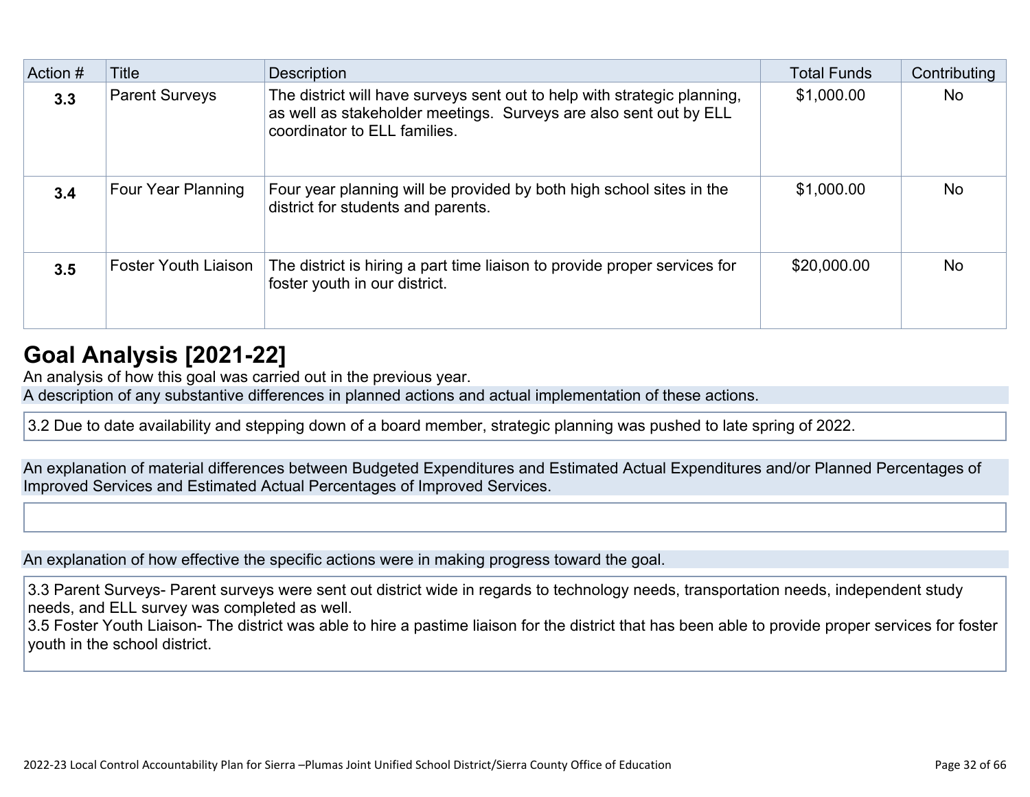| Action # | Title | Description | Total Funds | Contributing |
|---|---|---|---|---|
| **3.3** | Parent Surveys | The district will have surveys sent out to help with strategic planning, as well as stakeholder meetings.  Surveys are also sent out by ELL coordinator to ELL families. | $1,000.00 | No |
| **3.4** | Four Year Planning | Four year planning will be provided by both high school sites in the district for students and parents. | $1,000.00 | No |
| **3.5** | Foster Youth Liaison | The district is hiring a part time liaison to provide proper services for foster youth in our district. | $20,000.00 | No |

## Goal Analysis [2021-22]

An analysis of how this goal was carried out in the previous year.

A description of any substantive differences in planned actions and actual implementation of these actions.

3.2 Due to date availability and stepping down of a board member, strategic planning was pushed to late spring of 2022.

An explanation of material differences between Budgeted Expenditures and Estimated Actual Expenditures and/or Planned Percentages of Improved Services and Estimated Actual Percentages of Improved Services.

An explanation of how effective the specific actions were in making progress toward the goal.

3.3 Parent Surveys- Parent surveys were sent out district wide in regards to technology needs, transportation needs, independent study needs, and ELL survey was completed as well.
3.5 Foster Youth Liaison- The district was able to hire a pastime liaison for the district that has been able to provide proper services for foster youth in the school district.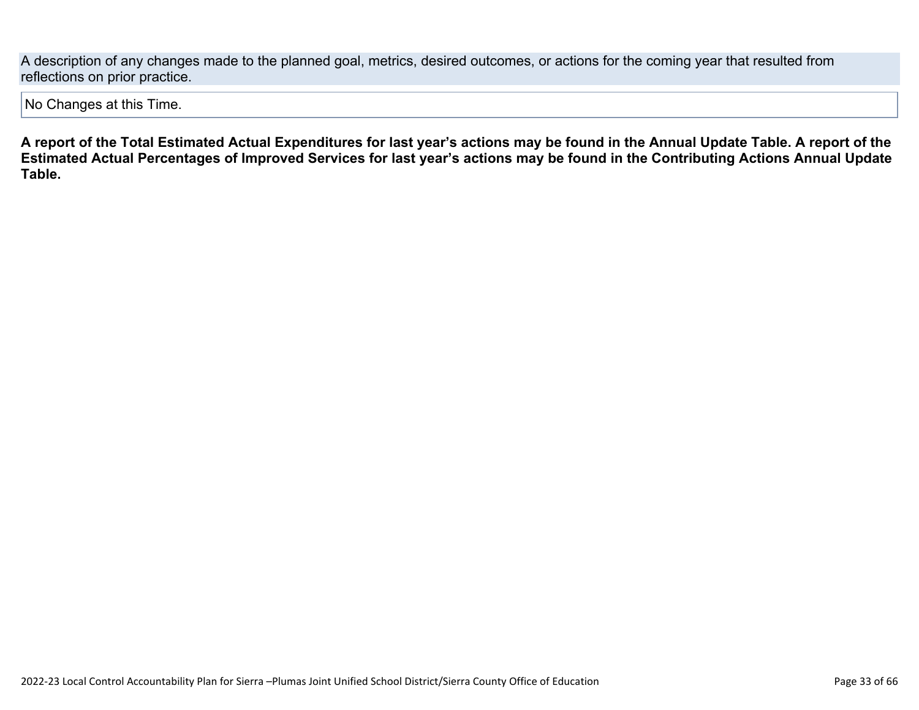A description of any changes made to the planned goal, metrics, desired outcomes, or actions for the coming year that resulted from reflections on prior practice.

No Changes at this Time.

**A report of the Total Estimated Actual Expenditures for last year's actions may be found in the Annual Update Table. A report of the Estimated Actual Percentages of Improved Services for last year's actions may be found in the Contributing Actions Annual Update Table.**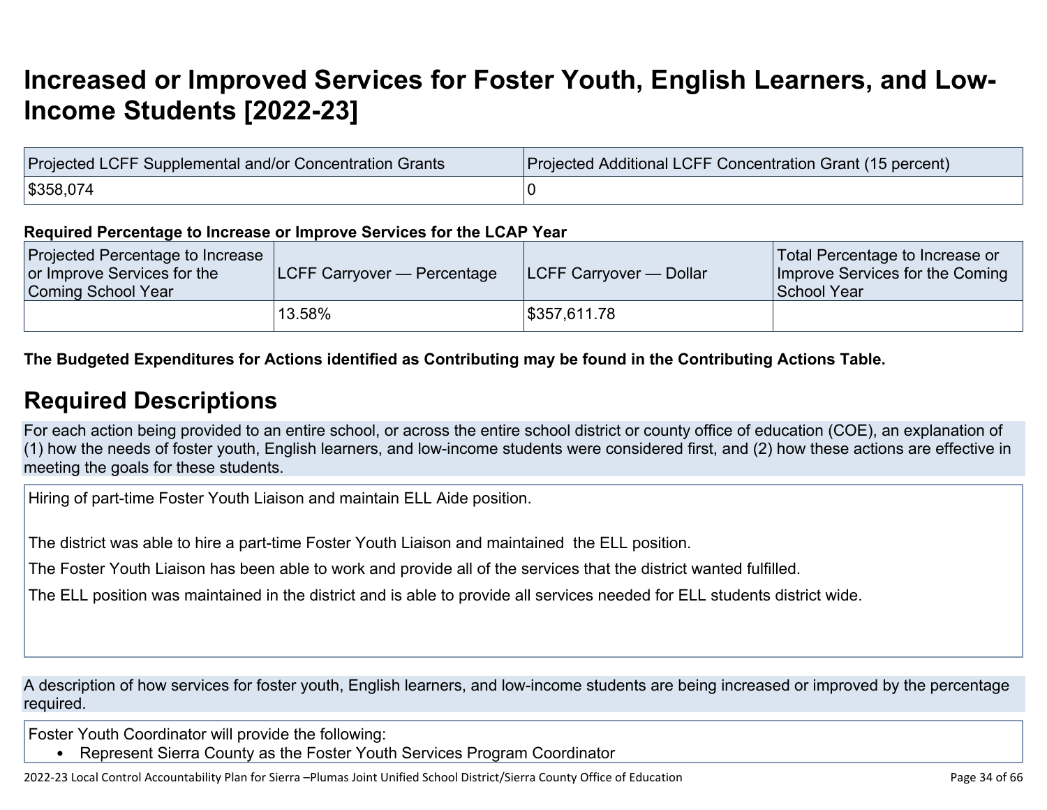# Increased or Improved Services for Foster Youth, English Learners, and Low-Income Students [2022-23]

| Projected LCFF Supplemental and/or Concentration Grants | Projected Additional LCFF Concentration Grant (15 percent) |
|---|---|
| $358,074 | 0 |

**Required Percentage to Increase or Improve Services for the LCAP Year**

| Projected Percentage to Increase or Improve Services for the Coming School Year | LCFF Carryover — Percentage | LCFF Carryover — Dollar | Total Percentage to Increase or Improve Services for the Coming School Year |
|---|---|---|---|
| | 13.58% | $357,611.78 | |

**The Budgeted Expenditures for Actions identified as Contributing may be found in the Contributing Actions Table.**

## Required Descriptions

For each action being provided to an entire school, or across the entire school district or county office of education (COE), an explanation of (1) how the needs of foster youth, English learners, and low-income students were considered first, and (2) how these actions are effective in meeting the goals for these students.

Hiring of part-time Foster Youth Liaison and maintain ELL Aide position.

The district was able to hire a part-time Foster Youth Liaison and maintained the ELL position.

The Foster Youth Liaison has been able to work and provide all of the services that the district wanted fulfilled.

The ELL position was maintained in the district and is able to provide all services needed for ELL students district wide.

A description of how services for foster youth, English learners, and low-income students are being increased or improved by the percentage required.

Foster Youth Coordinator will provide the following:

- Represent Sierra County as the Foster Youth Services Program Coordinator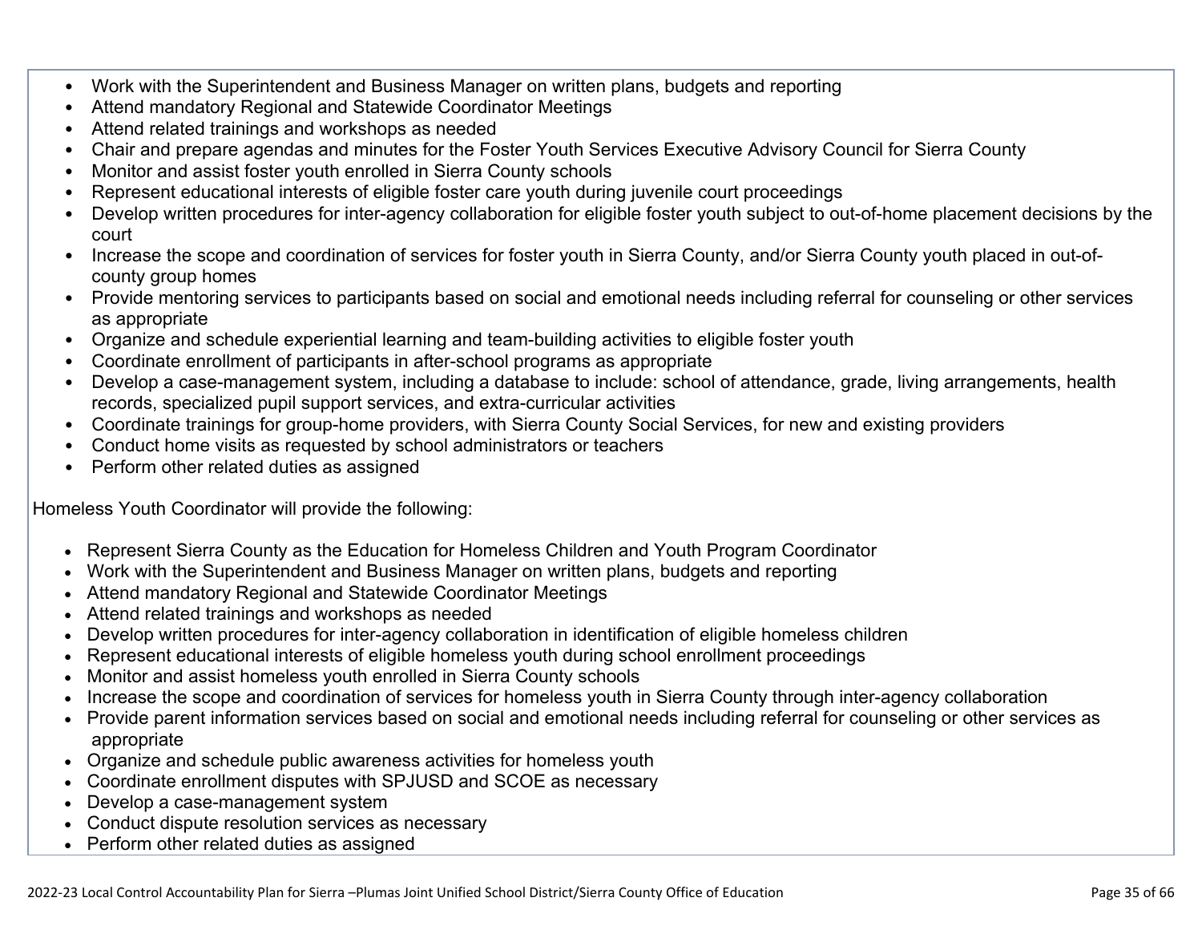- Work with the Superintendent and Business Manager on written plans, budgets and reporting
- Attend mandatory Regional and Statewide Coordinator Meetings
- Attend related trainings and workshops as needed
- Chair and prepare agendas and minutes for the Foster Youth Services Executive Advisory Council for Sierra County
- Monitor and assist foster youth enrolled in Sierra County schools
- Represent educational interests of eligible foster care youth during juvenile court proceedings
- Develop written procedures for inter-agency collaboration for eligible foster youth subject to out-of-home placement decisions by the court
- Increase the scope and coordination of services for foster youth in Sierra County, and/or Sierra County youth placed in out-of-county group homes
- Provide mentoring services to participants based on social and emotional needs including referral for counseling or other services as appropriate
- Organize and schedule experiential learning and team-building activities to eligible foster youth
- Coordinate enrollment of participants in after-school programs as appropriate
- Develop a case-management system, including a database to include: school of attendance, grade, living arrangements, health records, specialized pupil support services, and extra-curricular activities
- Coordinate trainings for group-home providers, with Sierra County Social Services, for new and existing providers
- Conduct home visits as requested by school administrators or teachers
- Perform other related duties as assigned

Homeless Youth Coordinator will provide the following:

- Represent Sierra County as the Education for Homeless Children and Youth Program Coordinator
- Work with the Superintendent and Business Manager on written plans, budgets and reporting
- Attend mandatory Regional and Statewide Coordinator Meetings
- Attend related trainings and workshops as needed
- Develop written procedures for inter-agency collaboration in identification of eligible homeless children
- Represent educational interests of eligible homeless youth during school enrollment proceedings
- Monitor and assist homeless youth enrolled in Sierra County schools
- Increase the scope and coordination of services for homeless youth in Sierra County through inter-agency collaboration
- Provide parent information services based on social and emotional needs including referral for counseling or other services as appropriate
- Organize and schedule public awareness activities for homeless youth
- Coordinate enrollment disputes with SPJUSD and SCOE as necessary
- Develop a case-management system
- Conduct dispute resolution services as necessary
- Perform other related duties as assigned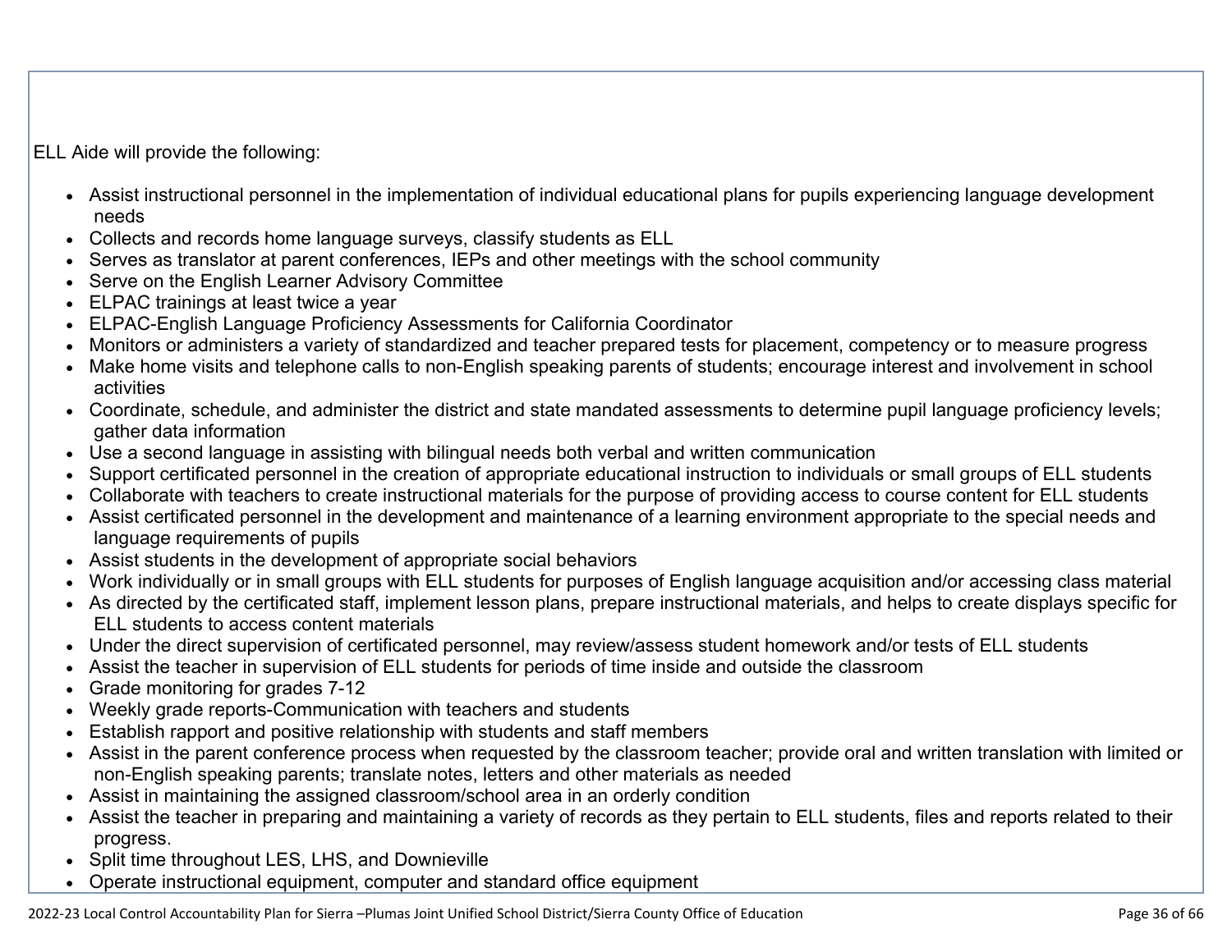ELL Aide will provide the following:

- Assist instructional personnel in the implementation of individual educational plans for pupils experiencing language development needs
- Collects and records home language surveys, classify students as ELL
- Serves as translator at parent conferences, IEPs and other meetings with the school community
- Serve on the English Learner Advisory Committee
- ELPAC trainings at least twice a year
- ELPAC-English Language Proficiency Assessments for California Coordinator
- Monitors or administers a variety of standardized and teacher prepared tests for placement, competency or to measure progress
- Make home visits and telephone calls to non-English speaking parents of students; encourage interest and involvement in school activities
- Coordinate, schedule, and administer the district and state mandated assessments to determine pupil language proficiency levels; gather data information
- Use a second language in assisting with bilingual needs both verbal and written communication
- Support certificated personnel in the creation of appropriate educational instruction to individuals or small groups of ELL students
- Collaborate with teachers to create instructional materials for the purpose of providing access to course content for ELL students
- Assist certificated personnel in the development and maintenance of a learning environment appropriate to the special needs and language requirements of pupils
- Assist students in the development of appropriate social behaviors
- Work individually or in small groups with ELL students for purposes of English language acquisition and/or accessing class material
- As directed by the certificated staff, implement lesson plans, prepare instructional materials, and helps to create displays specific for ELL students to access content materials
- Under the direct supervision of certificated personnel, may review/assess student homework and/or tests of ELL students
- Assist the teacher in supervision of ELL students for periods of time inside and outside the classroom
- Grade monitoring for grades 7-12
- Weekly grade reports-Communication with teachers and students
- Establish rapport and positive relationship with students and staff members
- Assist in the parent conference process when requested by the classroom teacher; provide oral and written translation with limited or non-English speaking parents; translate notes, letters and other materials as needed
- Assist in maintaining the assigned classroom/school area in an orderly condition
- Assist the teacher in preparing and maintaining a variety of records as they pertain to ELL students, files and reports related to their progress.
- Split time throughout LES, LHS, and Downieville
- Operate instructional equipment, computer and standard office equipment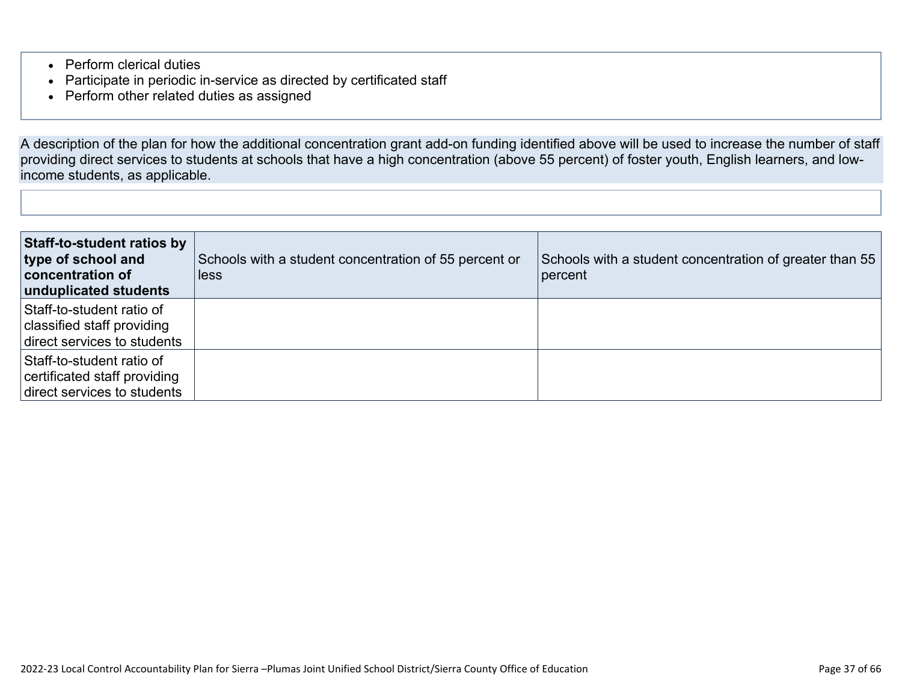- Perform clerical duties
- Participate in periodic in-service as directed by certificated staff
- Perform other related duties as assigned

A description of the plan for how the additional concentration grant add-on funding identified above will be used to increase the number of staff providing direct services to students at schools that have a high concentration (above 55 percent) of foster youth, English learners, and low-income students, as applicable.

| **Staff-to-student ratios by type of school and concentration of unduplicated students** | Schools with a student concentration of 55 percent or less | Schools with a student concentration of greater than 55 percent |
|---|---|---|
| Staff-to-student ratio of classified staff providing direct services to students | | |
| Staff-to-student ratio of certificated staff providing direct services to students | | |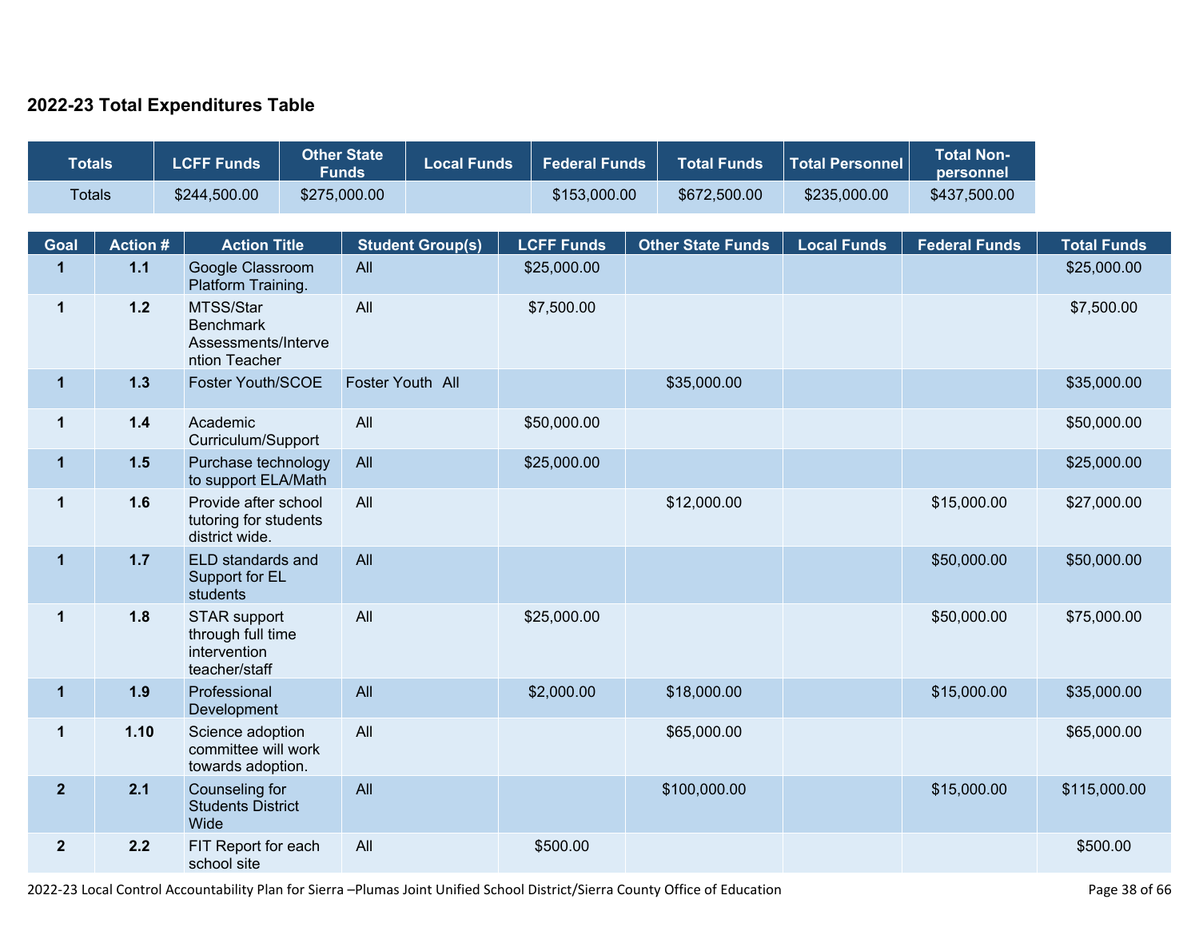## 2022-23 Total Expenditures Table

| Totals | LCFF Funds | Other State Funds | Local Funds | Federal Funds | Total Funds | Total Personnel | Total Non-personnel |
|---|---|---|---|---|---|---|---|
| Totals | $244,500.00 | $275,000.00 | | $153,000.00 | $672,500.00 | $235,000.00 | $437,500.00 |

| Goal | Action # | Action Title | Student Group(s) | LCFF Funds | Other State Funds | Local Funds | Federal Funds | Total Funds |
|---|---|---|---|---|---|---|---|---|
| 1 | 1.1 | Google Classroom Platform Training. | All | $25,000.00 | | | | $25,000.00 |
| 1 | 1.2 | MTSS/Star Benchmark Assessments/Intervention Teacher | All | $7,500.00 | | | | $7,500.00 |
| 1 | 1.3 | Foster Youth/SCOE | Foster Youth All | | $35,000.00 | | | $35,000.00 |
| 1 | 1.4 | Academic Curriculum/Support | All | $50,000.00 | | | | $50,000.00 |
| 1 | 1.5 | Purchase technology to support ELA/Math | All | $25,000.00 | | | | $25,000.00 |
| 1 | 1.6 | Provide after school tutoring for students district wide. | All | | $12,000.00 | | $15,000.00 | $27,000.00 |
| 1 | 1.7 | ELD standards and Support for EL students | All | | | | $50,000.00 | $50,000.00 |
| 1 | 1.8 | STAR support through full time intervention teacher/staff | All | $25,000.00 | | | $50,000.00 | $75,000.00 |
| 1 | 1.9 | Professional Development | All | $2,000.00 | $18,000.00 | | $15,000.00 | $35,000.00 |
| 1 | 1.10 | Science adoption committee will work towards adoption. | All | | $65,000.00 | | | $65,000.00 |
| 2 | 2.1 | Counseling for Students District Wide | All | | $100,000.00 | | $15,000.00 | $115,000.00 |
| 2 | 2.2 | FIT Report for each school site | All | $500.00 | | | | $500.00 |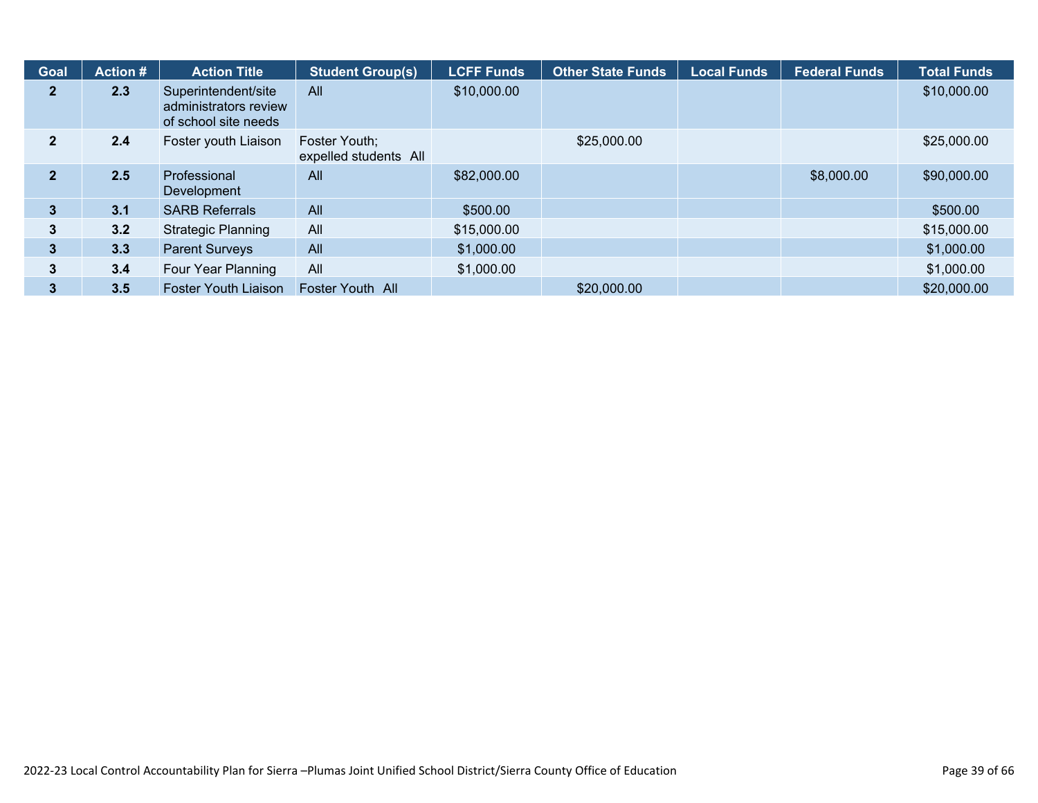| Goal | Action # | Action Title | Student Group(s) | LCFF Funds | Other State Funds | Local Funds | Federal Funds | Total Funds |
|---|---|---|---|---|---|---|---|---|
| 2 | 2.3 | Superintendent/site administrators review of school site needs | All | $10,000.00 | | | | $10,000.00 |
| 2 | 2.4 | Foster youth Liaison | Foster Youth; expelled students All | | $25,000.00 | | | $25,000.00 |
| 2 | 2.5 | Professional Development | All | $82,000.00 | | | $8,000.00 | $90,000.00 |
| 3 | 3.1 | SARB Referrals | All | $500.00 | | | | $500.00 |
| 3 | 3.2 | Strategic Planning | All | $15,000.00 | | | | $15,000.00 |
| 3 | 3.3 | Parent Surveys | All | $1,000.00 | | | | $1,000.00 |
| 3 | 3.4 | Four Year Planning | All | $1,000.00 | | | | $1,000.00 |
| 3 | 3.5 | Foster Youth Liaison | Foster Youth All | | $20,000.00 | | | $20,000.00 |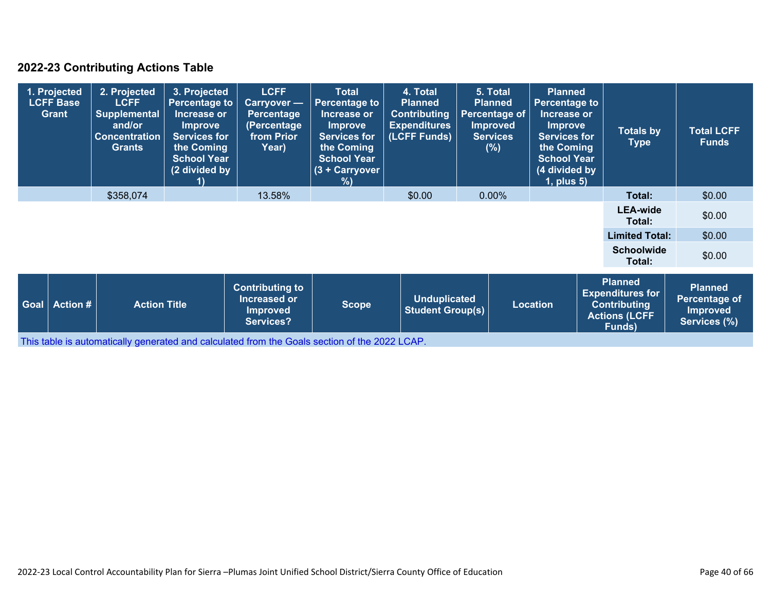## 2022-23 Contributing Actions Table

| 1. Projected LCFF Base Grant | 2. Projected LCFF Supplemental and/or Concentration Grants | 3. Projected Percentage to Increase or Improve Services for the Coming School Year (2 divided by 1) | LCFF Carryover — Percentage (Percentage from Prior Year) | Total Percentage to Increase or Improve Services for the Coming School Year (3 + Carryover %) | 4. Total Planned Contributing Expenditures (LCFF Funds) | 5. Total Planned Percentage of Improved Services (%) | Planned Percentage to Increase or Improve Services for the Coming School Year (4 divided by 1, plus 5) | Totals by Type | Total LCFF Funds |
|---|---|---|---|---|---|---|---|---|---|
| | $358,074 | | 13.58% | | $0.00 | 0.00% | | **Total:** | $0.00 |
| | | | | | | | | **LEA-wide Total:** | $0.00 |
| | | | | | | | | **Limited Total:** | $0.00 |
| | | | | | | | | **Schoolwide Total:** | $0.00 |

| Goal | Action # | Action Title | Contributing to Increased or Improved Services? | Scope | Unduplicated Student Group(s) | Location | Planned Expenditures for Contributing Actions (LCFF Funds) | Planned Percentage of Improved Services (%) |
|---|---|---|---|---|---|---|---|---|
| This table is automatically generated and calculated from the Goals section of the 2022 LCAP. | | | | | | | | |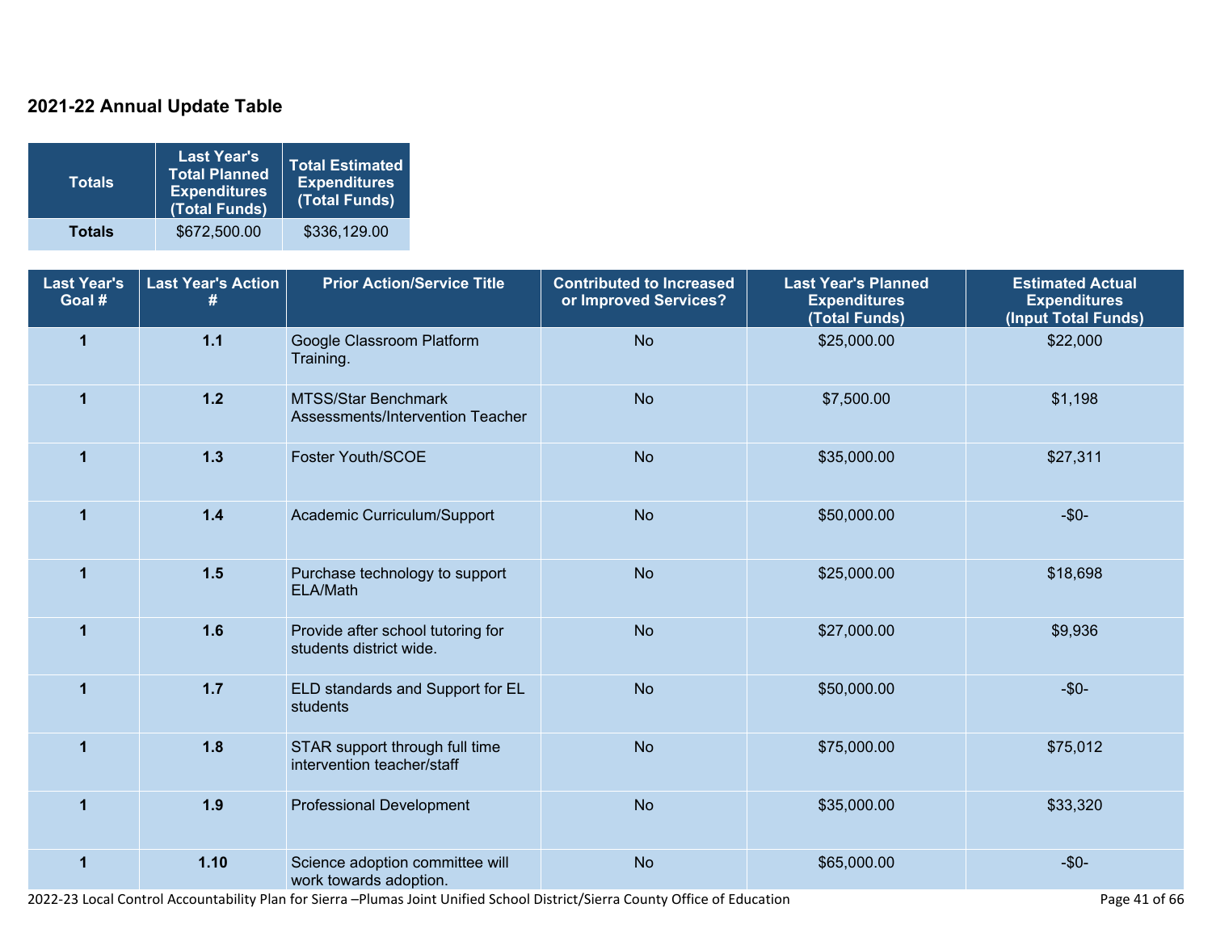## 2021-22 Annual Update Table

| Totals | Last Year's Total Planned Expenditures (Total Funds) | Total Estimated Expenditures (Total Funds) |
|---|---|---|
| **Totals** | $672,500.00 | $336,129.00 |

| Last Year's Goal # | Last Year's Action # | Prior Action/Service Title | Contributed to Increased or Improved Services? | Last Year's Planned Expenditures (Total Funds) | Estimated Actual Expenditures (Input Total Funds) |
|---|---|---|---|---|---|
| **1** | **1.1** | Google Classroom Platform Training. | No | $25,000.00 | $22,000 |
| **1** | **1.2** | MTSS/Star Benchmark Assessments/Intervention Teacher | No | $7,500.00 | $1,198 |
| **1** | **1.3** | Foster Youth/SCOE | No | $35,000.00 | $27,311 |
| **1** | **1.4** | Academic Curriculum/Support | No | $50,000.00 | -$0- |
| **1** | **1.5** | Purchase technology to support ELA/Math | No | $25,000.00 | $18,698 |
| **1** | **1.6** | Provide after school tutoring for students district wide. | No | $27,000.00 | $9,936 |
| **1** | **1.7** | ELD standards and Support for EL students | No | $50,000.00 | -$0- |
| **1** | **1.8** | STAR support through full time intervention teacher/staff | No | $75,000.00 | $75,012 |
| **1** | **1.9** | Professional Development | No | $35,000.00 | $33,320 |
| **1** | **1.10** | Science adoption committee will work towards adoption. | No | $65,000.00 | -$0- |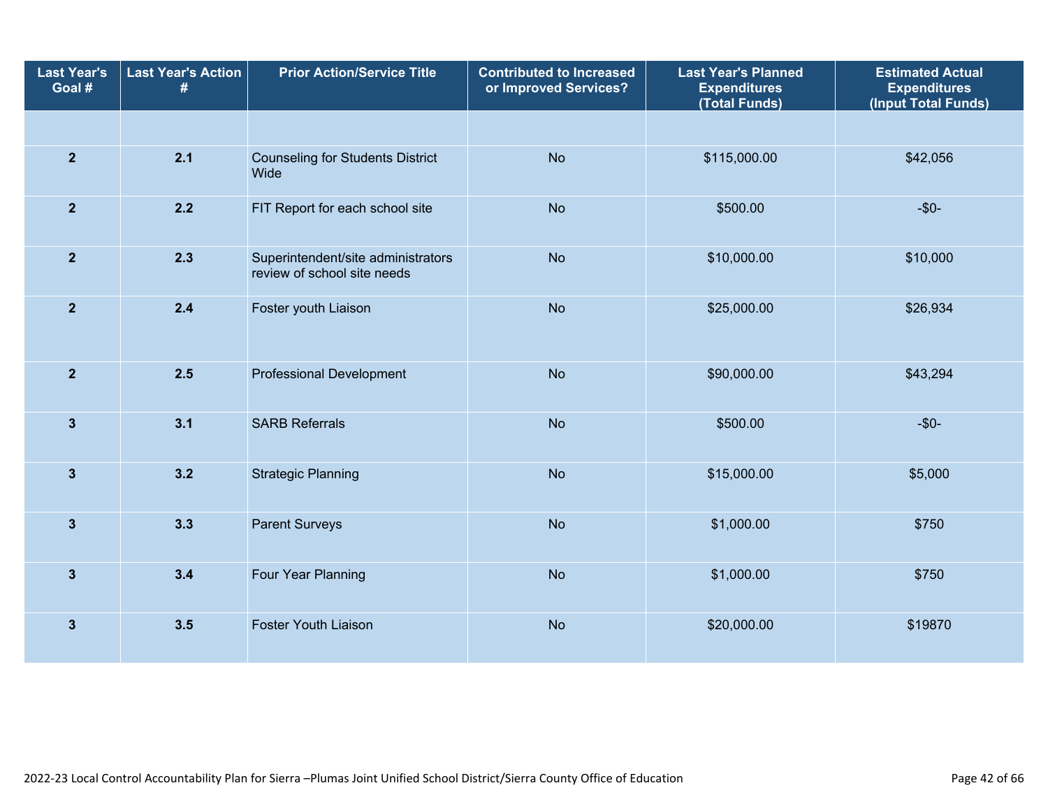| Last Year's Goal # | Last Year's Action # | Prior Action/Service Title | Contributed to Increased or Improved Services? | Last Year's Planned Expenditures (Total Funds) | Estimated Actual Expenditures (Input Total Funds) |
|---|---|---|---|---|---|
| | | | | | |
| 2 | 2.1 | Counseling for Students District Wide | No | $115,000.00 | $42,056 |
| 2 | 2.2 | FIT Report for each school site | No | $500.00 | -$0- |
| 2 | 2.3 | Superintendent/site administrators review of school site needs | No | $10,000.00 | $10,000 |
| 2 | 2.4 | Foster youth Liaison | No | $25,000.00 | $26,934 |
| 2 | 2.5 | Professional Development | No | $90,000.00 | $43,294 |
| 3 | 3.1 | SARB Referrals | No | $500.00 | -$0- |
| 3 | 3.2 | Strategic Planning | No | $15,000.00 | $5,000 |
| 3 | 3.3 | Parent Surveys | No | $1,000.00 | $750 |
| 3 | 3.4 | Four Year Planning | No | $1,000.00 | $750 |
| 3 | 3.5 | Foster Youth Liaison | No | $20,000.00 | $19870 |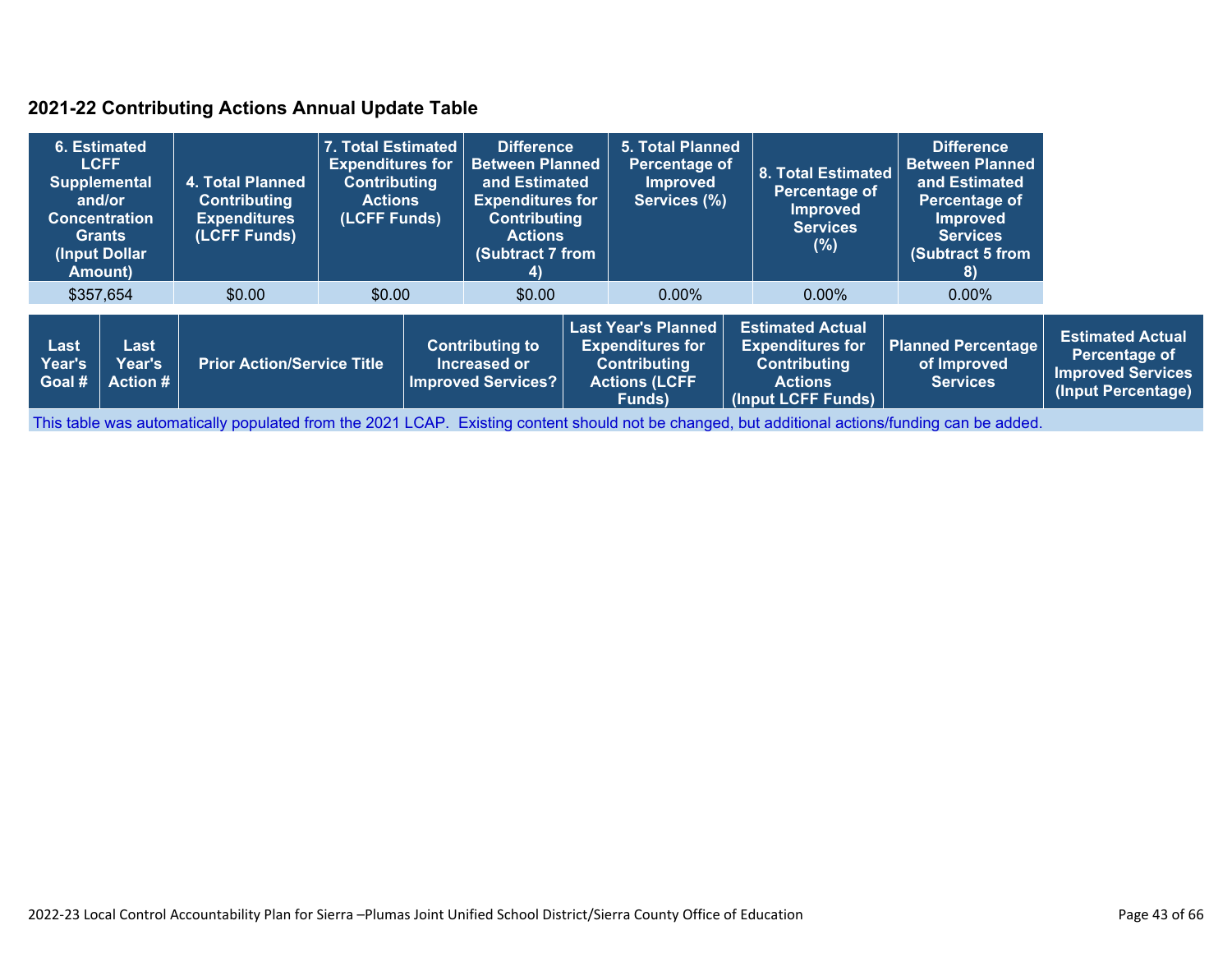## 2021-22 Contributing Actions Annual Update Table

| 6. Estimated LCFF Supplemental and/or Concentration Grants (Input Dollar Amount) | 4. Total Planned Contributing Expenditures (LCFF Funds) | 7. Total Estimated Expenditures for Contributing Actions (LCFF Funds) | Difference Between Planned and Estimated Expenditures for Contributing Actions (Subtract 7 from 4) | 5. Total Planned Percentage of Improved Services (%) | 8. Total Estimated Percentage of Improved Services (%) | Difference Between Planned and Estimated Percentage of Improved Services (Subtract 5 from 8) |
|---|---|---|---|---|---|---|
| $357,654 | $0.00 | $0.00 | $0.00 | 0.00% | 0.00% | 0.00% |

| Last Year's Goal # | Last Year's Action # | Prior Action/Service Title | Contributing to Increased or Improved Services? | Last Year's Planned Expenditures for Contributing Actions (LCFF Funds) | Estimated Actual Expenditures for Contributing Actions (Input LCFF Funds) | Planned Percentage of Improved Services | Estimated Actual Percentage of Improved Services (Input Percentage) |
|---|---|---|---|---|---|---|---|
| This table was automatically populated from the 2021 LCAP. Existing content should not be changed, but additional actions/funding can be added. | | | | | | | |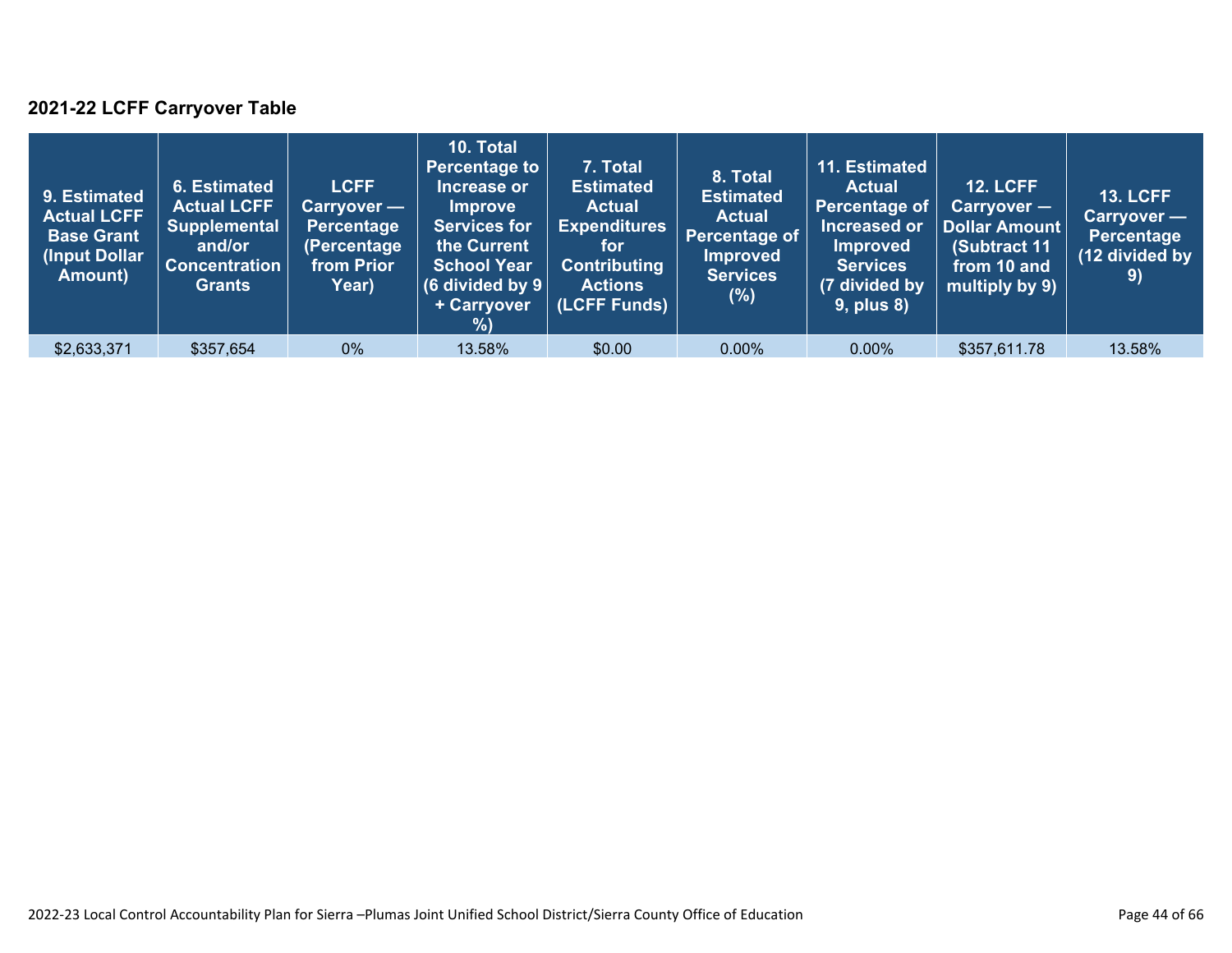### 2021-22 LCFF Carryover Table

| 9. Estimated Actual LCFF Base Grant (Input Dollar Amount) | 6. Estimated Actual LCFF Supplemental and/or Concentration Grants | LCFF Carryover — Percentage (Percentage from Prior Year) | 10. Total Percentage to Increase or Improve Services for the Current School Year (6 divided by 9 + Carryover %) | 7. Total Estimated Actual Expenditures for Contributing Actions (LCFF Funds) | 8. Total Estimated Actual Percentage of Improved Services (%) | 11. Estimated Actual Percentage of Increased or Improved Services (7 divided by 9, plus 8) | 12. LCFF Carryover — Dollar Amount (Subtract 11 from 10 and multiply by 9) | 13. LCFF Carryover — Percentage (12 divided by 9) |
|---|---|---|---|---|---|---|---|---|
| $2,633,371 | $357,654 | 0% | 13.58% | $0.00 | 0.00% | 0.00% | $357,611.78 | 13.58% |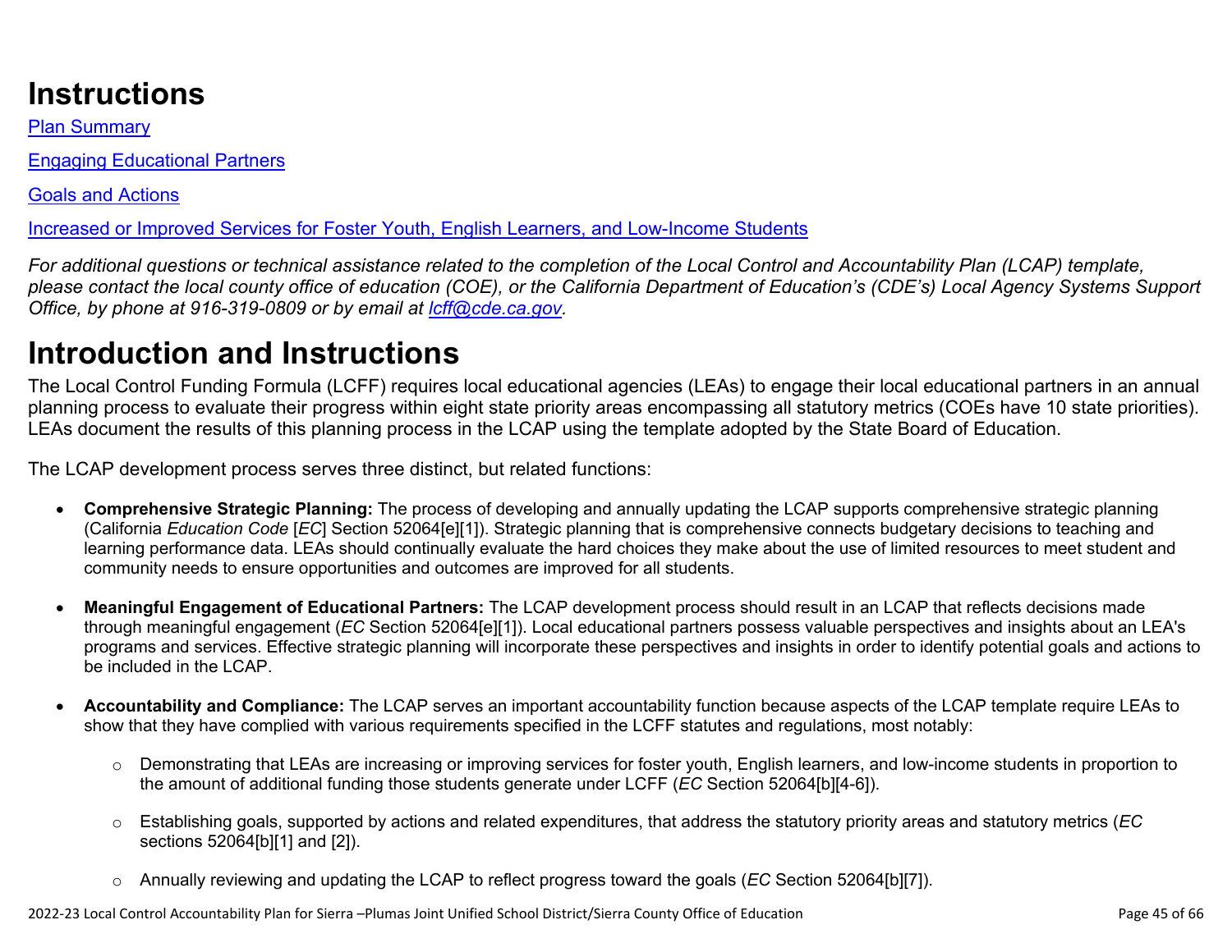# Instructions

[Plan Summary](#)

[Engaging Educational Partners](#)

[Goals and Actions](#)

[Increased or Improved Services for Foster Youth, English Learners, and Low-Income Students](#)

*For additional questions or technical assistance related to the completion of the Local Control and Accountability Plan (LCAP) template, please contact the local county office of education (COE), or the California Department of Education's (CDE's) Local Agency Systems Support Office, by phone at 916-319-0809 or by email at [lcff@cde.ca.gov](mailto:lcff@cde.ca.gov).*

# Introduction and Instructions

The Local Control Funding Formula (LCFF) requires local educational agencies (LEAs) to engage their local educational partners in an annual planning process to evaluate their progress within eight state priority areas encompassing all statutory metrics (COEs have 10 state priorities). LEAs document the results of this planning process in the LCAP using the template adopted by the State Board of Education.

The LCAP development process serves three distinct, but related functions:

- **Comprehensive Strategic Planning:** The process of developing and annually updating the LCAP supports comprehensive strategic planning (California *Education Code* [*EC*] Section 52064[e][1]). Strategic planning that is comprehensive connects budgetary decisions to teaching and learning performance data. LEAs should continually evaluate the hard choices they make about the use of limited resources to meet student and community needs to ensure opportunities and outcomes are improved for all students.

- **Meaningful Engagement of Educational Partners:** The LCAP development process should result in an LCAP that reflects decisions made through meaningful engagement (*EC* Section 52064[e][1]). Local educational partners possess valuable perspectives and insights about an LEA's programs and services. Effective strategic planning will incorporate these perspectives and insights in order to identify potential goals and actions to be included in the LCAP.

- **Accountability and Compliance:** The LCAP serves an important accountability function because aspects of the LCAP template require LEAs to show that they have complied with various requirements specified in the LCFF statutes and regulations, most notably:

  - Demonstrating that LEAs are increasing or improving services for foster youth, English learners, and low-income students in proportion to the amount of additional funding those students generate under LCFF (*EC* Section 52064[b][4-6]).

  - Establishing goals, supported by actions and related expenditures, that address the statutory priority areas and statutory metrics (*EC* sections 52064[b][1] and [2]).

  - Annually reviewing and updating the LCAP to reflect progress toward the goals (*EC* Section 52064[b][7]).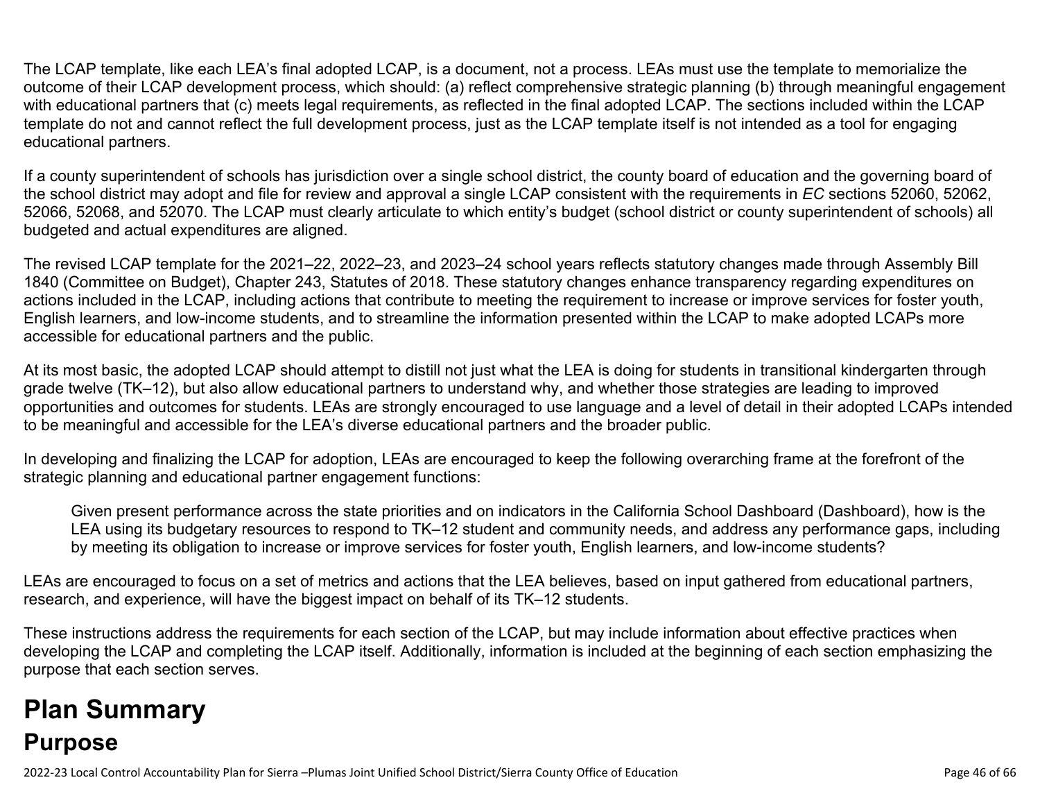The LCAP template, like each LEA's final adopted LCAP, is a document, not a process. LEAs must use the template to memorialize the outcome of their LCAP development process, which should: (a) reflect comprehensive strategic planning (b) through meaningful engagement with educational partners that (c) meets legal requirements, as reflected in the final adopted LCAP. The sections included within the LCAP template do not and cannot reflect the full development process, just as the LCAP template itself is not intended as a tool for engaging educational partners.

If a county superintendent of schools has jurisdiction over a single school district, the county board of education and the governing board of the school district may adopt and file for review and approval a single LCAP consistent with the requirements in *EC* sections 52060, 52062, 52066, 52068, and 52070. The LCAP must clearly articulate to which entity's budget (school district or county superintendent of schools) all budgeted and actual expenditures are aligned.

The revised LCAP template for the 2021–22, 2022–23, and 2023–24 school years reflects statutory changes made through Assembly Bill 1840 (Committee on Budget), Chapter 243, Statutes of 2018. These statutory changes enhance transparency regarding expenditures on actions included in the LCAP, including actions that contribute to meeting the requirement to increase or improve services for foster youth, English learners, and low-income students, and to streamline the information presented within the LCAP to make adopted LCAPs more accessible for educational partners and the public.

At its most basic, the adopted LCAP should attempt to distill not just what the LEA is doing for students in transitional kindergarten through grade twelve (TK–12), but also allow educational partners to understand why, and whether those strategies are leading to improved opportunities and outcomes for students. LEAs are strongly encouraged to use language and a level of detail in their adopted LCAPs intended to be meaningful and accessible for the LEA's diverse educational partners and the broader public.

In developing and finalizing the LCAP for adoption, LEAs are encouraged to keep the following overarching frame at the forefront of the strategic planning and educational partner engagement functions:

> Given present performance across the state priorities and on indicators in the California School Dashboard (Dashboard), how is the LEA using its budgetary resources to respond to TK–12 student and community needs, and address any performance gaps, including by meeting its obligation to increase or improve services for foster youth, English learners, and low-income students?

LEAs are encouraged to focus on a set of metrics and actions that the LEA believes, based on input gathered from educational partners, research, and experience, will have the biggest impact on behalf of its TK–12 students.

These instructions address the requirements for each section of the LCAP, but may include information about effective practices when developing the LCAP and completing the LCAP itself. Additionally, information is included at the beginning of each section emphasizing the purpose that each section serves.

# Plan Summary

## Purpose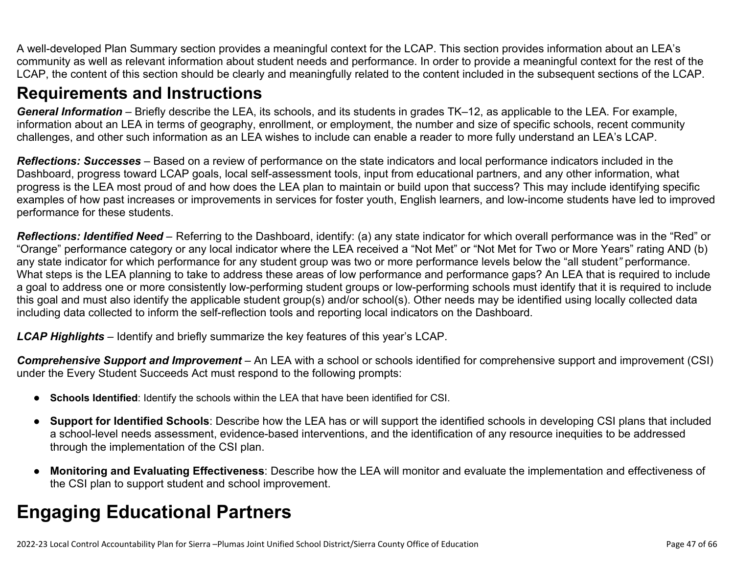A well-developed Plan Summary section provides a meaningful context for the LCAP. This section provides information about an LEA's community as well as relevant information about student needs and performance. In order to provide a meaningful context for the rest of the LCAP, the content of this section should be clearly and meaningfully related to the content included in the subsequent sections of the LCAP.

## Requirements and Instructions

***General Information*** – Briefly describe the LEA, its schools, and its students in grades TK–12, as applicable to the LEA. For example, information about an LEA in terms of geography, enrollment, or employment, the number and size of specific schools, recent community challenges, and other such information as an LEA wishes to include can enable a reader to more fully understand an LEA's LCAP.

***Reflections: Successes*** – Based on a review of performance on the state indicators and local performance indicators included in the Dashboard, progress toward LCAP goals, local self-assessment tools, input from educational partners, and any other information, what progress is the LEA most proud of and how does the LEA plan to maintain or build upon that success? This may include identifying specific examples of how past increases or improvements in services for foster youth, English learners, and low-income students have led to improved performance for these students.

***Reflections: Identified Need*** – Referring to the Dashboard, identify: (a) any state indicator for which overall performance was in the "Red" or "Orange" performance category or any local indicator where the LEA received a "Not Met" or "Not Met for Two or More Years" rating AND (b) any state indicator for which performance for any student group was two or more performance levels below the "all student*"* performance. What steps is the LEA planning to take to address these areas of low performance and performance gaps? An LEA that is required to include a goal to address one or more consistently low-performing student groups or low-performing schools must identify that it is required to include this goal and must also identify the applicable student group(s) and/or school(s). Other needs may be identified using locally collected data including data collected to inform the self-reflection tools and reporting local indicators on the Dashboard.

***LCAP Highlights*** – Identify and briefly summarize the key features of this year's LCAP.

***Comprehensive Support and Improvement*** – An LEA with a school or schools identified for comprehensive support and improvement (CSI) under the Every Student Succeeds Act must respond to the following prompts:

- **Schools Identified**: Identify the schools within the LEA that have been identified for CSI.
- **Support for Identified Schools**: Describe how the LEA has or will support the identified schools in developing CSI plans that included a school-level needs assessment, evidence-based interventions, and the identification of any resource inequities to be addressed through the implementation of the CSI plan.
- **Monitoring and Evaluating Effectiveness**: Describe how the LEA will monitor and evaluate the implementation and effectiveness of the CSI plan to support student and school improvement.

# Engaging Educational Partners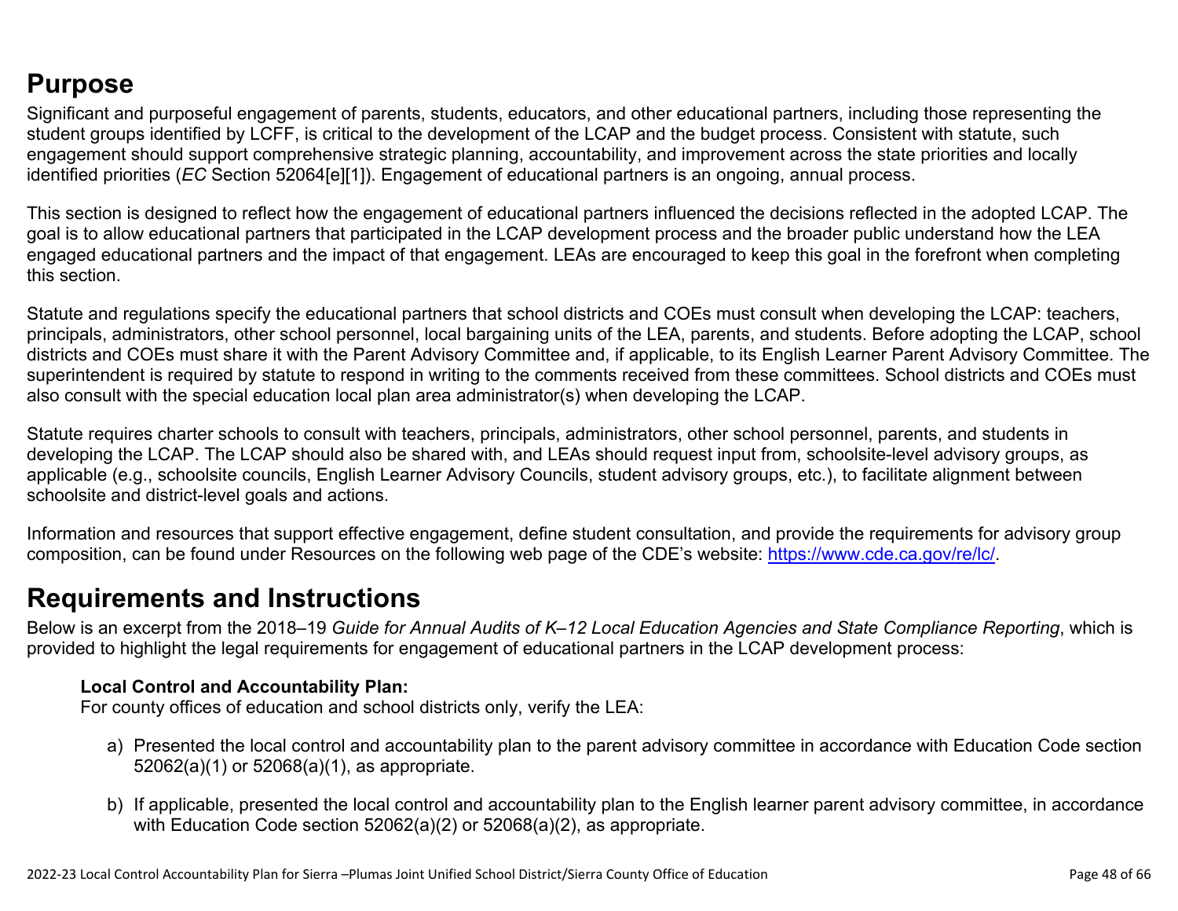## Purpose

Significant and purposeful engagement of parents, students, educators, and other educational partners, including those representing the student groups identified by LCFF, is critical to the development of the LCAP and the budget process. Consistent with statute, such engagement should support comprehensive strategic planning, accountability, and improvement across the state priorities and locally identified priorities (*EC* Section 52064[e][1]). Engagement of educational partners is an ongoing, annual process.

This section is designed to reflect how the engagement of educational partners influenced the decisions reflected in the adopted LCAP. The goal is to allow educational partners that participated in the LCAP development process and the broader public understand how the LEA engaged educational partners and the impact of that engagement. LEAs are encouraged to keep this goal in the forefront when completing this section.

Statute and regulations specify the educational partners that school districts and COEs must consult when developing the LCAP: teachers, principals, administrators, other school personnel, local bargaining units of the LEA, parents, and students. Before adopting the LCAP, school districts and COEs must share it with the Parent Advisory Committee and, if applicable, to its English Learner Parent Advisory Committee. The superintendent is required by statute to respond in writing to the comments received from these committees. School districts and COEs must also consult with the special education local plan area administrator(s) when developing the LCAP.

Statute requires charter schools to consult with teachers, principals, administrators, other school personnel, parents, and students in developing the LCAP. The LCAP should also be shared with, and LEAs should request input from, schoolsite-level advisory groups, as applicable (e.g., schoolsite councils, English Learner Advisory Councils, student advisory groups, etc.), to facilitate alignment between schoolsite and district-level goals and actions.

Information and resources that support effective engagement, define student consultation, and provide the requirements for advisory group composition, can be found under Resources on the following web page of the CDE's website: [https://www.cde.ca.gov/re/lc/](https://www.cde.ca.gov/re/lc/).

## Requirements and Instructions

Below is an excerpt from the 2018–19 *Guide for Annual Audits of K–12 Local Education Agencies and State Compliance Reporting*, which is provided to highlight the legal requirements for engagement of educational partners in the LCAP development process:

**Local Control and Accountability Plan:**
For county offices of education and school districts only, verify the LEA:

a) Presented the local control and accountability plan to the parent advisory committee in accordance with Education Code section 52062(a)(1) or 52068(a)(1), as appropriate.

b) If applicable, presented the local control and accountability plan to the English learner parent advisory committee, in accordance with Education Code section 52062(a)(2) or 52068(a)(2), as appropriate.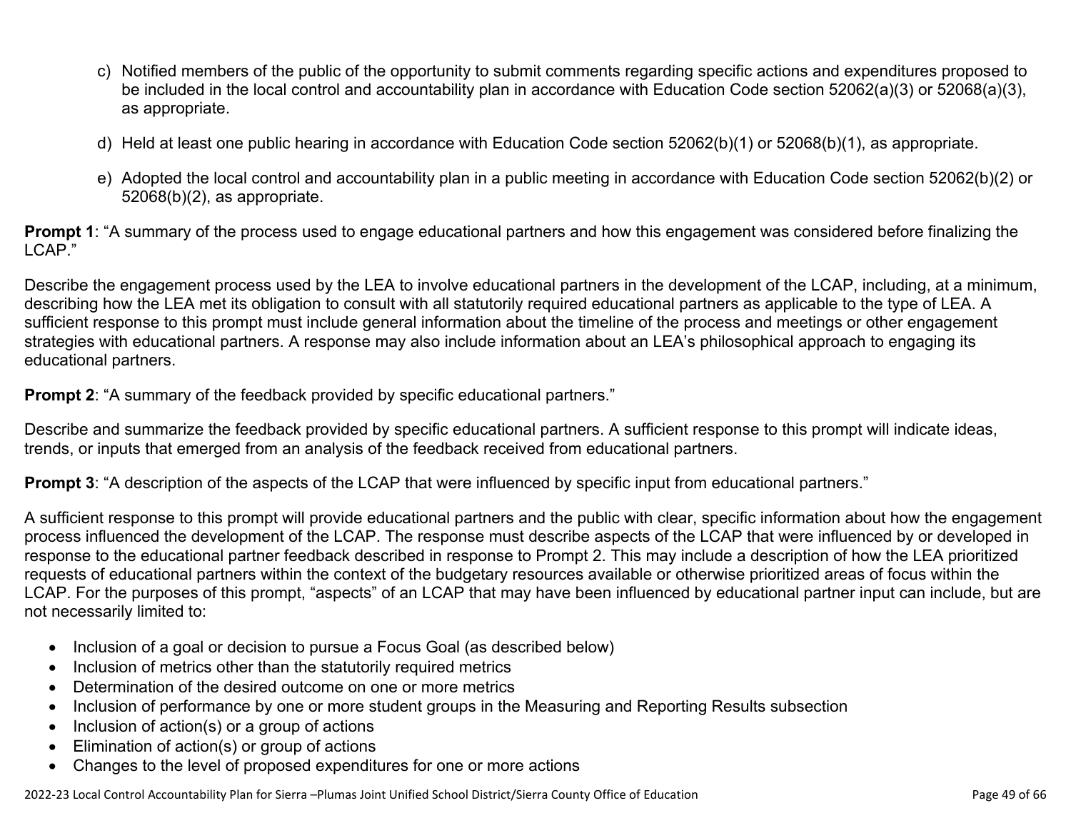c) Notified members of the public of the opportunity to submit comments regarding specific actions and expenditures proposed to be included in the local control and accountability plan in accordance with Education Code section 52062(a)(3) or 52068(a)(3), as appropriate.

d) Held at least one public hearing in accordance with Education Code section 52062(b)(1) or 52068(b)(1), as appropriate.

e) Adopted the local control and accountability plan in a public meeting in accordance with Education Code section 52062(b)(2) or 52068(b)(2), as appropriate.

**Prompt 1**: "A summary of the process used to engage educational partners and how this engagement was considered before finalizing the LCAP."

Describe the engagement process used by the LEA to involve educational partners in the development of the LCAP, including, at a minimum, describing how the LEA met its obligation to consult with all statutorily required educational partners as applicable to the type of LEA. A sufficient response to this prompt must include general information about the timeline of the process and meetings or other engagement strategies with educational partners. A response may also include information about an LEA's philosophical approach to engaging its educational partners.

**Prompt 2**: "A summary of the feedback provided by specific educational partners."

Describe and summarize the feedback provided by specific educational partners. A sufficient response to this prompt will indicate ideas, trends, or inputs that emerged from an analysis of the feedback received from educational partners.

**Prompt 3**: "A description of the aspects of the LCAP that were influenced by specific input from educational partners."

A sufficient response to this prompt will provide educational partners and the public with clear, specific information about how the engagement process influenced the development of the LCAP. The response must describe aspects of the LCAP that were influenced by or developed in response to the educational partner feedback described in response to Prompt 2. This may include a description of how the LEA prioritized requests of educational partners within the context of the budgetary resources available or otherwise prioritized areas of focus within the LCAP. For the purposes of this prompt, "aspects" of an LCAP that may have been influenced by educational partner input can include, but are not necessarily limited to:

- Inclusion of a goal or decision to pursue a Focus Goal (as described below)
- Inclusion of metrics other than the statutorily required metrics
- Determination of the desired outcome on one or more metrics
- Inclusion of performance by one or more student groups in the Measuring and Reporting Results subsection
- Inclusion of action(s) or a group of actions
- Elimination of action(s) or group of actions
- Changes to the level of proposed expenditures for one or more actions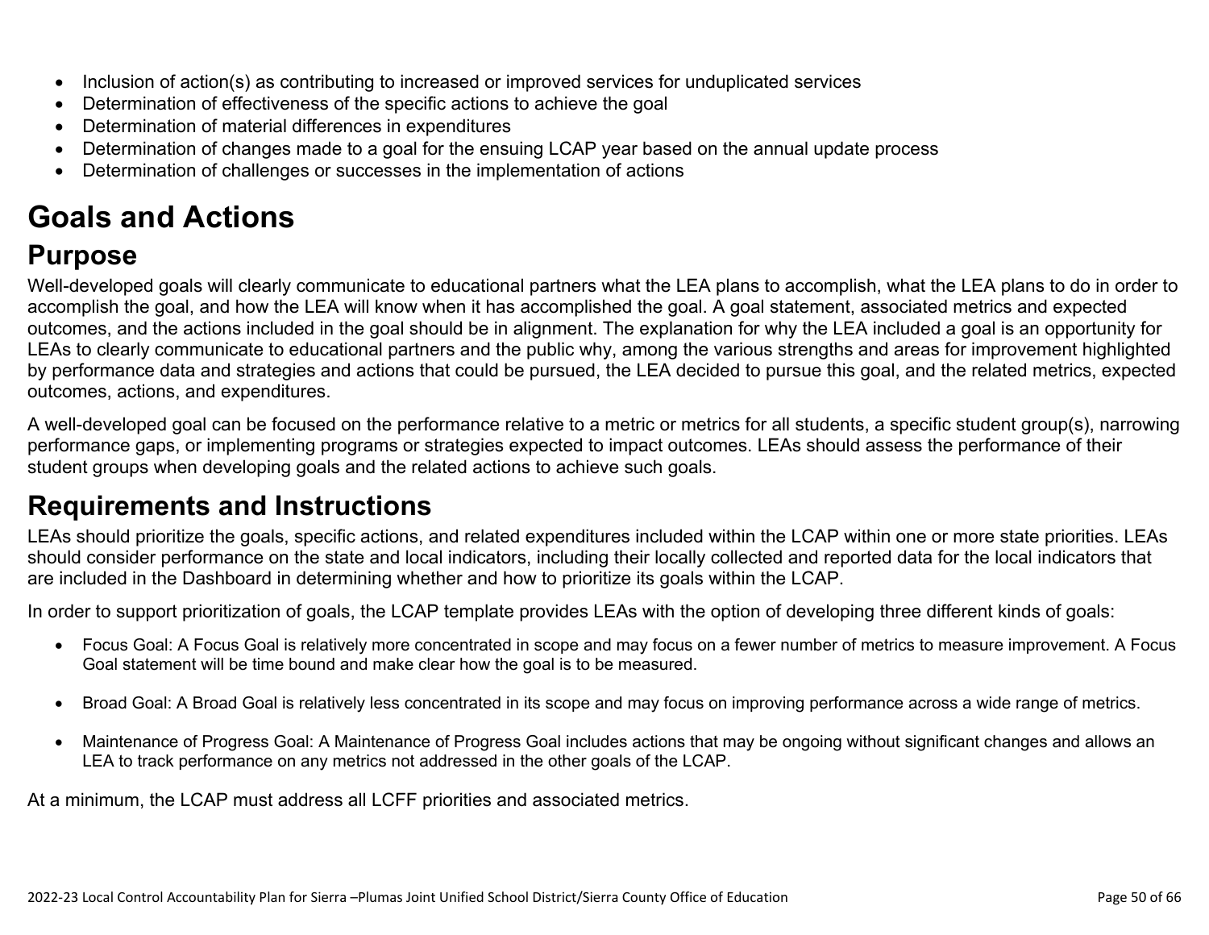- Inclusion of action(s) as contributing to increased or improved services for unduplicated services
- Determination of effectiveness of the specific actions to achieve the goal
- Determination of material differences in expenditures
- Determination of changes made to a goal for the ensuing LCAP year based on the annual update process
- Determination of challenges or successes in the implementation of actions

# Goals and Actions

## Purpose

Well-developed goals will clearly communicate to educational partners what the LEA plans to accomplish, what the LEA plans to do in order to accomplish the goal, and how the LEA will know when it has accomplished the goal. A goal statement, associated metrics and expected outcomes, and the actions included in the goal should be in alignment. The explanation for why the LEA included a goal is an opportunity for LEAs to clearly communicate to educational partners and the public why, among the various strengths and areas for improvement highlighted by performance data and strategies and actions that could be pursued, the LEA decided to pursue this goal, and the related metrics, expected outcomes, actions, and expenditures.

A well-developed goal can be focused on the performance relative to a metric or metrics for all students, a specific student group(s), narrowing performance gaps, or implementing programs or strategies expected to impact outcomes. LEAs should assess the performance of their student groups when developing goals and the related actions to achieve such goals.

## Requirements and Instructions

LEAs should prioritize the goals, specific actions, and related expenditures included within the LCAP within one or more state priorities. LEAs should consider performance on the state and local indicators, including their locally collected and reported data for the local indicators that are included in the Dashboard in determining whether and how to prioritize its goals within the LCAP.

In order to support prioritization of goals, the LCAP template provides LEAs with the option of developing three different kinds of goals:

- Focus Goal: A Focus Goal is relatively more concentrated in scope and may focus on a fewer number of metrics to measure improvement. A Focus Goal statement will be time bound and make clear how the goal is to be measured.

- Broad Goal: A Broad Goal is relatively less concentrated in its scope and may focus on improving performance across a wide range of metrics.

- Maintenance of Progress Goal: A Maintenance of Progress Goal includes actions that may be ongoing without significant changes and allows an LEA to track performance on any metrics not addressed in the other goals of the LCAP.

At a minimum, the LCAP must address all LCFF priorities and associated metrics.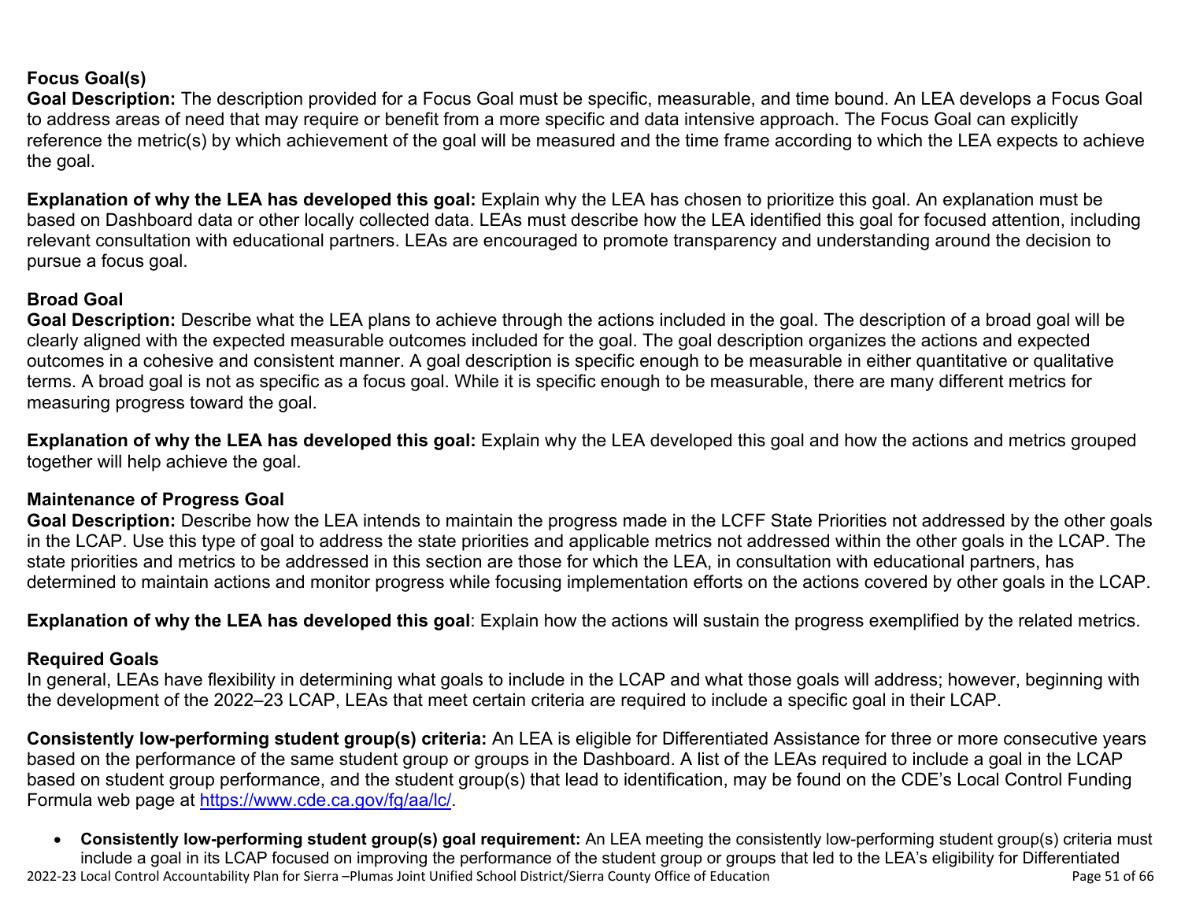### Focus Goal(s)

**Goal Description:** The description provided for a Focus Goal must be specific, measurable, and time bound. An LEA develops a Focus Goal to address areas of need that may require or benefit from a more specific and data intensive approach. The Focus Goal can explicitly reference the metric(s) by which achievement of the goal will be measured and the time frame according to which the LEA expects to achieve the goal.

**Explanation of why the LEA has developed this goal:** Explain why the LEA has chosen to prioritize this goal. An explanation must be based on Dashboard data or other locally collected data. LEAs must describe how the LEA identified this goal for focused attention, including relevant consultation with educational partners. LEAs are encouraged to promote transparency and understanding around the decision to pursue a focus goal.

### Broad Goal

**Goal Description:** Describe what the LEA plans to achieve through the actions included in the goal. The description of a broad goal will be clearly aligned with the expected measurable outcomes included for the goal. The goal description organizes the actions and expected outcomes in a cohesive and consistent manner. A goal description is specific enough to be measurable in either quantitative or qualitative terms. A broad goal is not as specific as a focus goal. While it is specific enough to be measurable, there are many different metrics for measuring progress toward the goal.

**Explanation of why the LEA has developed this goal:** Explain why the LEA developed this goal and how the actions and metrics grouped together will help achieve the goal.

### Maintenance of Progress Goal

**Goal Description:** Describe how the LEA intends to maintain the progress made in the LCFF State Priorities not addressed by the other goals in the LCAP. Use this type of goal to address the state priorities and applicable metrics not addressed within the other goals in the LCAP. The state priorities and metrics to be addressed in this section are those for which the LEA, in consultation with educational partners, has determined to maintain actions and monitor progress while focusing implementation efforts on the actions covered by other goals in the LCAP.

**Explanation of why the LEA has developed this goal**: Explain how the actions will sustain the progress exemplified by the related metrics.

### Required Goals

In general, LEAs have flexibility in determining what goals to include in the LCAP and what those goals will address; however, beginning with the development of the 2022–23 LCAP, LEAs that meet certain criteria are required to include a specific goal in their LCAP.

**Consistently low-performing student group(s) criteria:** An LEA is eligible for Differentiated Assistance for three or more consecutive years based on the performance of the same student group or groups in the Dashboard. A list of the LEAs required to include a goal in the LCAP based on student group performance, and the student group(s) that lead to identification, may be found on the CDE's Local Control Funding Formula web page at https://www.cde.ca.gov/fg/aa/lc/.

- **Consistently low-performing student group(s) goal requirement:** An LEA meeting the consistently low-performing student group(s) criteria must include a goal in its LCAP focused on improving the performance of the student group or groups that led to the LEA's eligibility for Differentiated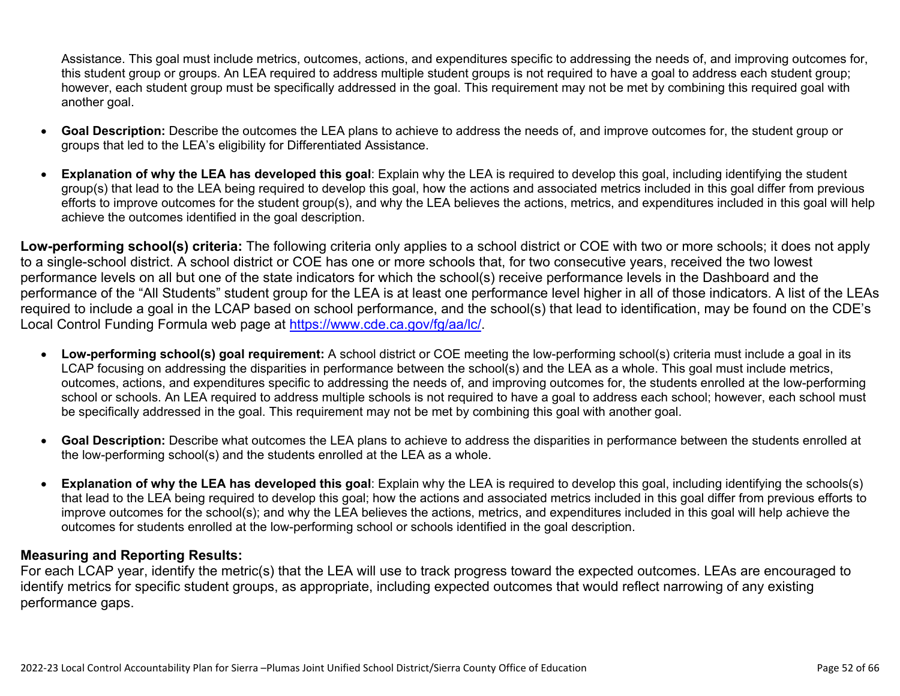Assistance. This goal must include metrics, outcomes, actions, and expenditures specific to addressing the needs of, and improving outcomes for, this student group or groups. An LEA required to address multiple student groups is not required to have a goal to address each student group; however, each student group must be specifically addressed in the goal. This requirement may not be met by combining this required goal with another goal.

- **Goal Description:** Describe the outcomes the LEA plans to achieve to address the needs of, and improve outcomes for, the student group or groups that led to the LEA's eligibility for Differentiated Assistance.
- **Explanation of why the LEA has developed this goal**: Explain why the LEA is required to develop this goal, including identifying the student group(s) that lead to the LEA being required to develop this goal, how the actions and associated metrics included in this goal differ from previous efforts to improve outcomes for the student group(s), and why the LEA believes the actions, metrics, and expenditures included in this goal will help achieve the outcomes identified in the goal description.

**Low-performing school(s) criteria:** The following criteria only applies to a school district or COE with two or more schools; it does not apply to a single-school district. A school district or COE has one or more schools that, for two consecutive years, received the two lowest performance levels on all but one of the state indicators for which the school(s) receive performance levels in the Dashboard and the performance of the "All Students" student group for the LEA is at least one performance level higher in all of those indicators. A list of the LEAs required to include a goal in the LCAP based on school performance, and the school(s) that lead to identification, may be found on the CDE's Local Control Funding Formula web page at [https://www.cde.ca.gov/fg/aa/lc/](https://www.cde.ca.gov/fg/aa/lc/).

- **Low-performing school(s) goal requirement:** A school district or COE meeting the low-performing school(s) criteria must include a goal in its LCAP focusing on addressing the disparities in performance between the school(s) and the LEA as a whole. This goal must include metrics, outcomes, actions, and expenditures specific to addressing the needs of, and improving outcomes for, the students enrolled at the low-performing school or schools. An LEA required to address multiple schools is not required to have a goal to address each school; however, each school must be specifically addressed in the goal. This requirement may not be met by combining this goal with another goal.
- **Goal Description:** Describe what outcomes the LEA plans to achieve to address the disparities in performance between the students enrolled at the low-performing school(s) and the students enrolled at the LEA as a whole.
- **Explanation of why the LEA has developed this goal**: Explain why the LEA is required to develop this goal, including identifying the schools(s) that lead to the LEA being required to develop this goal; how the actions and associated metrics included in this goal differ from previous efforts to improve outcomes for the school(s); and why the LEA believes the actions, metrics, and expenditures included in this goal will help achieve the outcomes for students enrolled at the low-performing school or schools identified in the goal description.

### Measuring and Reporting Results:

For each LCAP year, identify the metric(s) that the LEA will use to track progress toward the expected outcomes. LEAs are encouraged to identify metrics for specific student groups, as appropriate, including expected outcomes that would reflect narrowing of any existing performance gaps.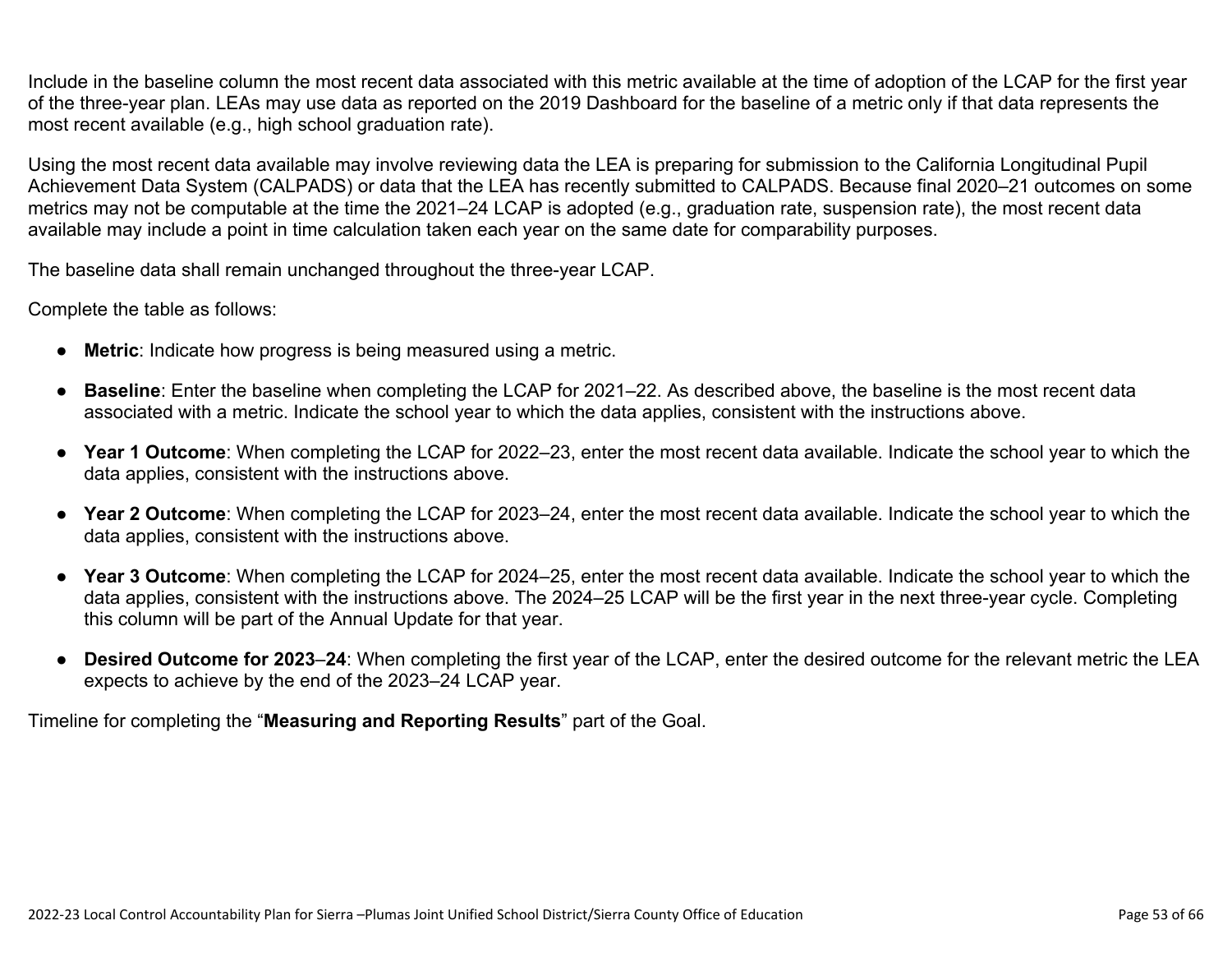Include in the baseline column the most recent data associated with this metric available at the time of adoption of the LCAP for the first year of the three-year plan. LEAs may use data as reported on the 2019 Dashboard for the baseline of a metric only if that data represents the most recent available (e.g., high school graduation rate).

Using the most recent data available may involve reviewing data the LEA is preparing for submission to the California Longitudinal Pupil Achievement Data System (CALPADS) or data that the LEA has recently submitted to CALPADS. Because final 2020–21 outcomes on some metrics may not be computable at the time the 2021–24 LCAP is adopted (e.g., graduation rate, suspension rate), the most recent data available may include a point in time calculation taken each year on the same date for comparability purposes.

The baseline data shall remain unchanged throughout the three-year LCAP.

Complete the table as follows:

- **Metric**: Indicate how progress is being measured using a metric.
- **Baseline**: Enter the baseline when completing the LCAP for 2021–22. As described above, the baseline is the most recent data associated with a metric. Indicate the school year to which the data applies, consistent with the instructions above.
- **Year 1 Outcome**: When completing the LCAP for 2022–23, enter the most recent data available. Indicate the school year to which the data applies, consistent with the instructions above.
- **Year 2 Outcome**: When completing the LCAP for 2023–24, enter the most recent data available. Indicate the school year to which the data applies, consistent with the instructions above.
- **Year 3 Outcome**: When completing the LCAP for 2024–25, enter the most recent data available. Indicate the school year to which the data applies, consistent with the instructions above. The 2024–25 LCAP will be the first year in the next three-year cycle. Completing this column will be part of the Annual Update for that year.
- **Desired Outcome for 2023–24**: When completing the first year of the LCAP, enter the desired outcome for the relevant metric the LEA expects to achieve by the end of the 2023–24 LCAP year.

Timeline for completing the "**Measuring and Reporting Results**" part of the Goal.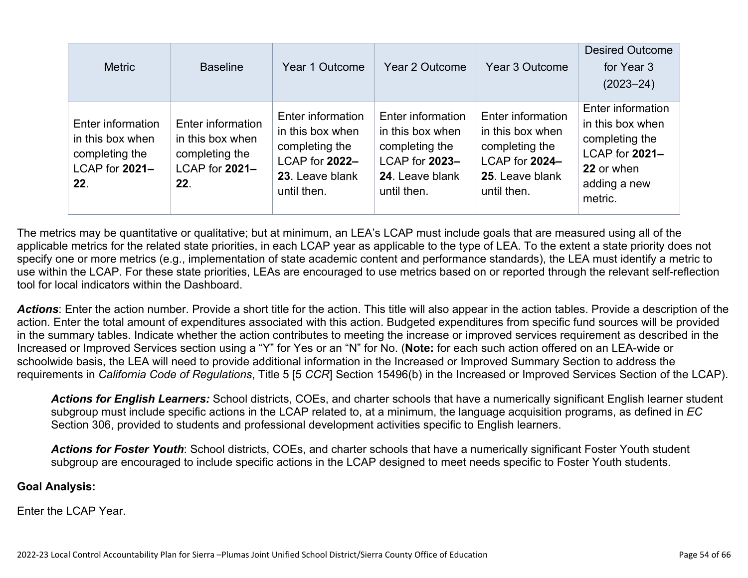| Metric | Baseline | Year 1 Outcome | Year 2 Outcome | Year 3 Outcome | Desired Outcome for Year 3 (2023–24) |
|---|---|---|---|---|---|
| Enter information in this box when completing the LCAP for **2021–22**. | Enter information in this box when completing the LCAP for **2021–22**. | Enter information in this box when completing the LCAP for **2022–23**. Leave blank until then. | Enter information in this box when completing the LCAP for **2023–24**. Leave blank until then. | Enter information in this box when completing the LCAP for **2024–25**. Leave blank until then. | Enter information in this box when completing the LCAP for **2021–22** or when adding a new metric. |

The metrics may be quantitative or qualitative; but at minimum, an LEA's LCAP must include goals that are measured using all of the applicable metrics for the related state priorities, in each LCAP year as applicable to the type of LEA. To the extent a state priority does not specify one or more metrics (e.g., implementation of state academic content and performance standards), the LEA must identify a metric to use within the LCAP. For these state priorities, LEAs are encouraged to use metrics based on or reported through the relevant self-reflection tool for local indicators within the Dashboard.

***Actions***: Enter the action number. Provide a short title for the action. This title will also appear in the action tables. Provide a description of the action. Enter the total amount of expenditures associated with this action. Budgeted expenditures from specific fund sources will be provided in the summary tables. Indicate whether the action contributes to meeting the increase or improved services requirement as described in the Increased or Improved Services section using a "Y" for Yes or an "N" for No. (**Note:** for each such action offered on an LEA-wide or schoolwide basis, the LEA will need to provide additional information in the Increased or Improved Summary Section to address the requirements in *California Code of Regulations*, Title 5 [5 *CCR*] Section 15496(b) in the Increased or Improved Services Section of the LCAP).

> ***Actions for English Learners:*** School districts, COEs, and charter schools that have a numerically significant English learner student subgroup must include specific actions in the LCAP related to, at a minimum, the language acquisition programs, as defined in *EC* Section 306, provided to students and professional development activities specific to English learners.
>
> ***Actions for Foster Youth***: School districts, COEs, and charter schools that have a numerically significant Foster Youth student subgroup are encouraged to include specific actions in the LCAP designed to meet needs specific to Foster Youth students.

**Goal Analysis:**

Enter the LCAP Year.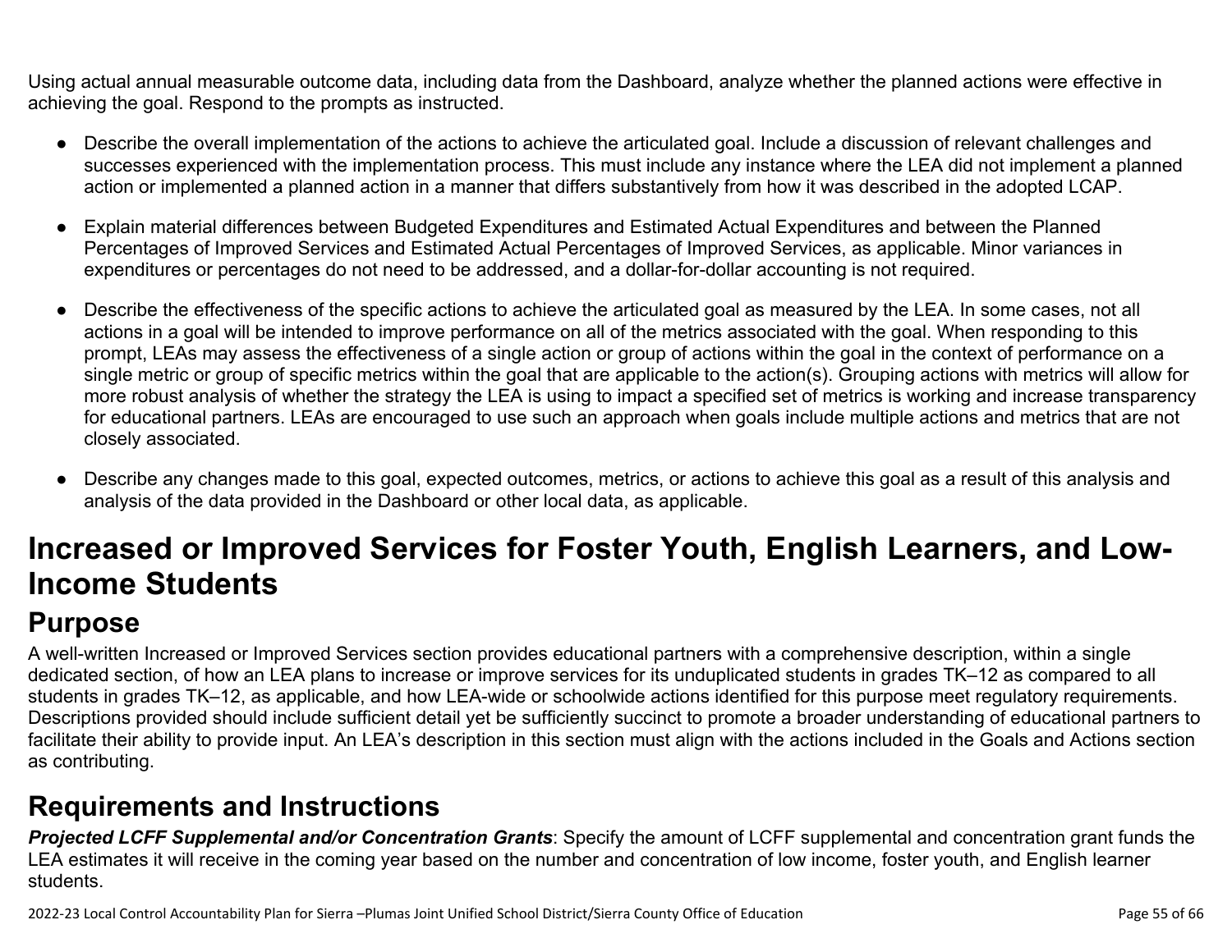Using actual annual measurable outcome data, including data from the Dashboard, analyze whether the planned actions were effective in achieving the goal. Respond to the prompts as instructed.

- Describe the overall implementation of the actions to achieve the articulated goal. Include a discussion of relevant challenges and successes experienced with the implementation process. This must include any instance where the LEA did not implement a planned action or implemented a planned action in a manner that differs substantively from how it was described in the adopted LCAP.
- Explain material differences between Budgeted Expenditures and Estimated Actual Expenditures and between the Planned Percentages of Improved Services and Estimated Actual Percentages of Improved Services, as applicable. Minor variances in expenditures or percentages do not need to be addressed, and a dollar-for-dollar accounting is not required.
- Describe the effectiveness of the specific actions to achieve the articulated goal as measured by the LEA. In some cases, not all actions in a goal will be intended to improve performance on all of the metrics associated with the goal. When responding to this prompt, LEAs may assess the effectiveness of a single action or group of actions within the goal in the context of performance on a single metric or group of specific metrics within the goal that are applicable to the action(s). Grouping actions with metrics will allow for more robust analysis of whether the strategy the LEA is using to impact a specified set of metrics is working and increase transparency for educational partners. LEAs are encouraged to use such an approach when goals include multiple actions and metrics that are not closely associated.
- Describe any changes made to this goal, expected outcomes, metrics, or actions to achieve this goal as a result of this analysis and analysis of the data provided in the Dashboard or other local data, as applicable.

# Increased or Improved Services for Foster Youth, English Learners, and Low-Income Students

## Purpose

A well-written Increased or Improved Services section provides educational partners with a comprehensive description, within a single dedicated section, of how an LEA plans to increase or improve services for its unduplicated students in grades TK–12 as compared to all students in grades TK–12, as applicable, and how LEA-wide or schoolwide actions identified for this purpose meet regulatory requirements. Descriptions provided should include sufficient detail yet be sufficiently succinct to promote a broader understanding of educational partners to facilitate their ability to provide input. An LEA's description in this section must align with the actions included in the Goals and Actions section as contributing.

## Requirements and Instructions

***Projected LCFF Supplemental and/or Concentration Grants***: Specify the amount of LCFF supplemental and concentration grant funds the LEA estimates it will receive in the coming year based on the number and concentration of low income, foster youth, and English learner students.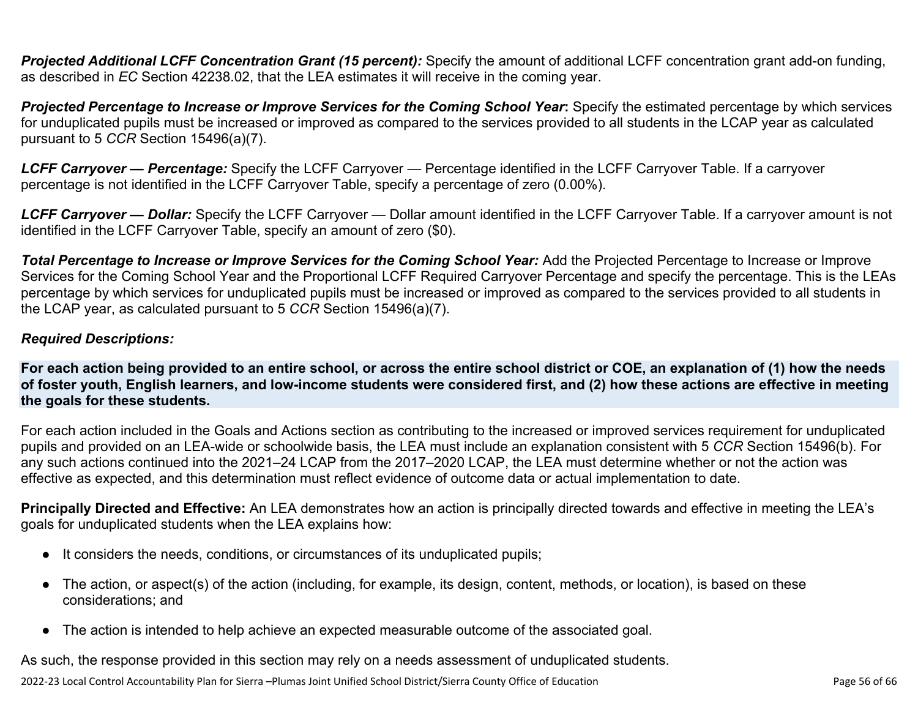***Projected Additional LCFF Concentration Grant (15 percent):*** Specify the amount of additional LCFF concentration grant add-on funding, as described in *EC* Section 42238.02, that the LEA estimates it will receive in the coming year.

***Projected Percentage to Increase or Improve Services for the Coming School Year*:** Specify the estimated percentage by which services for unduplicated pupils must be increased or improved as compared to the services provided to all students in the LCAP year as calculated pursuant to 5 *CCR* Section 15496(a)(7).

***LCFF Carryover — Percentage:*** Specify the LCFF Carryover — Percentage identified in the LCFF Carryover Table. If a carryover percentage is not identified in the LCFF Carryover Table, specify a percentage of zero (0.00%).

***LCFF Carryover — Dollar:*** Specify the LCFF Carryover — Dollar amount identified in the LCFF Carryover Table. If a carryover amount is not identified in the LCFF Carryover Table, specify an amount of zero ($0).

***Total Percentage to Increase or Improve Services for the Coming School Year:*** Add the Projected Percentage to Increase or Improve Services for the Coming School Year and the Proportional LCFF Required Carryover Percentage and specify the percentage. This is the LEAs percentage by which services for unduplicated pupils must be increased or improved as compared to the services provided to all students in the LCAP year, as calculated pursuant to 5 *CCR* Section 15496(a)(7).

***Required Descriptions:***

**For each action being provided to an entire school, or across the entire school district or COE, an explanation of (1) how the needs of foster youth, English learners, and low-income students were considered first, and (2) how these actions are effective in meeting the goals for these students.**

For each action included in the Goals and Actions section as contributing to the increased or improved services requirement for unduplicated pupils and provided on an LEA-wide or schoolwide basis, the LEA must include an explanation consistent with 5 *CCR* Section 15496(b). For any such actions continued into the 2021–24 LCAP from the 2017–2020 LCAP, the LEA must determine whether or not the action was effective as expected, and this determination must reflect evidence of outcome data or actual implementation to date.

**Principally Directed and Effective:** An LEA demonstrates how an action is principally directed towards and effective in meeting the LEA's goals for unduplicated students when the LEA explains how:

- It considers the needs, conditions, or circumstances of its unduplicated pupils;
- The action, or aspect(s) of the action (including, for example, its design, content, methods, or location), is based on these considerations; and
- The action is intended to help achieve an expected measurable outcome of the associated goal.

As such, the response provided in this section may rely on a needs assessment of unduplicated students.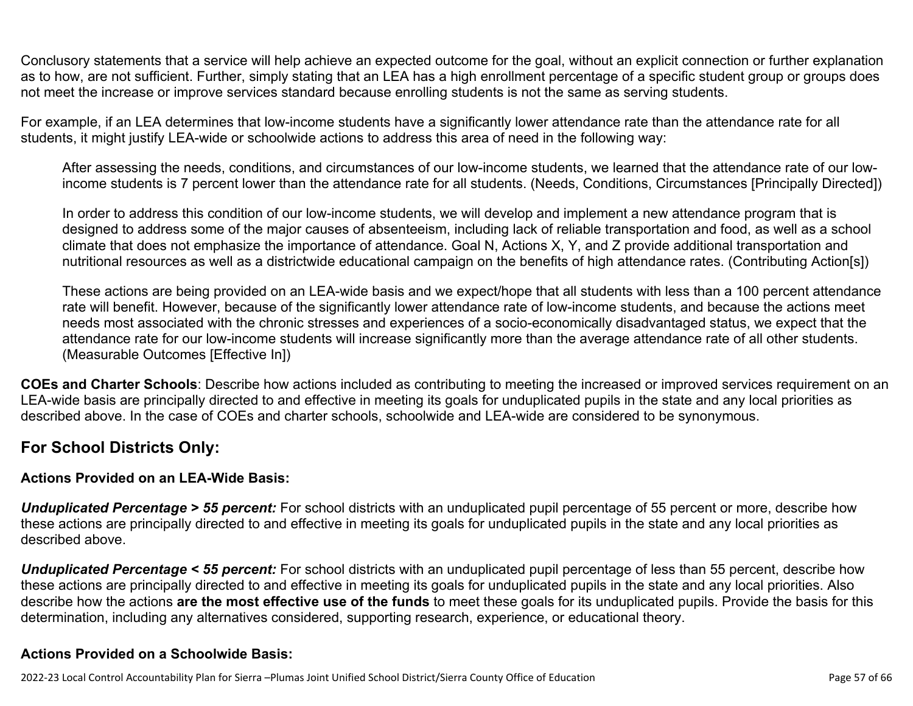Conclusory statements that a service will help achieve an expected outcome for the goal, without an explicit connection or further explanation as to how, are not sufficient. Further, simply stating that an LEA has a high enrollment percentage of a specific student group or groups does not meet the increase or improve services standard because enrolling students is not the same as serving students.

For example, if an LEA determines that low-income students have a significantly lower attendance rate than the attendance rate for all students, it might justify LEA-wide or schoolwide actions to address this area of need in the following way:

> After assessing the needs, conditions, and circumstances of our low-income students, we learned that the attendance rate of our low-income students is 7 percent lower than the attendance rate for all students. (Needs, Conditions, Circumstances [Principally Directed])
>
> In order to address this condition of our low-income students, we will develop and implement a new attendance program that is designed to address some of the major causes of absenteeism, including lack of reliable transportation and food, as well as a school climate that does not emphasize the importance of attendance. Goal N, Actions X, Y, and Z provide additional transportation and nutritional resources as well as a districtwide educational campaign on the benefits of high attendance rates. (Contributing Action[s])
>
> These actions are being provided on an LEA-wide basis and we expect/hope that all students with less than a 100 percent attendance rate will benefit. However, because of the significantly lower attendance rate of low-income students, and because the actions meet needs most associated with the chronic stresses and experiences of a socio-economically disadvantaged status, we expect that the attendance rate for our low-income students will increase significantly more than the average attendance rate of all other students. (Measurable Outcomes [Effective In])

**COEs and Charter Schools**: Describe how actions included as contributing to meeting the increased or improved services requirement on an LEA-wide basis are principally directed to and effective in meeting its goals for unduplicated pupils in the state and any local priorities as described above. In the case of COEs and charter schools, schoolwide and LEA-wide are considered to be synonymous.

## For School Districts Only:

### Actions Provided on an LEA-Wide Basis:

***Unduplicated Percentage > 55 percent:*** For school districts with an unduplicated pupil percentage of 55 percent or more, describe how these actions are principally directed to and effective in meeting its goals for unduplicated pupils in the state and any local priorities as described above.

***Unduplicated Percentage < 55 percent:*** For school districts with an unduplicated pupil percentage of less than 55 percent, describe how these actions are principally directed to and effective in meeting its goals for unduplicated pupils in the state and any local priorities. Also describe how the actions **are the most effective use of the funds** to meet these goals for its unduplicated pupils. Provide the basis for this determination, including any alternatives considered, supporting research, experience, or educational theory.

### Actions Provided on a Schoolwide Basis: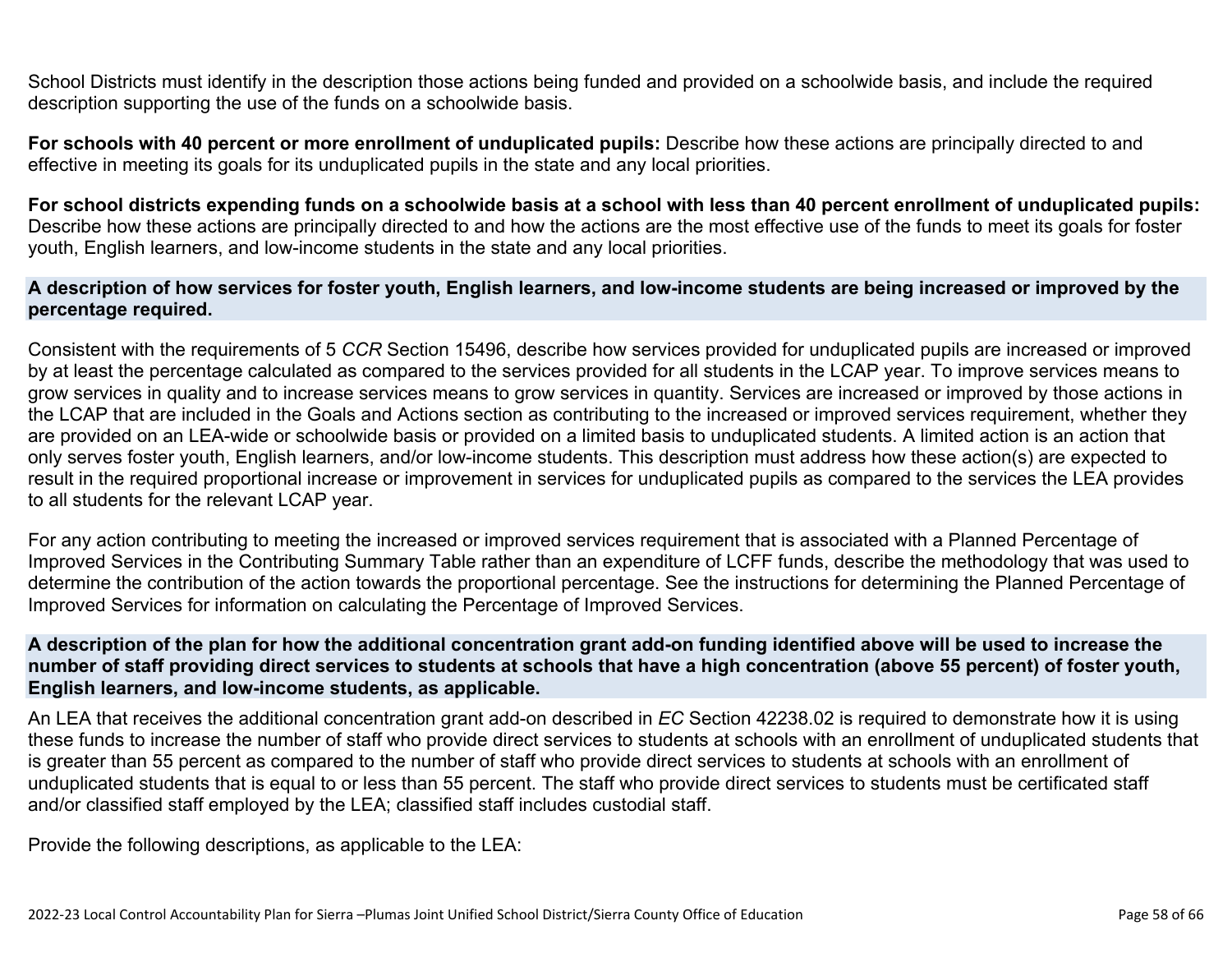School Districts must identify in the description those actions being funded and provided on a schoolwide basis, and include the required description supporting the use of the funds on a schoolwide basis.

**For schools with 40 percent or more enrollment of unduplicated pupils:** Describe how these actions are principally directed to and effective in meeting its goals for its unduplicated pupils in the state and any local priorities.

**For school districts expending funds on a schoolwide basis at a school with less than 40 percent enrollment of unduplicated pupils:** Describe how these actions are principally directed to and how the actions are the most effective use of the funds to meet its goals for foster youth, English learners, and low-income students in the state and any local priorities.

**A description of how services for foster youth, English learners, and low-income students are being increased or improved by the percentage required.**

Consistent with the requirements of 5 *CCR* Section 15496, describe how services provided for unduplicated pupils are increased or improved by at least the percentage calculated as compared to the services provided for all students in the LCAP year. To improve services means to grow services in quality and to increase services means to grow services in quantity. Services are increased or improved by those actions in the LCAP that are included in the Goals and Actions section as contributing to the increased or improved services requirement, whether they are provided on an LEA-wide or schoolwide basis or provided on a limited basis to unduplicated students. A limited action is an action that only serves foster youth, English learners, and/or low-income students. This description must address how these action(s) are expected to result in the required proportional increase or improvement in services for unduplicated pupils as compared to the services the LEA provides to all students for the relevant LCAP year.

For any action contributing to meeting the increased or improved services requirement that is associated with a Planned Percentage of Improved Services in the Contributing Summary Table rather than an expenditure of LCFF funds, describe the methodology that was used to determine the contribution of the action towards the proportional percentage. See the instructions for determining the Planned Percentage of Improved Services for information on calculating the Percentage of Improved Services.

**A description of the plan for how the additional concentration grant add-on funding identified above will be used to increase the number of staff providing direct services to students at schools that have a high concentration (above 55 percent) of foster youth, English learners, and low-income students, as applicable.**

An LEA that receives the additional concentration grant add-on described in *EC* Section 42238.02 is required to demonstrate how it is using these funds to increase the number of staff who provide direct services to students at schools with an enrollment of unduplicated students that is greater than 55 percent as compared to the number of staff who provide direct services to students at schools with an enrollment of unduplicated students that is equal to or less than 55 percent. The staff who provide direct services to students must be certificated staff and/or classified staff employed by the LEA; classified staff includes custodial staff.

Provide the following descriptions, as applicable to the LEA: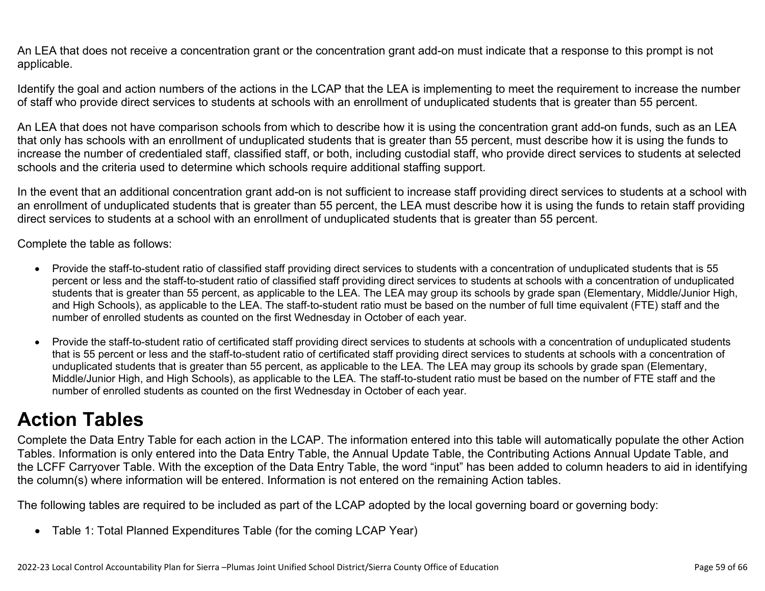An LEA that does not receive a concentration grant or the concentration grant add-on must indicate that a response to this prompt is not applicable.

Identify the goal and action numbers of the actions in the LCAP that the LEA is implementing to meet the requirement to increase the number of staff who provide direct services to students at schools with an enrollment of unduplicated students that is greater than 55 percent.

An LEA that does not have comparison schools from which to describe how it is using the concentration grant add-on funds, such as an LEA that only has schools with an enrollment of unduplicated students that is greater than 55 percent, must describe how it is using the funds to increase the number of credentialed staff, classified staff, or both, including custodial staff, who provide direct services to students at selected schools and the criteria used to determine which schools require additional staffing support.

In the event that an additional concentration grant add-on is not sufficient to increase staff providing direct services to students at a school with an enrollment of unduplicated students that is greater than 55 percent, the LEA must describe how it is using the funds to retain staff providing direct services to students at a school with an enrollment of unduplicated students that is greater than 55 percent.

Complete the table as follows:

- Provide the staff-to-student ratio of classified staff providing direct services to students with a concentration of unduplicated students that is 55 percent or less and the staff-to-student ratio of classified staff providing direct services to students at schools with a concentration of unduplicated students that is greater than 55 percent, as applicable to the LEA. The LEA may group its schools by grade span (Elementary, Middle/Junior High, and High Schools), as applicable to the LEA. The staff-to-student ratio must be based on the number of full time equivalent (FTE) staff and the number of enrolled students as counted on the first Wednesday in October of each year.

- Provide the staff-to-student ratio of certificated staff providing direct services to students at schools with a concentration of unduplicated students that is 55 percent or less and the staff-to-student ratio of certificated staff providing direct services to students at schools with a concentration of unduplicated students that is greater than 55 percent, as applicable to the LEA. The LEA may group its schools by grade span (Elementary, Middle/Junior High, and High Schools), as applicable to the LEA. The staff-to-student ratio must be based on the number of FTE staff and the number of enrolled students as counted on the first Wednesday in October of each year.

# Action Tables

Complete the Data Entry Table for each action in the LCAP. The information entered into this table will automatically populate the other Action Tables. Information is only entered into the Data Entry Table, the Annual Update Table, the Contributing Actions Annual Update Table, and the LCFF Carryover Table. With the exception of the Data Entry Table, the word "input" has been added to column headers to aid in identifying the column(s) where information will be entered. Information is not entered on the remaining Action tables.

The following tables are required to be included as part of the LCAP adopted by the local governing board or governing body:

- Table 1: Total Planned Expenditures Table (for the coming LCAP Year)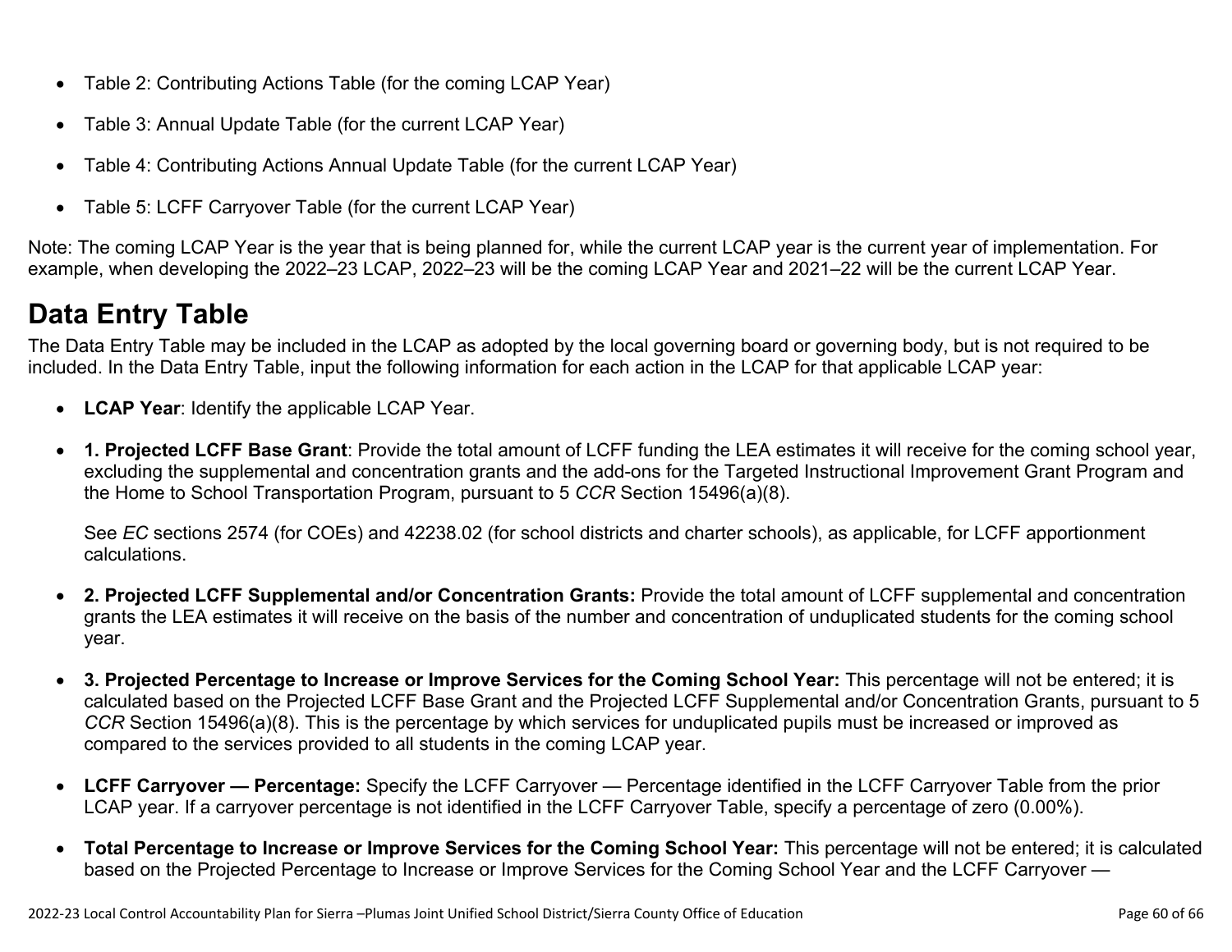- Table 2: Contributing Actions Table (for the coming LCAP Year)
- Table 3: Annual Update Table (for the current LCAP Year)
- Table 4: Contributing Actions Annual Update Table (for the current LCAP Year)
- Table 5: LCFF Carryover Table (for the current LCAP Year)

Note: The coming LCAP Year is the year that is being planned for, while the current LCAP year is the current year of implementation. For example, when developing the 2022–23 LCAP, 2022–23 will be the coming LCAP Year and 2021–22 will be the current LCAP Year.

# Data Entry Table

The Data Entry Table may be included in the LCAP as adopted by the local governing board or governing body, but is not required to be included. In the Data Entry Table, input the following information for each action in the LCAP for that applicable LCAP year:

- **LCAP Year**: Identify the applicable LCAP Year.
- **1. Projected LCFF Base Grant**: Provide the total amount of LCFF funding the LEA estimates it will receive for the coming school year, excluding the supplemental and concentration grants and the add-ons for the Targeted Instructional Improvement Grant Program and the Home to School Transportation Program, pursuant to 5 *CCR* Section 15496(a)(8).

  See *EC* sections 2574 (for COEs) and 42238.02 (for school districts and charter schools), as applicable, for LCFF apportionment calculations.

- **2. Projected LCFF Supplemental and/or Concentration Grants:** Provide the total amount of LCFF supplemental and concentration grants the LEA estimates it will receive on the basis of the number and concentration of unduplicated students for the coming school year.
- **3. Projected Percentage to Increase or Improve Services for the Coming School Year:** This percentage will not be entered; it is calculated based on the Projected LCFF Base Grant and the Projected LCFF Supplemental and/or Concentration Grants, pursuant to 5 *CCR* Section 15496(a)(8). This is the percentage by which services for unduplicated pupils must be increased or improved as compared to the services provided to all students in the coming LCAP year.
- **LCFF Carryover — Percentage:** Specify the LCFF Carryover — Percentage identified in the LCFF Carryover Table from the prior LCAP year. If a carryover percentage is not identified in the LCFF Carryover Table, specify a percentage of zero (0.00%).
- **Total Percentage to Increase or Improve Services for the Coming School Year:** This percentage will not be entered; it is calculated based on the Projected Percentage to Increase or Improve Services for the Coming School Year and the LCFF Carryover —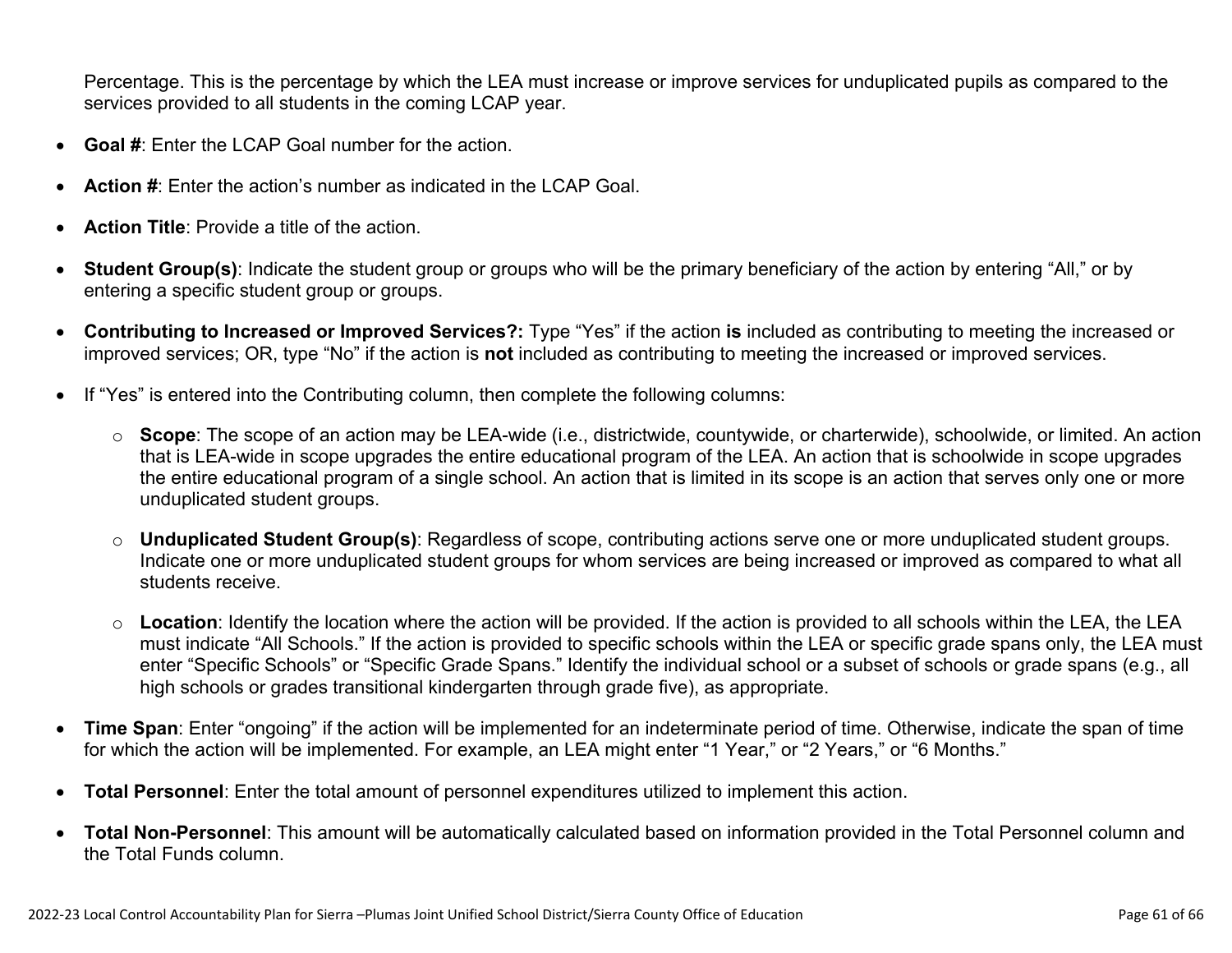Percentage. This is the percentage by which the LEA must increase or improve services for unduplicated pupils as compared to the services provided to all students in the coming LCAP year.

- **Goal #**: Enter the LCAP Goal number for the action.
- **Action #**: Enter the action's number as indicated in the LCAP Goal.
- **Action Title**: Provide a title of the action.
- **Student Group(s)**: Indicate the student group or groups who will be the primary beneficiary of the action by entering "All," or by entering a specific student group or groups.
- **Contributing to Increased or Improved Services?:** Type "Yes" if the action **is** included as contributing to meeting the increased or improved services; OR, type "No" if the action is **not** included as contributing to meeting the increased or improved services.
- If "Yes" is entered into the Contributing column, then complete the following columns:
  - **Scope**: The scope of an action may be LEA-wide (i.e., districtwide, countywide, or charterwide), schoolwide, or limited. An action that is LEA-wide in scope upgrades the entire educational program of the LEA. An action that is schoolwide in scope upgrades the entire educational program of a single school. An action that is limited in its scope is an action that serves only one or more unduplicated student groups.
  - **Unduplicated Student Group(s)**: Regardless of scope, contributing actions serve one or more unduplicated student groups. Indicate one or more unduplicated student groups for whom services are being increased or improved as compared to what all students receive.
  - **Location**: Identify the location where the action will be provided. If the action is provided to all schools within the LEA, the LEA must indicate "All Schools." If the action is provided to specific schools within the LEA or specific grade spans only, the LEA must enter "Specific Schools" or "Specific Grade Spans." Identify the individual school or a subset of schools or grade spans (e.g., all high schools or grades transitional kindergarten through grade five), as appropriate.
- **Time Span**: Enter "ongoing" if the action will be implemented for an indeterminate period of time. Otherwise, indicate the span of time for which the action will be implemented. For example, an LEA might enter "1 Year," or "2 Years," or "6 Months."
- **Total Personnel**: Enter the total amount of personnel expenditures utilized to implement this action.
- **Total Non-Personnel**: This amount will be automatically calculated based on information provided in the Total Personnel column and the Total Funds column.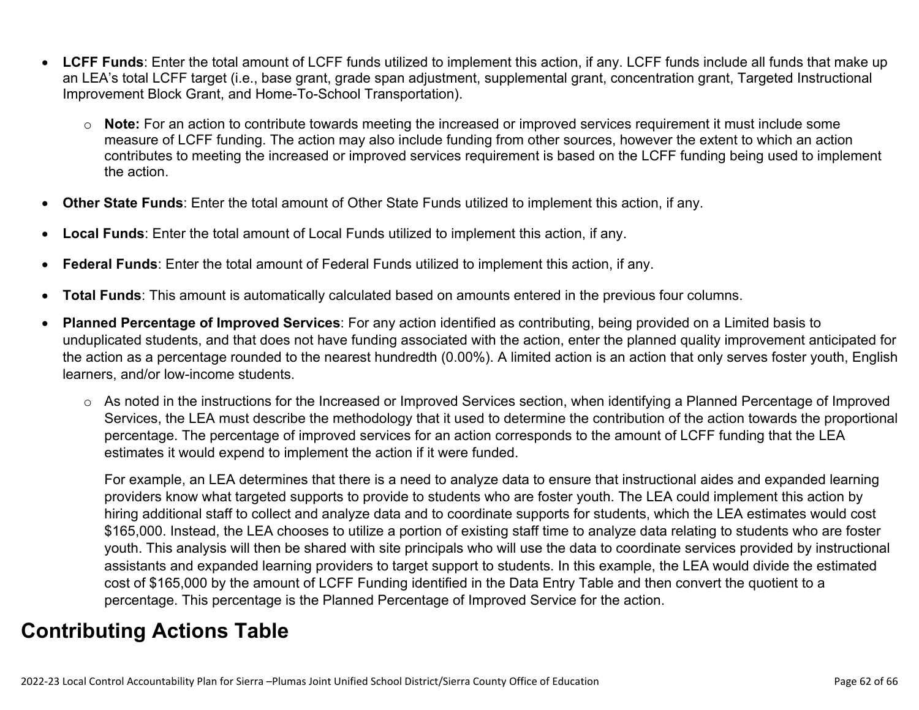- **LCFF Funds**: Enter the total amount of LCFF funds utilized to implement this action, if any. LCFF funds include all funds that make up an LEA's total LCFF target (i.e., base grant, grade span adjustment, supplemental grant, concentration grant, Targeted Instructional Improvement Block Grant, and Home-To-School Transportation).
  - **Note:** For an action to contribute towards meeting the increased or improved services requirement it must include some measure of LCFF funding. The action may also include funding from other sources, however the extent to which an action contributes to meeting the increased or improved services requirement is based on the LCFF funding being used to implement the action.
- **Other State Funds**: Enter the total amount of Other State Funds utilized to implement this action, if any.
- **Local Funds**: Enter the total amount of Local Funds utilized to implement this action, if any.
- **Federal Funds**: Enter the total amount of Federal Funds utilized to implement this action, if any.
- **Total Funds**: This amount is automatically calculated based on amounts entered in the previous four columns.
- **Planned Percentage of Improved Services**: For any action identified as contributing, being provided on a Limited basis to unduplicated students, and that does not have funding associated with the action, enter the planned quality improvement anticipated for the action as a percentage rounded to the nearest hundredth (0.00%). A limited action is an action that only serves foster youth, English learners, and/or low-income students.
  - As noted in the instructions for the Increased or Improved Services section, when identifying a Planned Percentage of Improved Services, the LEA must describe the methodology that it used to determine the contribution of the action towards the proportional percentage. The percentage of improved services for an action corresponds to the amount of LCFF funding that the LEA estimates it would expend to implement the action if it were funded.

    For example, an LEA determines that there is a need to analyze data to ensure that instructional aides and expanded learning providers know what targeted supports to provide to students who are foster youth. The LEA could implement this action by hiring additional staff to collect and analyze data and to coordinate supports for students, which the LEA estimates would cost $165,000. Instead, the LEA chooses to utilize a portion of existing staff time to analyze data relating to students who are foster youth. This analysis will then be shared with site principals who will use the data to coordinate services provided by instructional assistants and expanded learning providers to target support to students. In this example, the LEA would divide the estimated cost of $165,000 by the amount of LCFF Funding identified in the Data Entry Table and then convert the quotient to a percentage. This percentage is the Planned Percentage of Improved Service for the action.

## Contributing Actions Table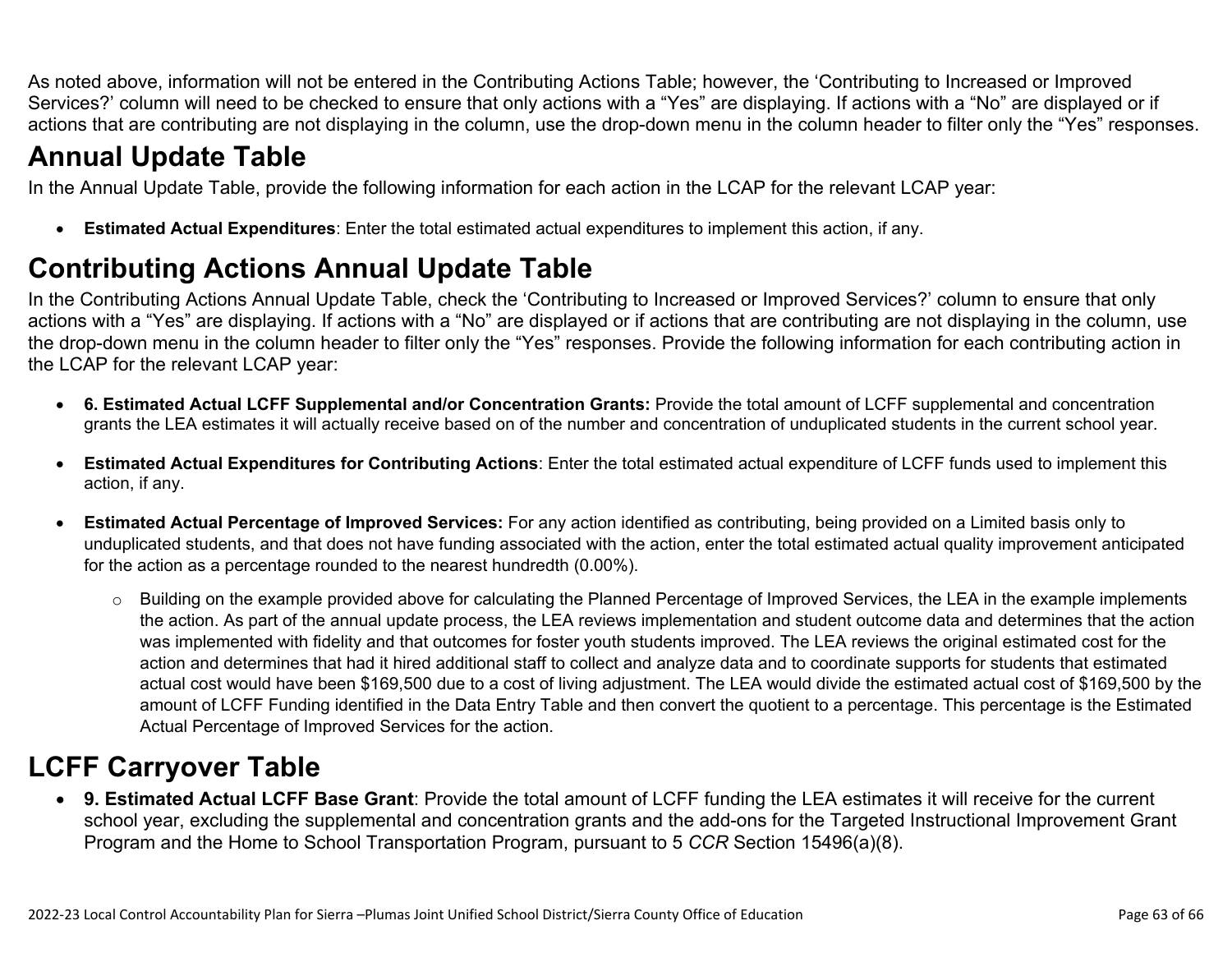As noted above, information will not be entered in the Contributing Actions Table; however, the 'Contributing to Increased or Improved Services?' column will need to be checked to ensure that only actions with a "Yes" are displaying. If actions with a "No" are displayed or if actions that are contributing are not displaying in the column, use the drop-down menu in the column header to filter only the "Yes" responses.

# Annual Update Table

In the Annual Update Table, provide the following information for each action in the LCAP for the relevant LCAP year:

- **Estimated Actual Expenditures**: Enter the total estimated actual expenditures to implement this action, if any.

# Contributing Actions Annual Update Table

In the Contributing Actions Annual Update Table, check the 'Contributing to Increased or Improved Services?' column to ensure that only actions with a "Yes" are displaying. If actions with a "No" are displayed or if actions that are contributing are not displaying in the column, use the drop-down menu in the column header to filter only the "Yes" responses. Provide the following information for each contributing action in the LCAP for the relevant LCAP year:

- **6. Estimated Actual LCFF Supplemental and/or Concentration Grants:** Provide the total amount of LCFF supplemental and concentration grants the LEA estimates it will actually receive based on of the number and concentration of unduplicated students in the current school year.
- **Estimated Actual Expenditures for Contributing Actions**: Enter the total estimated actual expenditure of LCFF funds used to implement this action, if any.
- **Estimated Actual Percentage of Improved Services:** For any action identified as contributing, being provided on a Limited basis only to unduplicated students, and that does not have funding associated with the action, enter the total estimated actual quality improvement anticipated for the action as a percentage rounded to the nearest hundredth (0.00%).
  - Building on the example provided above for calculating the Planned Percentage of Improved Services, the LEA in the example implements the action. As part of the annual update process, the LEA reviews implementation and student outcome data and determines that the action was implemented with fidelity and that outcomes for foster youth students improved. The LEA reviews the original estimated cost for the action and determines that had it hired additional staff to collect and analyze data and to coordinate supports for students that estimated actual cost would have been $169,500 due to a cost of living adjustment. The LEA would divide the estimated actual cost of $169,500 by the amount of LCFF Funding identified in the Data Entry Table and then convert the quotient to a percentage. This percentage is the Estimated Actual Percentage of Improved Services for the action.

# LCFF Carryover Table

- **9. Estimated Actual LCFF Base Grant**: Provide the total amount of LCFF funding the LEA estimates it will receive for the current school year, excluding the supplemental and concentration grants and the add-ons for the Targeted Instructional Improvement Grant Program and the Home to School Transportation Program, pursuant to 5 *CCR* Section 15496(a)(8).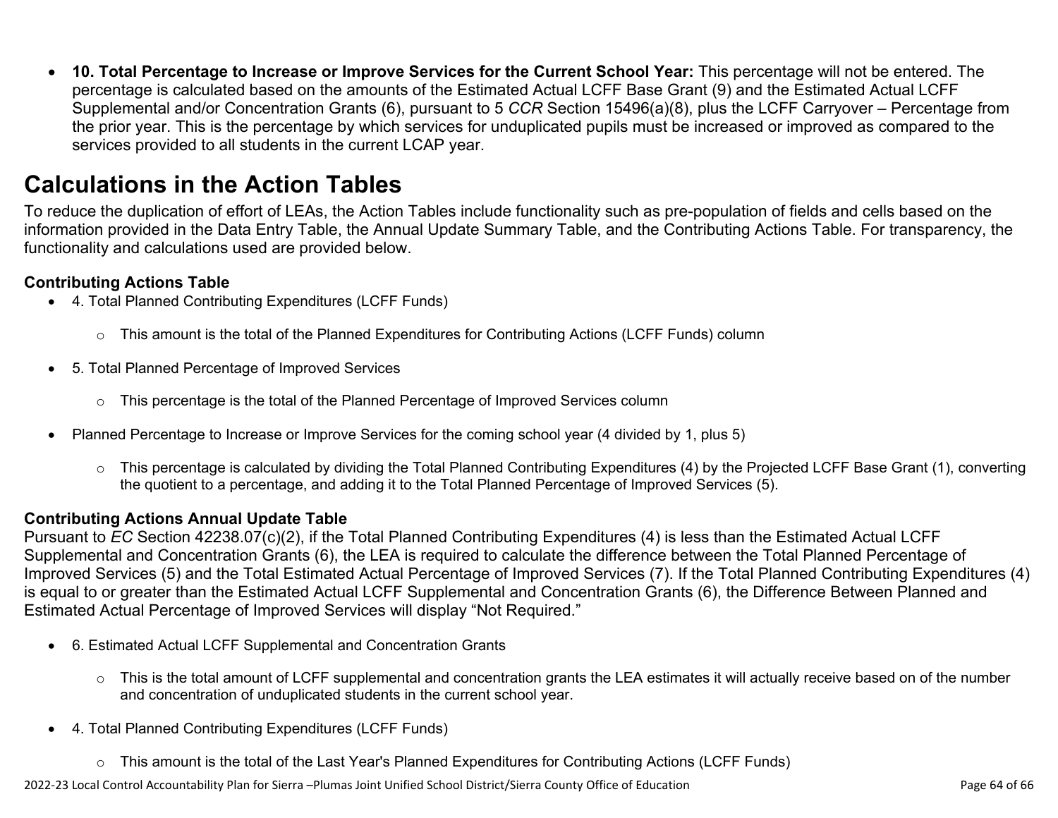- **10. Total Percentage to Increase or Improve Services for the Current School Year:** This percentage will not be entered. The percentage is calculated based on the amounts of the Estimated Actual LCFF Base Grant (9) and the Estimated Actual LCFF Supplemental and/or Concentration Grants (6), pursuant to 5 *CCR* Section 15496(a)(8), plus the LCFF Carryover – Percentage from the prior year. This is the percentage by which services for unduplicated pupils must be increased or improved as compared to the services provided to all students in the current LCAP year.

# Calculations in the Action Tables

To reduce the duplication of effort of LEAs, the Action Tables include functionality such as pre-population of fields and cells based on the information provided in the Data Entry Table, the Annual Update Summary Table, and the Contributing Actions Table. For transparency, the functionality and calculations used are provided below.

### Contributing Actions Table

- 4. Total Planned Contributing Expenditures (LCFF Funds)
  - This amount is the total of the Planned Expenditures for Contributing Actions (LCFF Funds) column
- 5. Total Planned Percentage of Improved Services
  - This percentage is the total of the Planned Percentage of Improved Services column
- Planned Percentage to Increase or Improve Services for the coming school year (4 divided by 1, plus 5)
  - This percentage is calculated by dividing the Total Planned Contributing Expenditures (4) by the Projected LCFF Base Grant (1), converting the quotient to a percentage, and adding it to the Total Planned Percentage of Improved Services (5).

### Contributing Actions Annual Update Table

Pursuant to *EC* Section 42238.07(c)(2), if the Total Planned Contributing Expenditures (4) is less than the Estimated Actual LCFF Supplemental and Concentration Grants (6), the LEA is required to calculate the difference between the Total Planned Percentage of Improved Services (5) and the Total Estimated Actual Percentage of Improved Services (7). If the Total Planned Contributing Expenditures (4) is equal to or greater than the Estimated Actual LCFF Supplemental and Concentration Grants (6), the Difference Between Planned and Estimated Actual Percentage of Improved Services will display "Not Required."

- 6. Estimated Actual LCFF Supplemental and Concentration Grants
  - This is the total amount of LCFF supplemental and concentration grants the LEA estimates it will actually receive based on of the number and concentration of unduplicated students in the current school year.
- 4. Total Planned Contributing Expenditures (LCFF Funds)
  - This amount is the total of the Last Year's Planned Expenditures for Contributing Actions (LCFF Funds)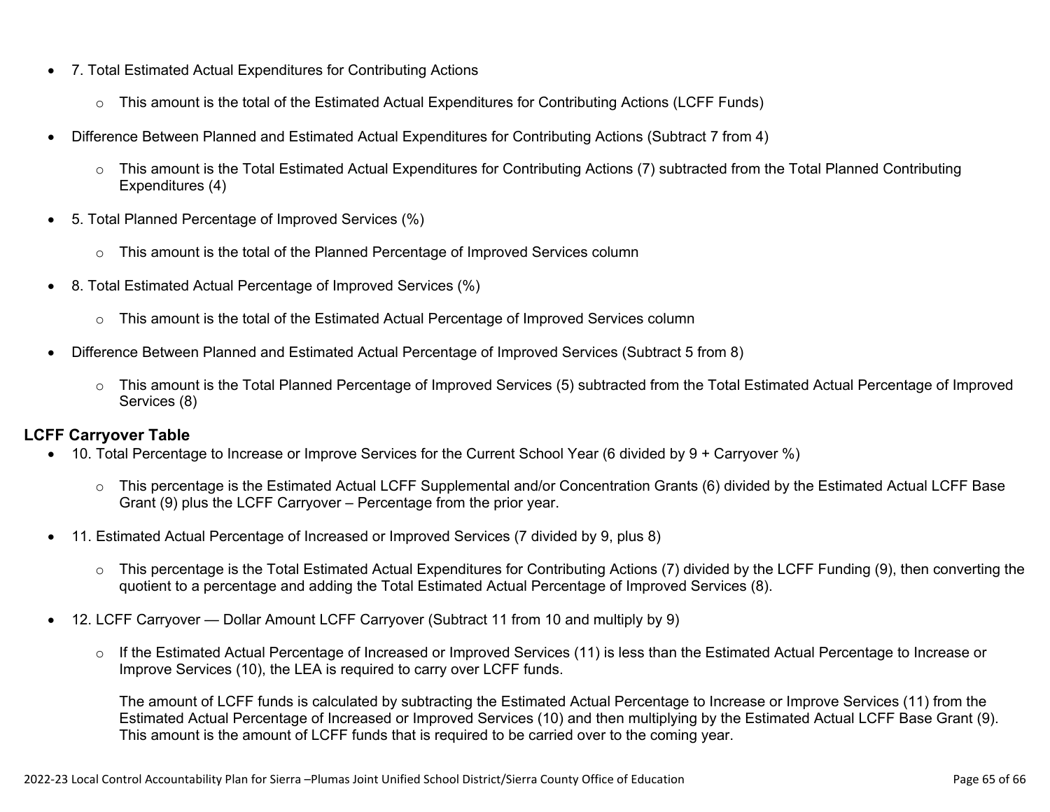- 7. Total Estimated Actual Expenditures for Contributing Actions
  - This amount is the total of the Estimated Actual Expenditures for Contributing Actions (LCFF Funds)
- Difference Between Planned and Estimated Actual Expenditures for Contributing Actions (Subtract 7 from 4)
  - This amount is the Total Estimated Actual Expenditures for Contributing Actions (7) subtracted from the Total Planned Contributing Expenditures (4)
- 5. Total Planned Percentage of Improved Services (%)
  - This amount is the total of the Planned Percentage of Improved Services column
- 8. Total Estimated Actual Percentage of Improved Services (%)
  - This amount is the total of the Estimated Actual Percentage of Improved Services column
- Difference Between Planned and Estimated Actual Percentage of Improved Services (Subtract 5 from 8)
  - This amount is the Total Planned Percentage of Improved Services (5) subtracted from the Total Estimated Actual Percentage of Improved Services (8)

**LCFF Carryover Table**

- 10. Total Percentage to Increase or Improve Services for the Current School Year (6 divided by 9 + Carryover %)
  - This percentage is the Estimated Actual LCFF Supplemental and/or Concentration Grants (6) divided by the Estimated Actual LCFF Base Grant (9) plus the LCFF Carryover – Percentage from the prior year.
- 11. Estimated Actual Percentage of Increased or Improved Services (7 divided by 9, plus 8)
  - This percentage is the Total Estimated Actual Expenditures for Contributing Actions (7) divided by the LCFF Funding (9), then converting the quotient to a percentage and adding the Total Estimated Actual Percentage of Improved Services (8).
- 12. LCFF Carryover — Dollar Amount LCFF Carryover (Subtract 11 from 10 and multiply by 9)
  - If the Estimated Actual Percentage of Increased or Improved Services (11) is less than the Estimated Actual Percentage to Increase or Improve Services (10), the LEA is required to carry over LCFF funds.

    The amount of LCFF funds is calculated by subtracting the Estimated Actual Percentage to Increase or Improve Services (11) from the Estimated Actual Percentage of Increased or Improved Services (10) and then multiplying by the Estimated Actual LCFF Base Grant (9). This amount is the amount of LCFF funds that is required to be carried over to the coming year.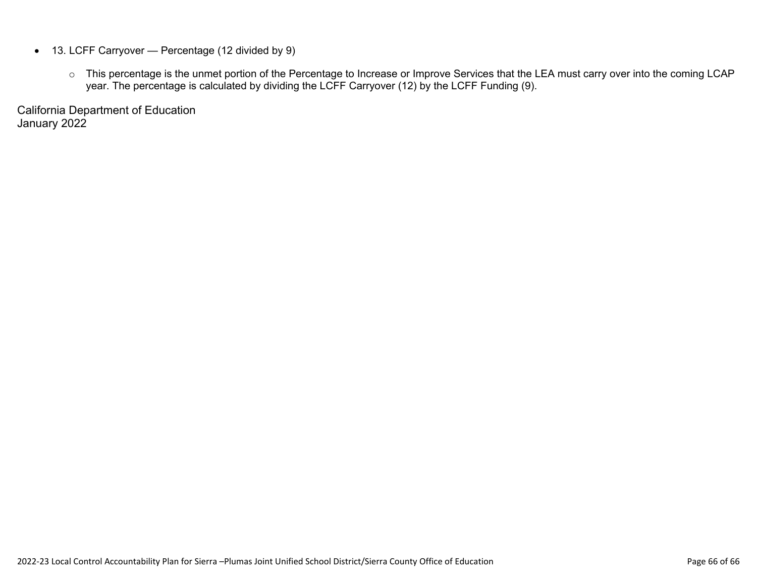- 13. LCFF Carryover — Percentage (12 divided by 9)
    - This percentage is the unmet portion of the Percentage to Increase or Improve Services that the LEA must carry over into the coming LCAP year. The percentage is calculated by dividing the LCFF Carryover (12) by the LCFF Funding (9).

California Department of Education
January 2022